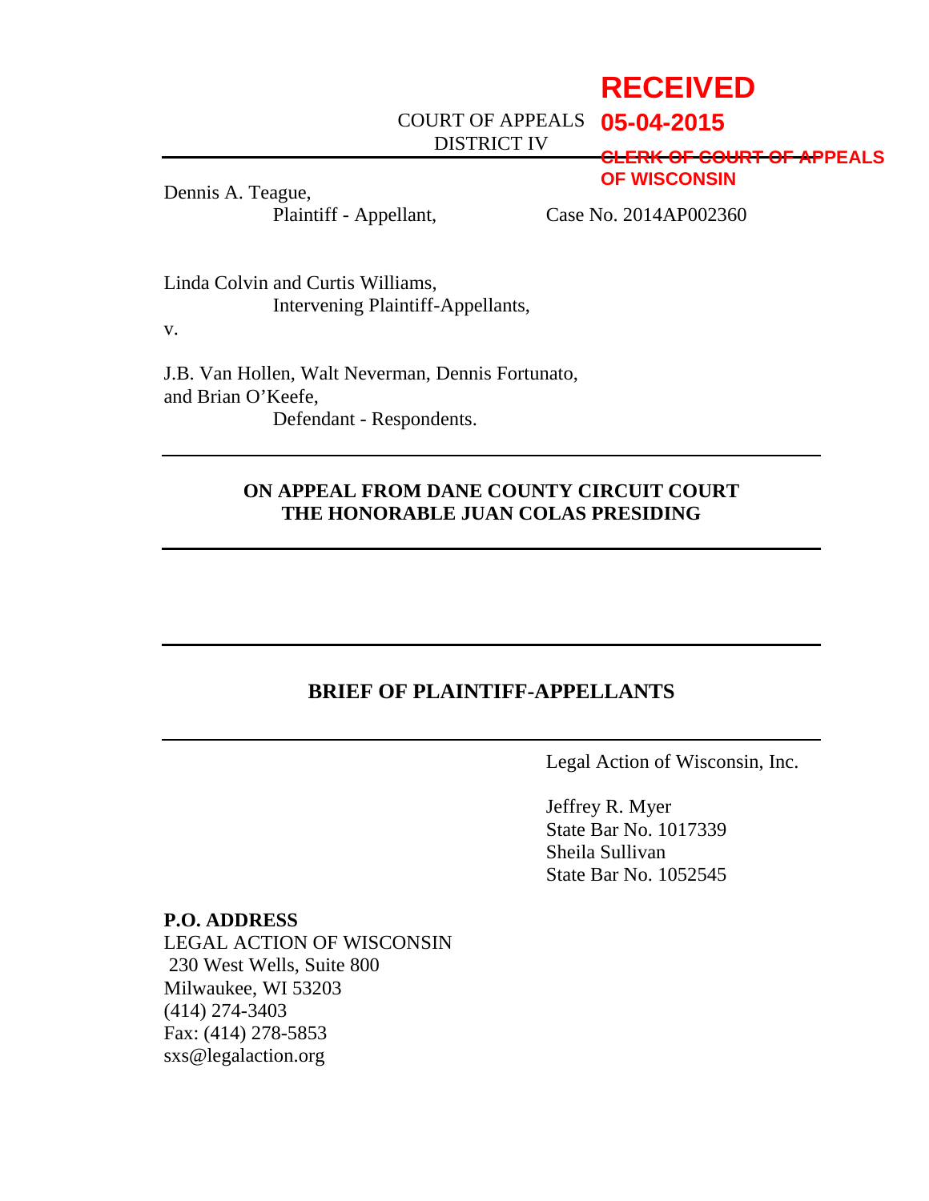RECEIVED
05-04-2015
CLERK OF COURT OF APPEALS
OF WISCONSIN

COURT OF APPEALS
DISTRICT IV

---

Dennis A. Teague,
Plaintiff - Appellant,

Case No. 2014AP002360

Linda Colvin and Curtis Williams,
Intervening Plaintiff-Appellants,

v.

J.B. Van Hollen, Walt Neverman, Dennis Fortunato, and Brian O'Keefe,
Defendant - Respondents.

---

**ON APPEAL FROM DANE COUNTY CIRCUIT COURT**
**THE HONORABLE JUAN COLAS PRESIDING**

---

---

**BRIEF OF PLAINTIFF-APPELLANTS**

---

Legal Action of Wisconsin, Inc.

Jeffrey R. Myer
State Bar No. 1017339
Sheila Sullivan
State Bar No. 1052545

**P.O. ADDRESS**
LEGAL ACTION OF WISCONSIN
230 West Wells, Suite 800
Milwaukee, WI 53203
(414) 274-3403
Fax: (414) 278-5853
sxs@legalaction.org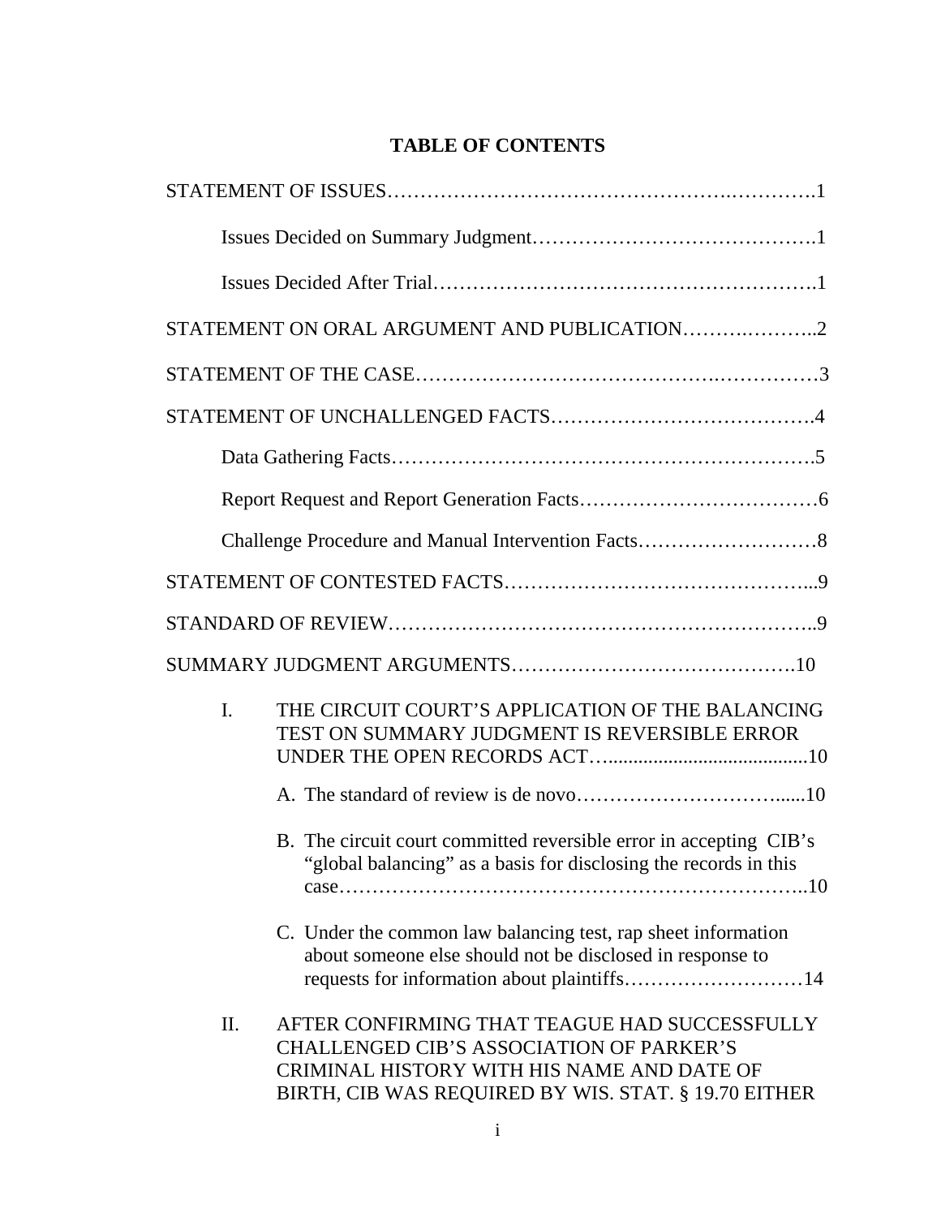# TABLE OF CONTENTS

STATEMENT OF ISSUES……………………………………………….………….1

Issues Decided on Summary Judgment…………………………………….1

Issues Decided After Trial…………………………………………………….1

STATEMENT ON ORAL ARGUMENT AND PUBLICATION……….………..2

STATEMENT OF THE CASE…………………………………….……………3

STATEMENT OF UNCHALLENGED FACTS……………………………….4

Data Gathering Facts…………………………………………………….5

Report Request and Report Generation Facts……………………………6

Challenge Procedure and Manual Intervention Facts………………………8

STATEMENT OF CONTESTED FACTS……………………………………...9

STANDARD OF REVIEW……………………………………………………..9

SUMMARY JUDGMENT ARGUMENTS…………………………………….10

I. THE CIRCUIT COURT'S APPLICATION OF THE BALANCING TEST ON SUMMARY JUDGMENT IS REVERSIBLE ERROR UNDER THE OPEN RECORDS ACT…......................................10

   A. The standard of review is de novo…………………………......10

   B. The circuit court committed reversible error in accepting CIB's "global balancing" as a basis for disclosing the records in this case…………………………………………………………..10

   C. Under the common law balancing test, rap sheet information about someone else should not be disclosed in response to requests for information about plaintiffs………………………14

II. AFTER CONFIRMING THAT TEAGUE HAD SUCCESSFULLY CHALLENGED CIB'S ASSOCIATION OF PARKER'S CRIMINAL HISTORY WITH HIS NAME AND DATE OF BIRTH, CIB WAS REQUIRED BY WIS. STAT. § 19.70 EITHER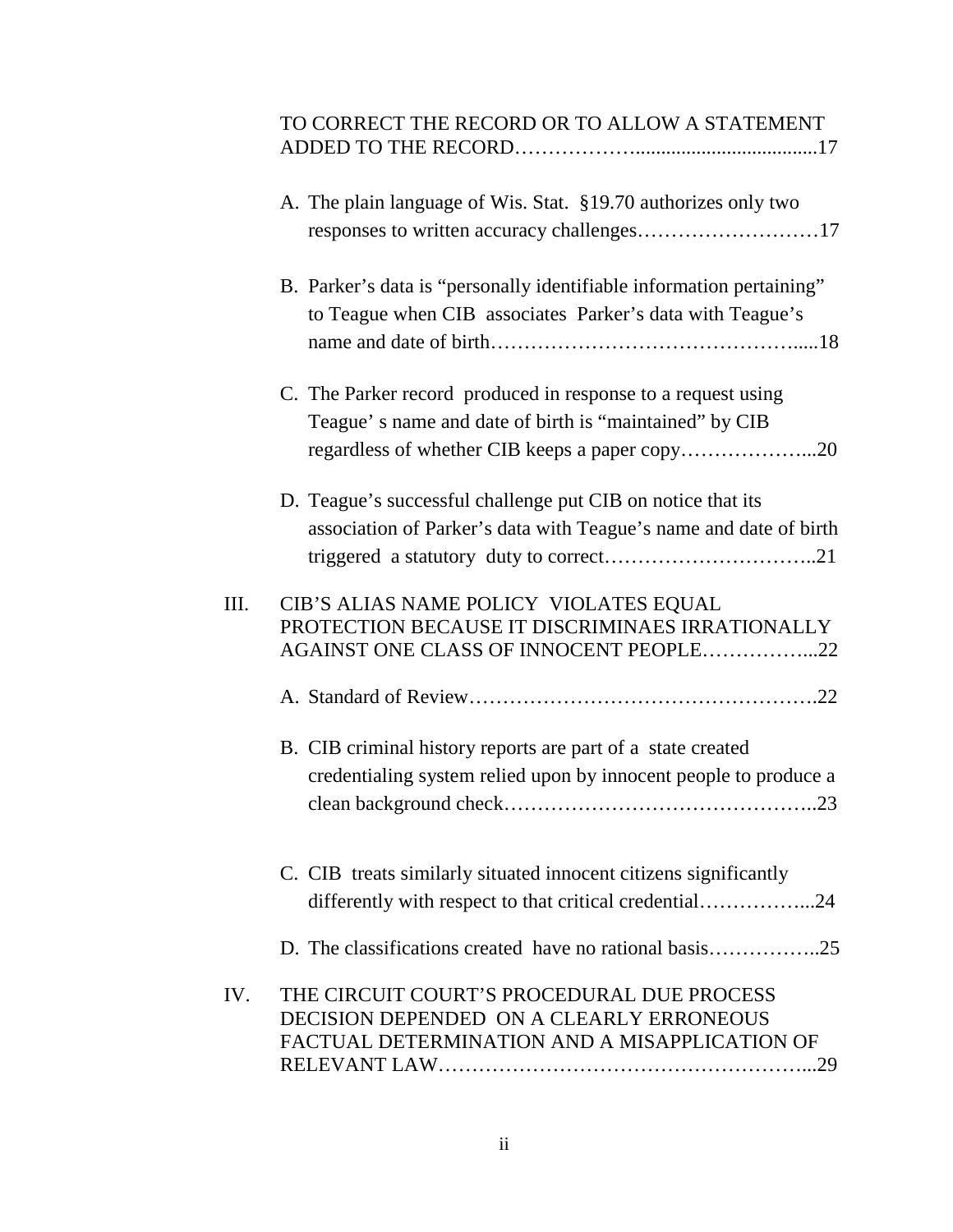TO CORRECT THE RECORD OR TO ALLOW A STATEMENT ADDED TO THE RECORD………………....................................17

A. The plain language of Wis. Stat. §19.70 authorizes only two responses to written accuracy challenges………………………17

B. Parker's data is "personally identifiable information pertaining" to Teague when CIB associates Parker's data with Teague's name and date of birth……………………………………….....18

C. The Parker record produced in response to a request using Teague' s name and date of birth is "maintained" by CIB regardless of whether CIB keeps a paper copy………………...20

D. Teague's successful challenge put CIB on notice that its association of Parker's data with Teague's name and date of birth triggered a statutory duty to correct…………………………..21

III. CIB'S ALIAS NAME POLICY VIOLATES EQUAL PROTECTION BECAUSE IT DISCRIMINAES IRRATIONALLY AGAINST ONE CLASS OF INNOCENT PEOPLE……………...22

A. Standard of Review…………………………………………….22

B. CIB criminal history reports are part of a state created credentialing system relied upon by innocent people to produce a clean background check……………………………………..23

C. CIB treats similarly situated innocent citizens significantly differently with respect to that critical credential……………...24

D. The classifications created have no rational basis……………..25

IV. THE CIRCUIT COURT'S PROCEDURAL DUE PROCESS DECISION DEPENDED ON A CLEARLY ERRONEOUS FACTUAL DETERMINATION AND A MISAPPLICATION OF RELEVANT LAW………………………………………………...29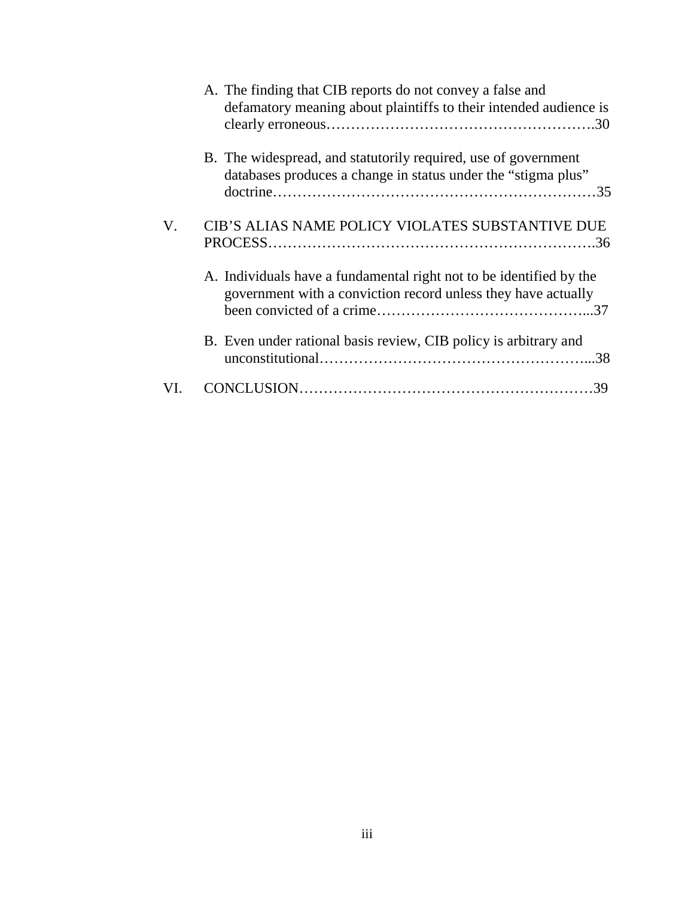A. The finding that CIB reports do not convey a false and defamatory meaning about plaintiffs to their intended audience is clearly erroneous……………………………………………….30

B. The widespread, and statutorily required, use of government databases produces a change in status under the "stigma plus" doctrine…………………………………………………………35

V. CIB'S ALIAS NAME POLICY VIOLATES SUBSTANTIVE DUE PROCESS………………………………………………………….36

A. Individuals have a fundamental right not to be identified by the government with a conviction record unless they have actually been convicted of a crime……………………………………...37

B. Even under rational basis review, CIB policy is arbitrary and unconstitutional………………………………………………...38

VI. CONCLUSION……………………………………………………39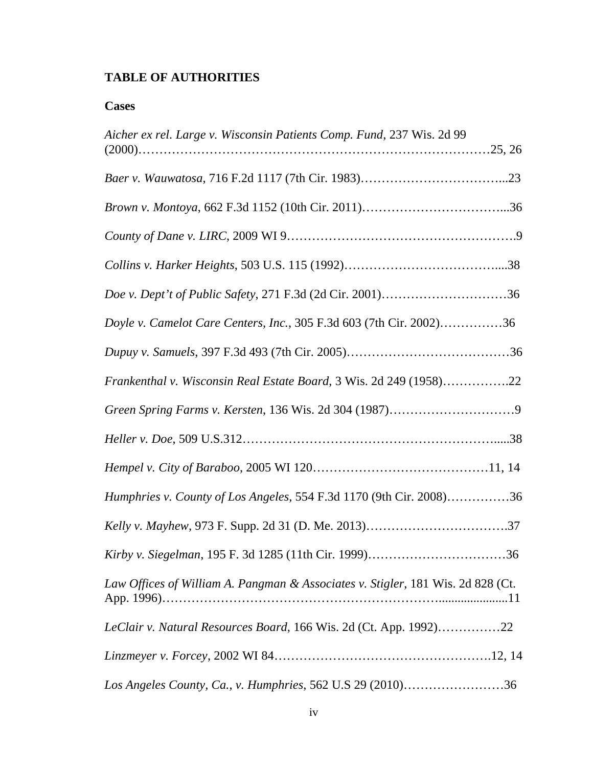## TABLE OF AUTHORITIES

### Cases

*Aicher ex rel. Large v. Wisconsin Patients Comp. Fund*, 237 Wis. 2d 99 (2000)………………………………………………………………………25, 26

*Baer v. Wauwatosa*, 716 F.2d 1117 (7th Cir. 1983)……………………………...23

*Brown v. Montoya*, 662 F.3d 1152 (10th Cir. 2011)……………………………...36

*County of Dane v. LIRC*, 2009 WI 9……………………………………………….9

*Collins v. Harker Heights*, 503 U.S. 115 (1992)……………………………….....38

*Doe v. Dept't of Public Safety*, 271 F.3d (2d Cir. 2001)…………………………36

*Doyle v. Camelot Care Centers, Inc.*, 305 F.3d 603 (7th Cir. 2002)……………36

*Dupuy v. Samuels*, 397 F.3d 493 (7th Cir. 2005)…………………………………36

*Frankenthal v. Wisconsin Real Estate Board*, 3 Wis. 2d 249 (1958)…………….22

*Green Spring Farms v. Kersten*, 136 Wis. 2d 304 (1987)…………………………9

*Heller v. Doe*, 509 U.S.312……………………………………………………….....38

*Hempel v. City of Baraboo*, 2005 WI 120……………………………………11, 14

*Humphries v. County of Los Angeles*, 554 F.3d 1170 (9th Cir. 2008)……………36

*Kelly v. Mayhew*, 973 F. Supp. 2d 31 (D. Me. 2013)…………………………….37

*Kirby v. Siegelman*, 195 F. 3d 1285 (11th Cir. 1999)……………………………36

*Law Offices of William A. Pangman & Associates v. Stigler*, 181 Wis. 2d 828 (Ct. App. 1996)…………………………………………………………......................11

*LeClair v. Natural Resources Board*, 166 Wis. 2d (Ct. App. 1992)……………22

*Linzmeyer v. Forcey*, 2002 WI 84…………………………………………….12, 14

*Los Angeles County, Ca., v. Humphries*, 562 U.S 29 (2010)……………………36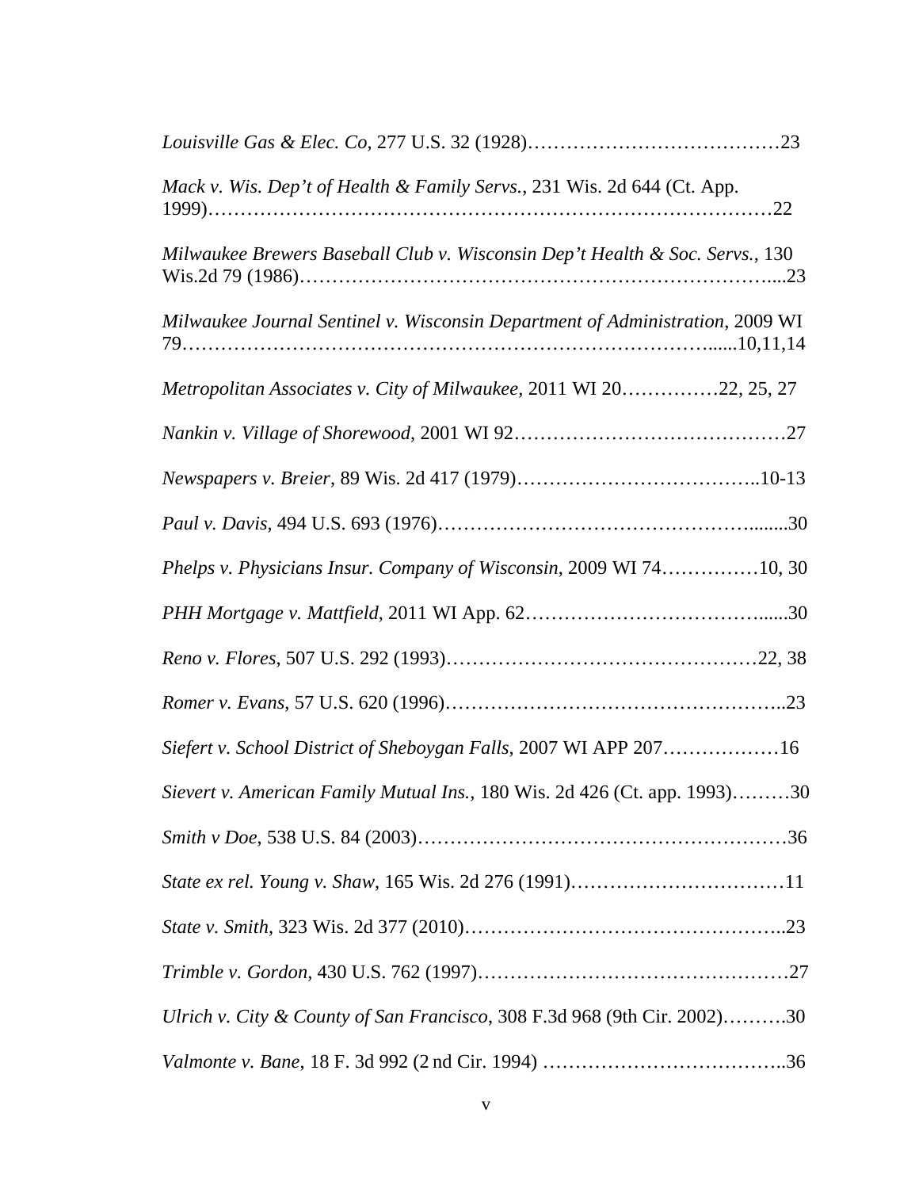*Louisville Gas & Elec. Co*, 277 U.S. 32 (1928)…………………………………23

*Mack v. Wis. Dep't of Health & Family Servs.*, 231 Wis. 2d 644 (Ct. App. 1999)…………………………………………………………………………22

*Milwaukee Brewers Baseball Club v. Wisconsin Dep't Health & Soc. Servs.*, 130 Wis.2d 79 (1986)…………………………………………………………….....23

*Milwaukee Journal Sentinel v. Wisconsin Department of Administration*, 2009 WI 79……………………………………………………………………......10,11,14

*Metropolitan Associates v. City of Milwaukee*, 2011 WI 20……………22, 25, 27

*Nankin v. Village of Shorewood*, 2001 WI 92……………………………………27

*Newspapers v. Breier*, 89 Wis. 2d 417 (1979)………………………………..10-13

*Paul v. Davis*, 494 U.S. 693 (1976)……………………………………….........30

*Phelps v. Physicians Insur. Company of Wisconsin*, 2009 WI 74……………10, 30

*PHH Mortgage v. Mattfield*, 2011 WI App. 62……………………………......30

*Reno v. Flores*, 507 U.S. 292 (1993)…………………………………………22, 38

*Romer v. Evans*, 57 U.S. 620 (1996)……………………………………………..23

*Siefert v. School District of Sheboygan Falls*, 2007 WI APP 207………………16

*Sievert v. American Family Mutual Ins.*, 180 Wis. 2d 426 (Ct. app. 1993)………30

*Smith v Doe*, 538 U.S. 84 (2003)…………………………………………………36

*State ex rel. Young v. Shaw*, 165 Wis. 2d 276 (1991)……………………………11

*State v. Smith*, 323 Wis. 2d 377 (2010)…………………………………………..23

*Trimble v. Gordon*, 430 U.S. 762 (1997)…………………………………………27

*Ulrich v. City & County of San Francisco*, 308 F.3d 968 (9th Cir. 2002)……….30

*Valmonte v. Bane*, 18 F. 3d 992 (2 nd Cir. 1994) ………………………………..36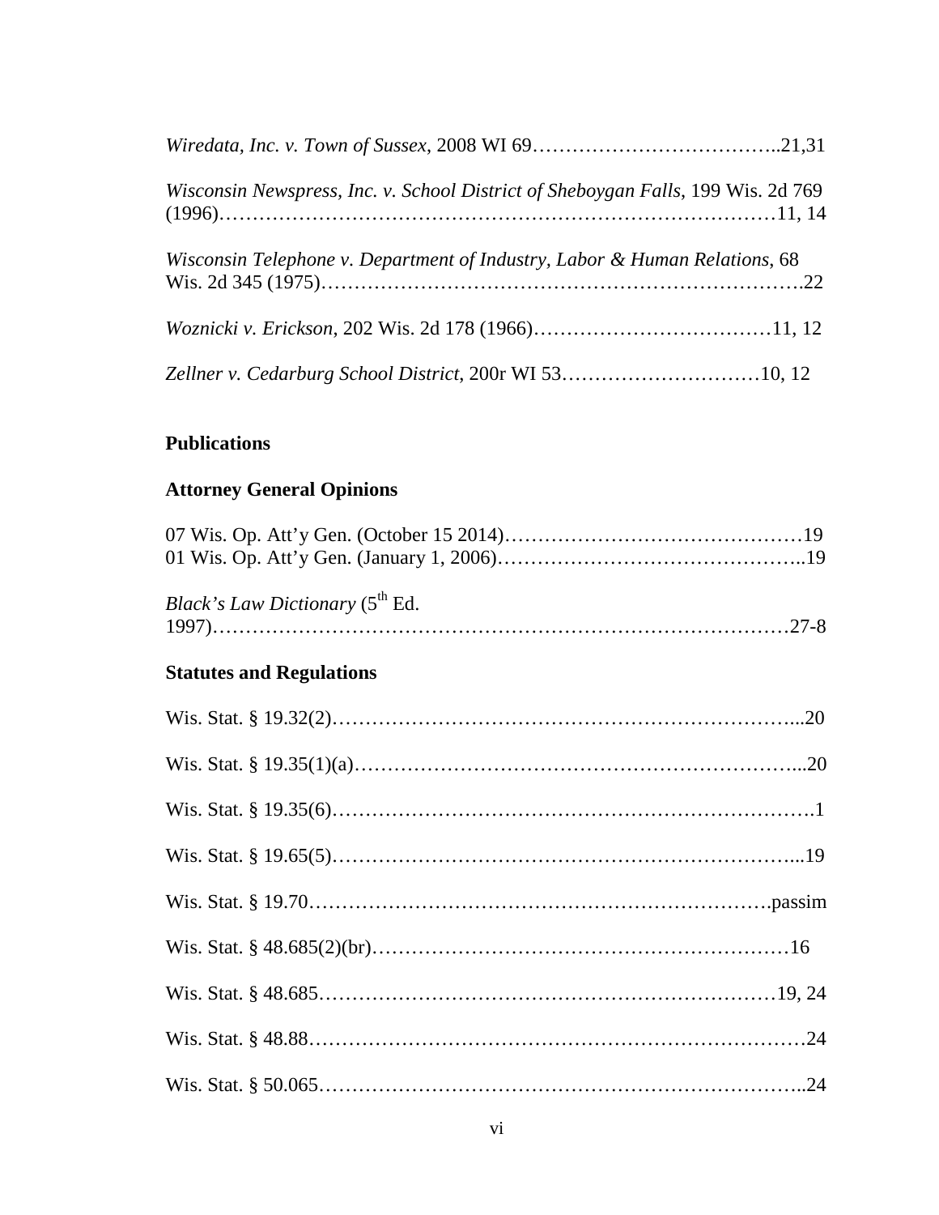*Wiredata, Inc. v. Town of Sussex*, 2008 WI 69………………………………..21,31

*Wisconsin Newspress, Inc. v. School District of Sheboygan Falls*, 199 Wis. 2d 769 (1996)………………………………………………………………………11, 14

*Wisconsin Telephone v. Department of Industry, Labor & Human Relations*, 68 Wis. 2d 345 (1975)…………………………………………………………….22

*Woznicki v. Erickson*, 202 Wis. 2d 178 (1966)………………………………11, 12

*Zellner v. Cedarburg School District*, 200r WI 53…………………………10, 12

**Publications**

**Attorney General Opinions**

07 Wis. Op. Att'y Gen. (October 15 2014)………………………………………19
01 Wis. Op. Att'y Gen. (January 1, 2006)……………………………………..19

*Black's Law Dictionary* (5th Ed. 1997)………………………………………………………………………27-8

**Statutes and Regulations**

Wis. Stat. § 19.32(2)………………………………………………………...20

Wis. Stat. § 19.35(1)(a)……………………………………………………...20

Wis. Stat. § 19.35(6)………………………………………………………….1

Wis. Stat. § 19.65(5)………………………………………………………...19

Wis. Stat. § 19.70…………………………………………………………….passim

Wis. Stat. § 48.685(2)(br)……………………………………………………16

Wis. Stat. § 48.685……………………………………………………………19, 24

Wis. Stat. § 48.88……………………………………………………………….24

Wis. Stat. § 50.065……………………………………………………………..24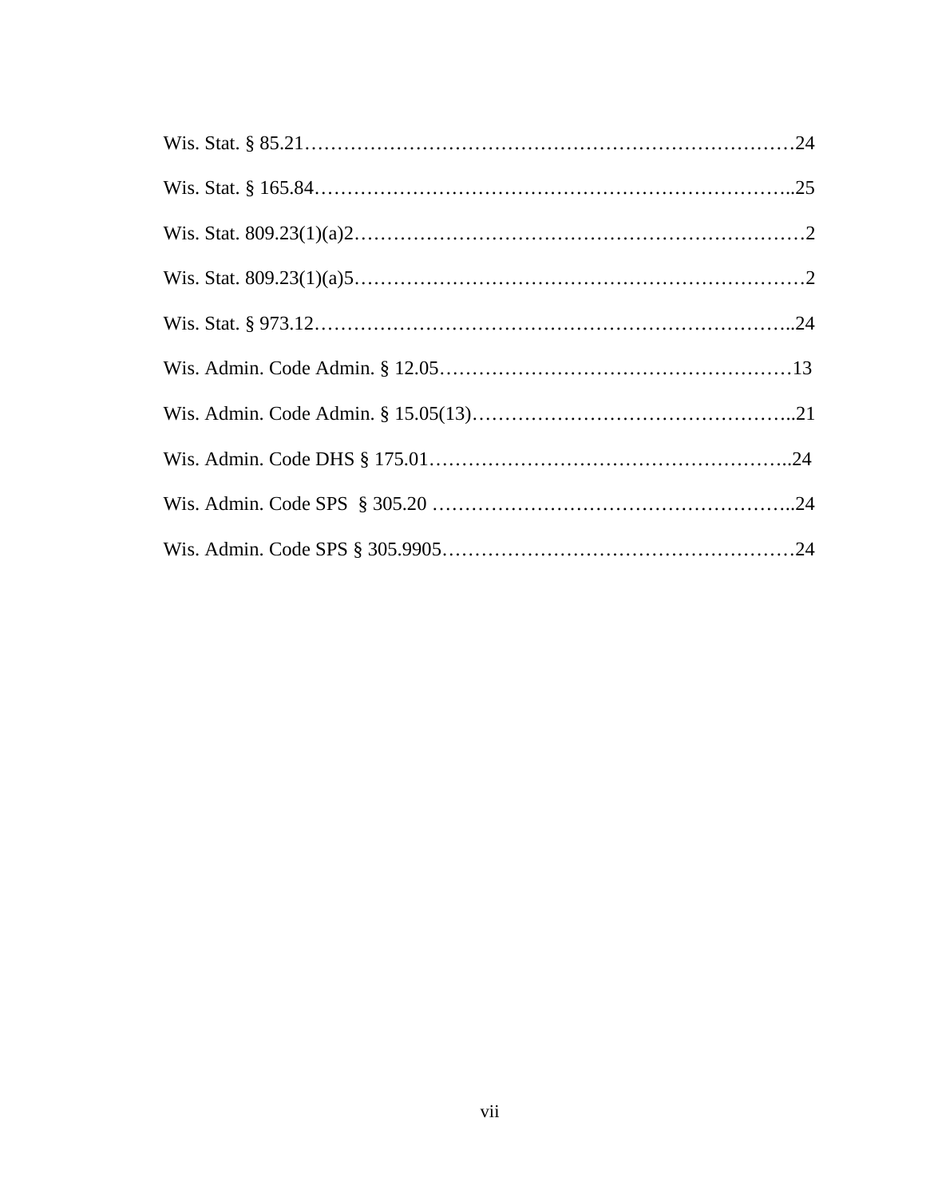Wis. Stat. § 85.21……………………………………………………………………24

Wis. Stat. § 165.84…………………………………………………………………..25

Wis. Stat. 809.23(1)(a)2……………………………………………………………2

Wis. Stat. 809.23(1)(a)5……………………………………………………………2

Wis. Stat. § 973.12…………………………………………………………………..24

Wis. Admin. Code Admin. § 12.05………………………………………………13

Wis. Admin. Code Admin. § 15.05(13)…………………………………………..21

Wis. Admin. Code DHS § 175.01………………………………………………..24

Wis. Admin. Code SPS § 305.20 ………………………………………………..24

Wis. Admin. Code SPS § 305.9905………………………………………………24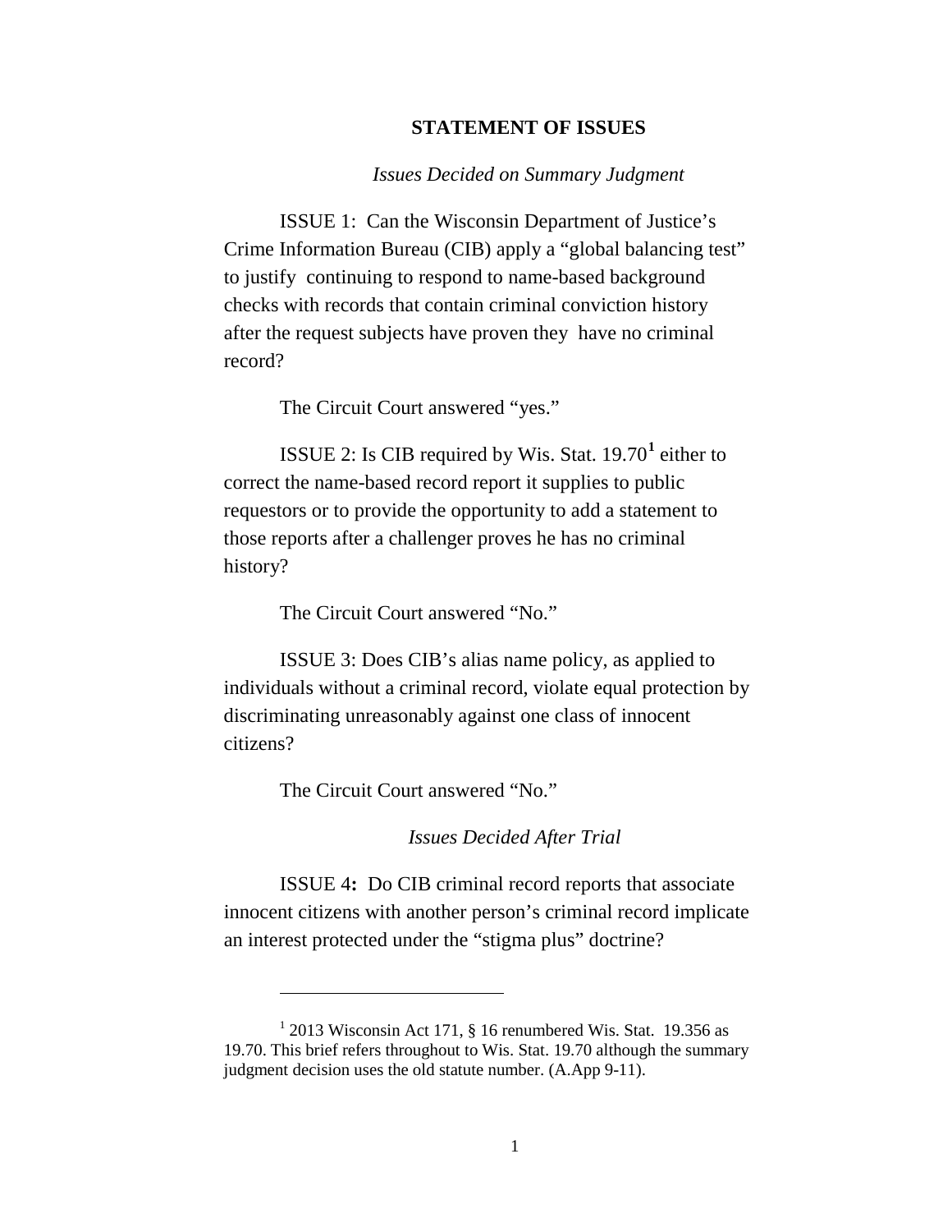## STATEMENT OF ISSUES

*Issues Decided on Summary Judgment*

ISSUE 1: Can the Wisconsin Department of Justice's Crime Information Bureau (CIB) apply a "global balancing test" to justify continuing to respond to name-based background checks with records that contain criminal conviction history after the request subjects have proven they have no criminal record?

The Circuit Court answered "yes."

ISSUE 2: Is CIB required by Wis. Stat. 19.70[1] either to correct the name-based record report it supplies to public requestors or to provide the opportunity to add a statement to those reports after a challenger proves he has no criminal history?

The Circuit Court answered "No."

ISSUE 3: Does CIB's alias name policy, as applied to individuals without a criminal record, violate equal protection by discriminating unreasonably against one class of innocent citizens?

The Circuit Court answered "No."

*Issues Decided After Trial*

ISSUE 4**:** Do CIB criminal record reports that associate innocent citizens with another person's criminal record implicate an interest protected under the "stigma plus" doctrine?

---

[1] 2013 Wisconsin Act 171, § 16 renumbered Wis. Stat. 19.356 as 19.70. This brief refers throughout to Wis. Stat. 19.70 although the summary judgment decision uses the old statute number. (A.App 9-11).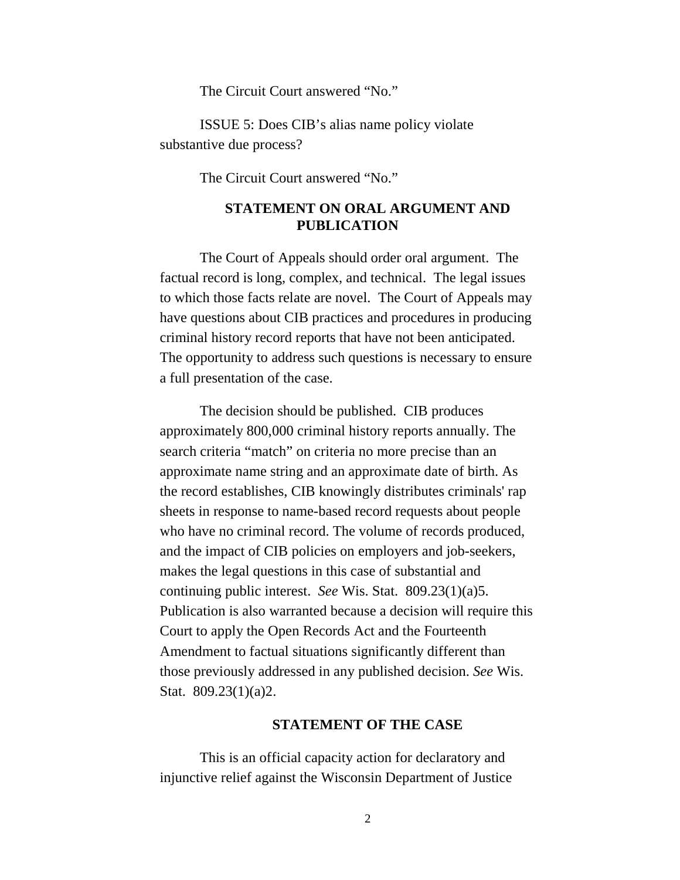The Circuit Court answered "No."

ISSUE 5: Does CIB's alias name policy violate substantive due process?

The Circuit Court answered "No."

## STATEMENT ON ORAL ARGUMENT AND PUBLICATION

The Court of Appeals should order oral argument. The factual record is long, complex, and technical. The legal issues to which those facts relate are novel. The Court of Appeals may have questions about CIB practices and procedures in producing criminal history record reports that have not been anticipated. The opportunity to address such questions is necessary to ensure a full presentation of the case.

The decision should be published. CIB produces approximately 800,000 criminal history reports annually. The search criteria "match" on criteria no more precise than an approximate name string and an approximate date of birth. As the record establishes, CIB knowingly distributes criminals' rap sheets in response to name-based record requests about people who have no criminal record. The volume of records produced, and the impact of CIB policies on employers and job-seekers, makes the legal questions in this case of substantial and continuing public interest. *See* Wis. Stat. 809.23(1)(a)5. Publication is also warranted because a decision will require this Court to apply the Open Records Act and the Fourteenth Amendment to factual situations significantly different than those previously addressed in any published decision. *See* Wis. Stat. 809.23(1)(a)2.

## STATEMENT OF THE CASE

This is an official capacity action for declaratory and injunctive relief against the Wisconsin Department of Justice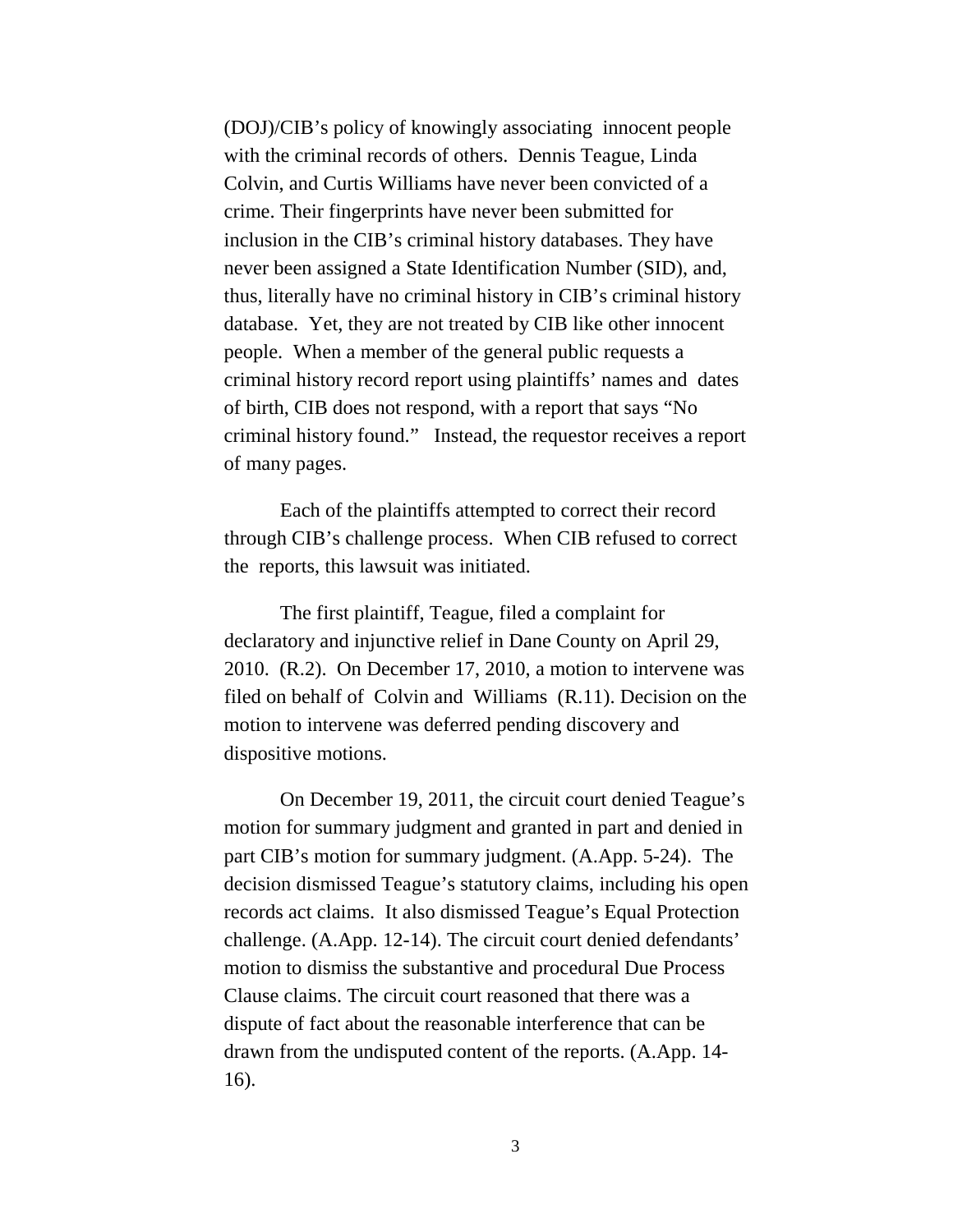(DOJ)/CIB's policy of knowingly associating innocent people with the criminal records of others. Dennis Teague, Linda Colvin, and Curtis Williams have never been convicted of a crime. Their fingerprints have never been submitted for inclusion in the CIB's criminal history databases. They have never been assigned a State Identification Number (SID), and, thus, literally have no criminal history in CIB's criminal history database. Yet, they are not treated by CIB like other innocent people. When a member of the general public requests a criminal history record report using plaintiffs' names and dates of birth, CIB does not respond, with a report that says "No criminal history found." Instead, the requestor receives a report of many pages.

Each of the plaintiffs attempted to correct their record through CIB's challenge process. When CIB refused to correct the reports, this lawsuit was initiated.

The first plaintiff, Teague, filed a complaint for declaratory and injunctive relief in Dane County on April 29, 2010. (R.2). On December 17, 2010, a motion to intervene was filed on behalf of Colvin and Williams (R.11). Decision on the motion to intervene was deferred pending discovery and dispositive motions.

On December 19, 2011, the circuit court denied Teague's motion for summary judgment and granted in part and denied in part CIB's motion for summary judgment. (A.App. 5-24). The decision dismissed Teague's statutory claims, including his open records act claims. It also dismissed Teague's Equal Protection challenge. (A.App. 12-14). The circuit court denied defendants' motion to dismiss the substantive and procedural Due Process Clause claims. The circuit court reasoned that there was a dispute of fact about the reasonable interference that can be drawn from the undisputed content of the reports. (A.App. 14-16).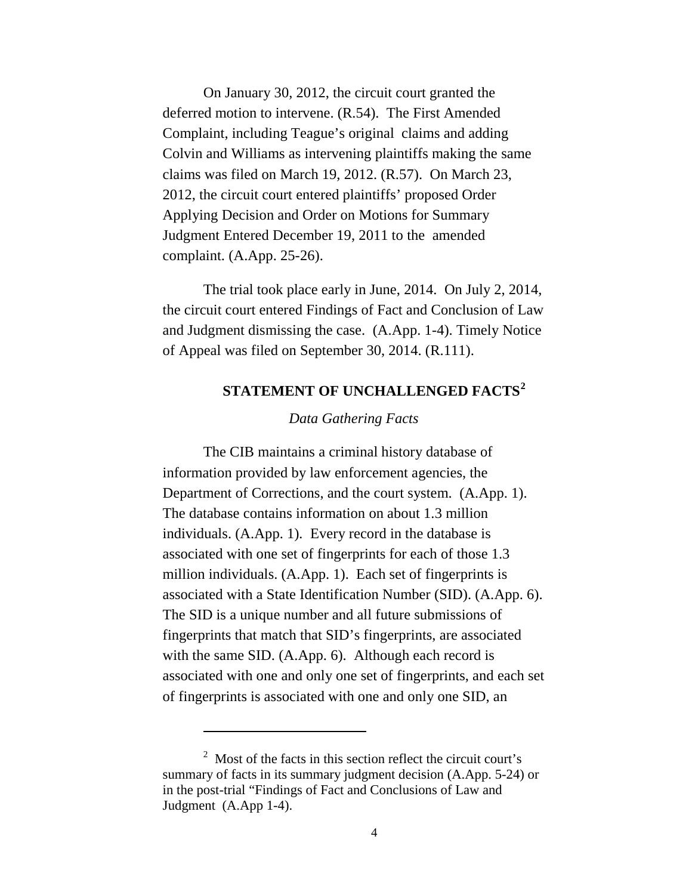On January 30, 2012, the circuit court granted the deferred motion to intervene. (R.54). The First Amended Complaint, including Teague's original claims and adding Colvin and Williams as intervening plaintiffs making the same claims was filed on March 19, 2012. (R.57). On March 23, 2012, the circuit court entered plaintiffs' proposed Order Applying Decision and Order on Motions for Summary Judgment Entered December 19, 2011 to the amended complaint. (A.App. 25-26).

The trial took place early in June, 2014. On July 2, 2014, the circuit court entered Findings of Fact and Conclusion of Law and Judgment dismissing the case. (A.App. 1-4). Timely Notice of Appeal was filed on September 30, 2014. (R.111).

## STATEMENT OF UNCHALLENGED FACTS[2]

*Data Gathering Facts*

The CIB maintains a criminal history database of information provided by law enforcement agencies, the Department of Corrections, and the court system. (A.App. 1). The database contains information on about 1.3 million individuals. (A.App. 1). Every record in the database is associated with one set of fingerprints for each of those 1.3 million individuals. (A.App. 1). Each set of fingerprints is associated with a State Identification Number (SID). (A.App. 6). The SID is a unique number and all future submissions of fingerprints that match that SID's fingerprints, are associated with the same SID. (A.App. 6). Although each record is associated with one and only one set of fingerprints, and each set of fingerprints is associated with one and only one SID, an

---

[2] Most of the facts in this section reflect the circuit court's summary of facts in its summary judgment decision (A.App. 5-24) or in the post-trial "Findings of Fact and Conclusions of Law and Judgment (A.App 1-4).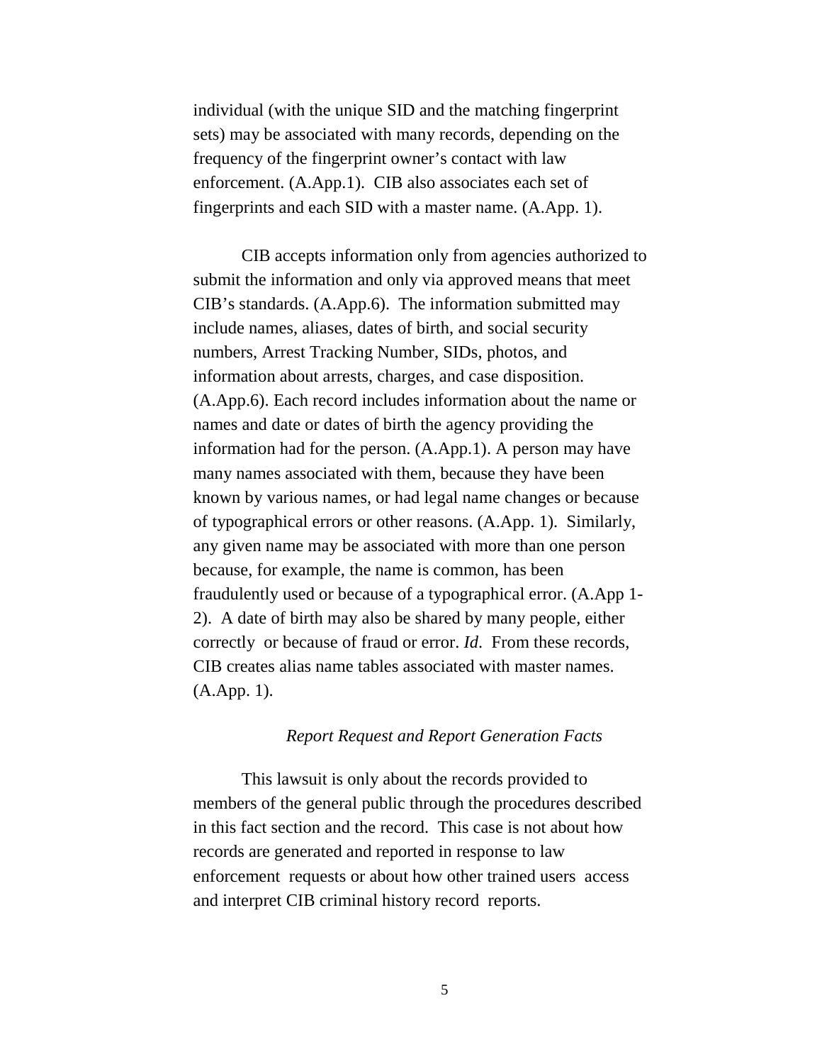individual (with the unique SID and the matching fingerprint sets) may be associated with many records, depending on the frequency of the fingerprint owner's contact with law enforcement. (A.App.1). CIB also associates each set of fingerprints and each SID with a master name. (A.App. 1).

CIB accepts information only from agencies authorized to submit the information and only via approved means that meet CIB's standards. (A.App.6). The information submitted may include names, aliases, dates of birth, and social security numbers, Arrest Tracking Number, SIDs, photos, and information about arrests, charges, and case disposition. (A.App.6). Each record includes information about the name or names and date or dates of birth the agency providing the information had for the person. (A.App.1). A person may have many names associated with them, because they have been known by various names, or had legal name changes or because of typographical errors or other reasons. (A.App. 1). Similarly, any given name may be associated with more than one person because, for example, the name is common, has been fraudulently used or because of a typographical error. (A.App 1-2). A date of birth may also be shared by many people, either correctly or because of fraud or error. *Id*. From these records, CIB creates alias name tables associated with master names. (A.App. 1).

*Report Request and Report Generation Facts*

This lawsuit is only about the records provided to members of the general public through the procedures described in this fact section and the record. This case is not about how records are generated and reported in response to law enforcement requests or about how other trained users access and interpret CIB criminal history record reports.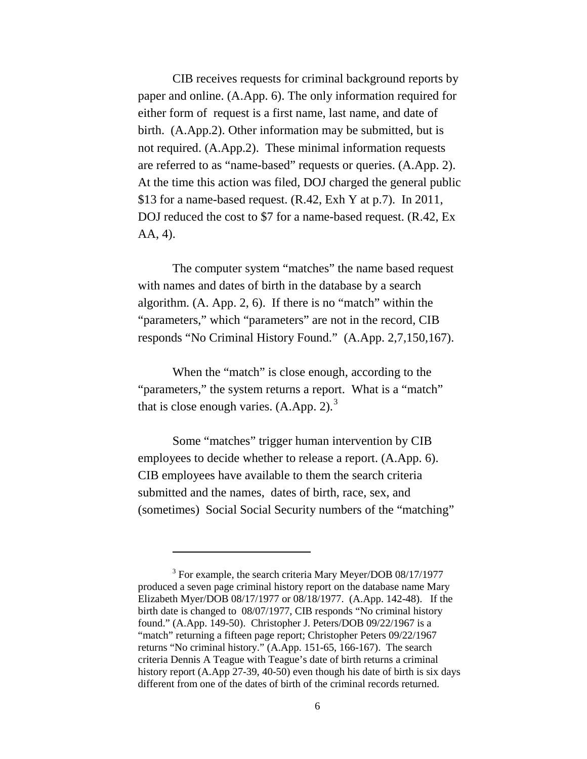CIB receives requests for criminal background reports by paper and online. (A.App. 6). The only information required for either form of request is a first name, last name, and date of birth. (A.App.2). Other information may be submitted, but is not required. (A.App.2). These minimal information requests are referred to as "name-based" requests or queries. (A.App. 2). At the time this action was filed, DOJ charged the general public $13 for a name-based request. (R.42, Exh Y at p.7). In 2011, DOJ reduced the cost to $7 for a name-based request. (R.42, Ex AA, 4).

The computer system "matches" the name based request with names and dates of birth in the database by a search algorithm. (A. App. 2, 6). If there is no "match" within the "parameters," which "parameters" are not in the record, CIB responds "No Criminal History Found." (A.App. 2,7,150,167).

When the "match" is close enough, according to the "parameters," the system returns a report. What is a "match" that is close enough varies. (A.App. 2).[3]

Some "matches" trigger human intervention by CIB employees to decide whether to release a report. (A.App. 6). CIB employees have available to them the search criteria submitted and the names, dates of birth, race, sex, and (sometimes) Social Social Security numbers of the "matching"

---

[3] For example, the search criteria Mary Meyer/DOB 08/17/1977 produced a seven page criminal history report on the database name Mary Elizabeth Myer/DOB 08/17/1977 or 08/18/1977. (A.App. 142-48). If the birth date is changed to 08/07/1977, CIB responds "No criminal history found." (A.App. 149-50). Christopher J. Peters/DOB 09/22/1967 is a "match" returning a fifteen page report; Christopher Peters 09/22/1967 returns "No criminal history." (A.App. 151-65, 166-167). The search criteria Dennis A Teague with Teague's date of birth returns a criminal history report (A.App 27-39, 40-50) even though his date of birth is six days different from one of the dates of birth of the criminal records returned.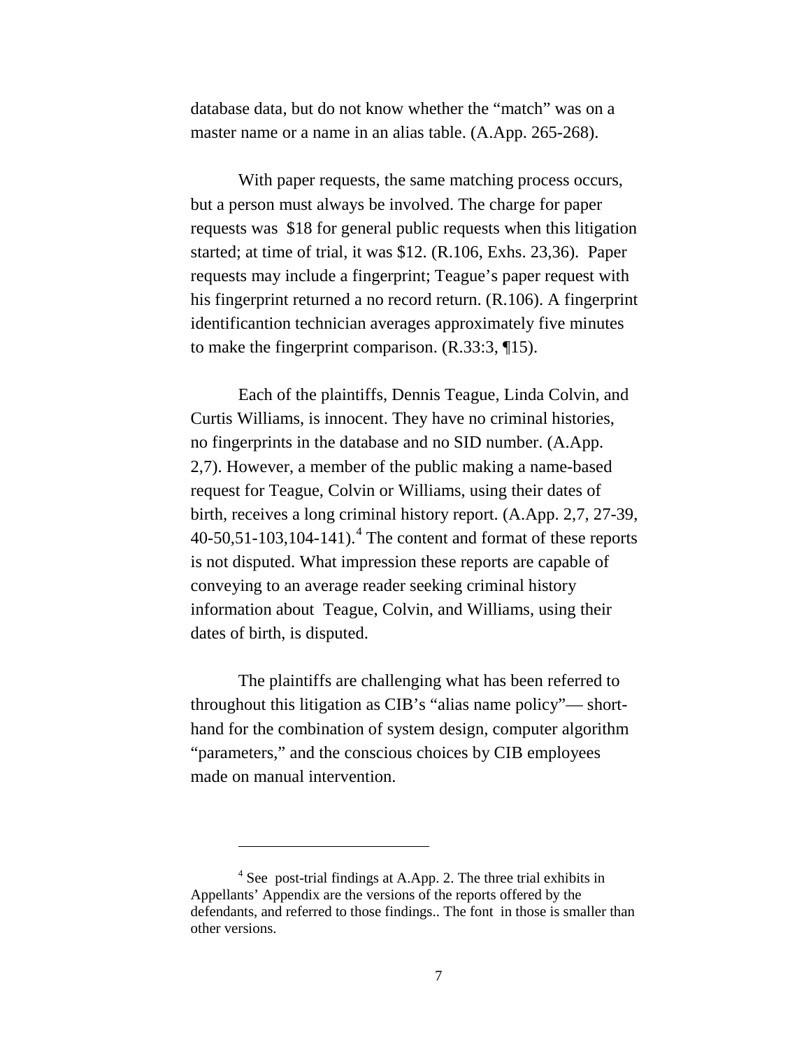database data, but do not know whether the "match" was on a master name or a name in an alias table. (A.App. 265-268).

With paper requests, the same matching process occurs, but a person must always be involved. The charge for paper requests was $18 for general public requests when this litigation started; at time of trial, it was $12. (R.106, Exhs. 23,36). Paper requests may include a fingerprint; Teague's paper request with his fingerprint returned a no record return. (R.106). A fingerprint identificantion technician averages approximately five minutes to make the fingerprint comparison. (R.33:3, ¶15).

Each of the plaintiffs, Dennis Teague, Linda Colvin, and Curtis Williams, is innocent. They have no criminal histories, no fingerprints in the database and no SID number. (A.App. 2,7). However, a member of the public making a name-based request for Teague, Colvin or Williams, using their dates of birth, receives a long criminal history report. (A.App. 2,7, 27-39, 40-50,51-103,104-141).[4] The content and format of these reports is not disputed. What impression these reports are capable of conveying to an average reader seeking criminal history information about Teague, Colvin, and Williams, using their dates of birth, is disputed.

The plaintiffs are challenging what has been referred to throughout this litigation as CIB's "alias name policy"— short-hand for the combination of system design, computer algorithm "parameters," and the conscious choices by CIB employees made on manual intervention.

---

[4] See post-trial findings at A.App. 2. The three trial exhibits in Appellants' Appendix are the versions of the reports offered by the defendants, and referred to those findings.. The font in those is smaller than other versions.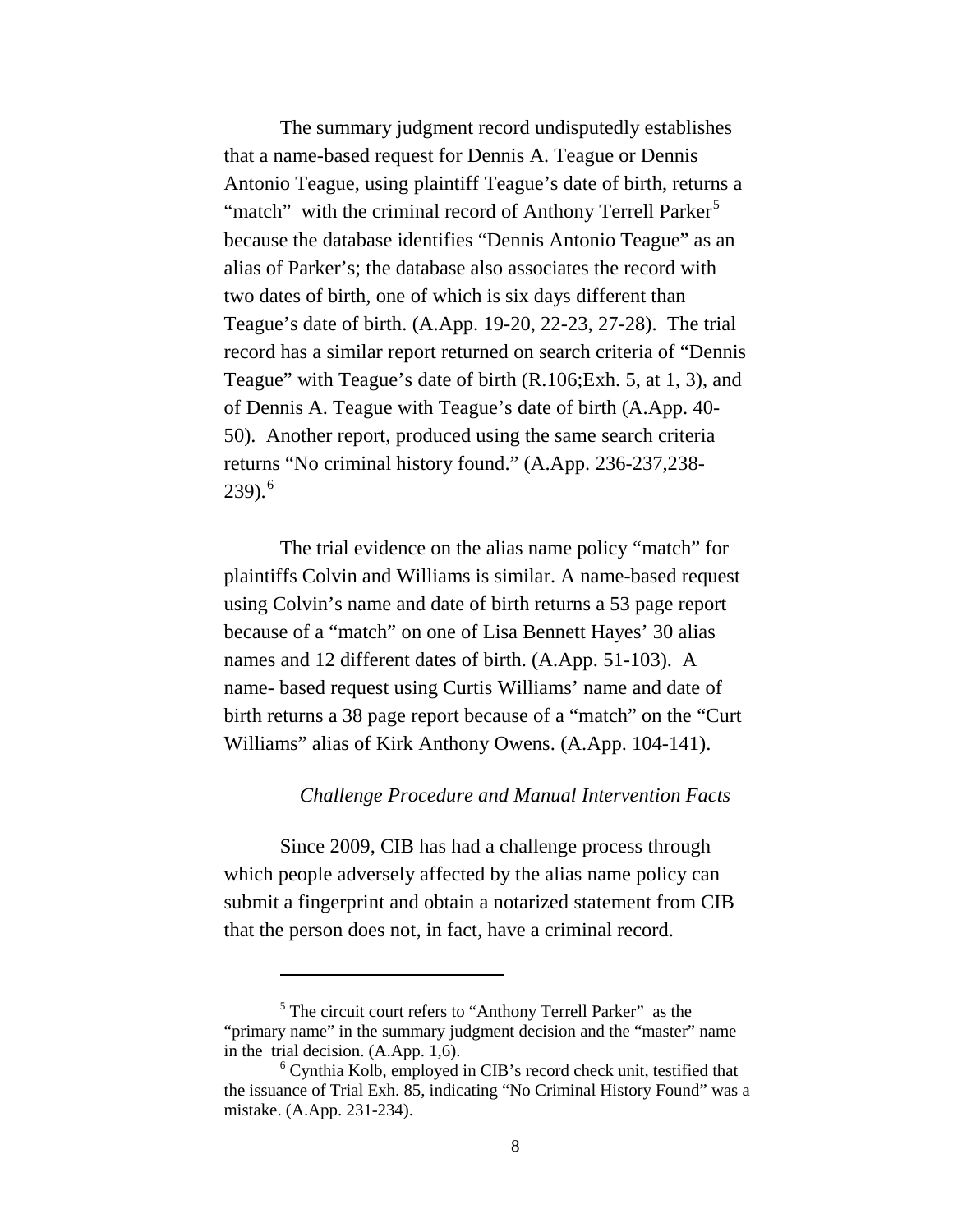The summary judgment record undisputedly establishes that a name-based request for Dennis A. Teague or Dennis Antonio Teague, using plaintiff Teague's date of birth, returns a "match" with the criminal record of Anthony Terrell Parker[5] because the database identifies "Dennis Antonio Teague" as an alias of Parker's; the database also associates the record with two dates of birth, one of which is six days different than Teague's date of birth. (A.App. 19-20, 22-23, 27-28). The trial record has a similar report returned on search criteria of "Dennis Teague" with Teague's date of birth (R.106;Exh. 5, at 1, 3), and of Dennis A. Teague with Teague's date of birth (A.App. 40-50). Another report, produced using the same search criteria returns "No criminal history found." (A.App. 236-237,238-239).[6]

The trial evidence on the alias name policy "match" for plaintiffs Colvin and Williams is similar. A name-based request using Colvin's name and date of birth returns a 53 page report because of a "match" on one of Lisa Bennett Hayes' 30 alias names and 12 different dates of birth. (A.App. 51-103). A name- based request using Curtis Williams' name and date of birth returns a 38 page report because of a "match" on the "Curt Williams" alias of Kirk Anthony Owens. (A.App. 104-141).

*Challenge Procedure and Manual Intervention Facts*

Since 2009, CIB has had a challenge process through which people adversely affected by the alias name policy can submit a fingerprint and obtain a notarized statement from CIB that the person does not, in fact, have a criminal record.

---

[5] The circuit court refers to "Anthony Terrell Parker" as the "primary name" in the summary judgment decision and the "master" name in the trial decision. (A.App. 1,6).

[6] Cynthia Kolb, employed in CIB's record check unit, testified that the issuance of Trial Exh. 85, indicating "No Criminal History Found" was a mistake. (A.App. 231-234).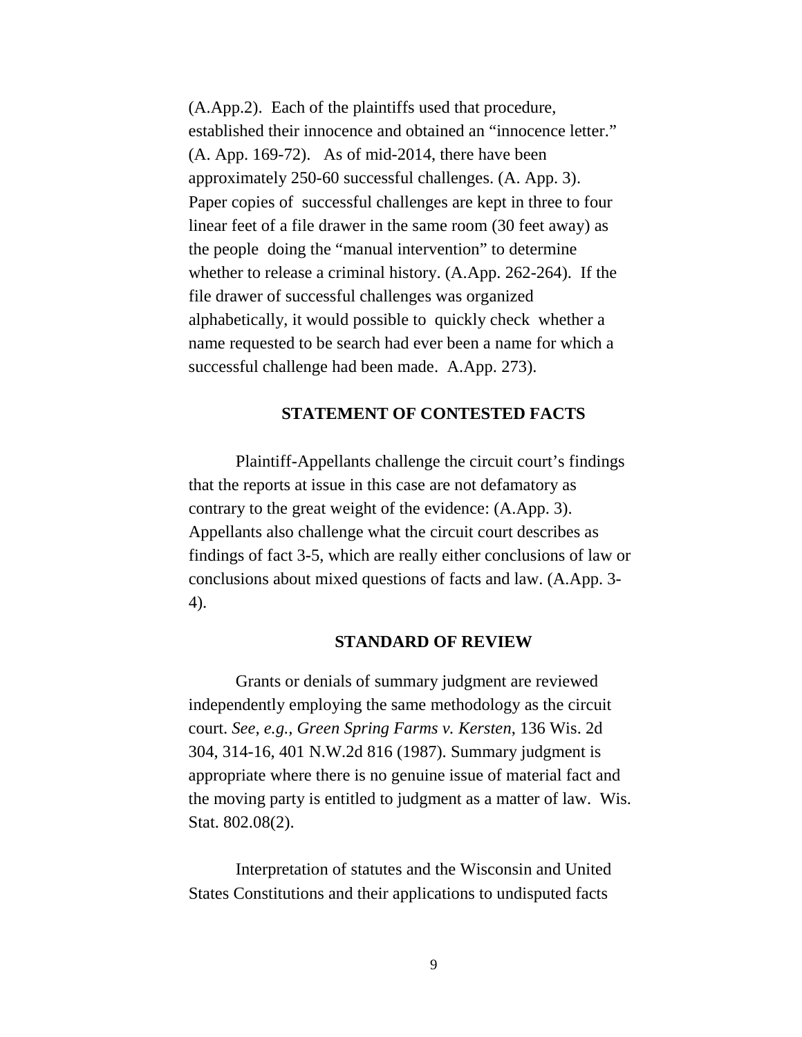(A.App.2). Each of the plaintiffs used that procedure, established their innocence and obtained an "innocence letter." (A. App. 169-72). As of mid-2014, there have been approximately 250-60 successful challenges. (A. App. 3). Paper copies of successful challenges are kept in three to four linear feet of a file drawer in the same room (30 feet away) as the people doing the "manual intervention" to determine whether to release a criminal history. (A.App. 262-264). If the file drawer of successful challenges was organized alphabetically, it would possible to quickly check whether a name requested to be search had ever been a name for which a successful challenge had been made. A.App. 273).

## STATEMENT OF CONTESTED FACTS

Plaintiff-Appellants challenge the circuit court's findings that the reports at issue in this case are not defamatory as contrary to the great weight of the evidence: (A.App. 3). Appellants also challenge what the circuit court describes as findings of fact 3-5, which are really either conclusions of law or conclusions about mixed questions of facts and law. (A.App. 3-4).

## STANDARD OF REVIEW

Grants or denials of summary judgment are reviewed independently employing the same methodology as the circuit court. *See, e.g., Green Spring Farms v. Kersten*, 136 Wis. 2d 304, 314-16, 401 N.W.2d 816 (1987). Summary judgment is appropriate where there is no genuine issue of material fact and the moving party is entitled to judgment as a matter of law. Wis. Stat. 802.08(2).

Interpretation of statutes and the Wisconsin and United States Constitutions and their applications to undisputed facts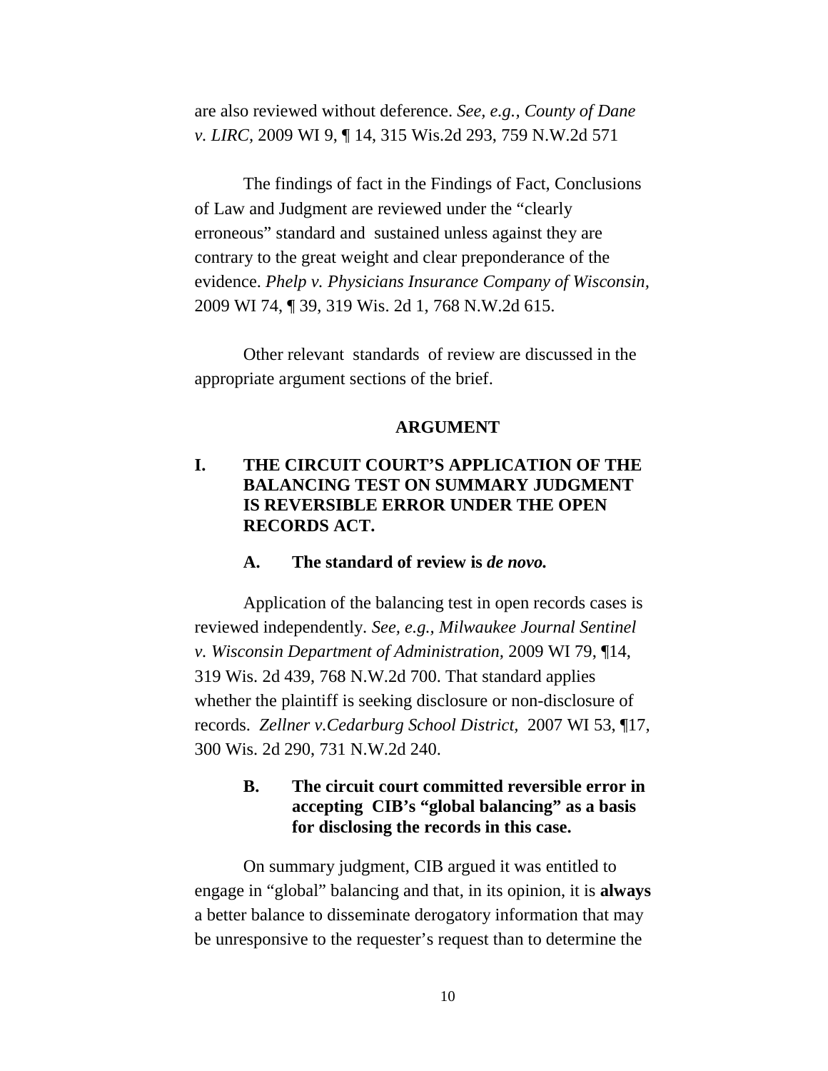are also reviewed without deference. *See, e.g., County of Dane v. LIRC*, 2009 WI 9, ¶ 14, 315 Wis.2d 293, 759 N.W.2d 571

The findings of fact in the Findings of Fact, Conclusions of Law and Judgment are reviewed under the "clearly erroneous" standard and sustained unless against they are contrary to the great weight and clear preponderance of the evidence. *Phelp v. Physicians Insurance Company of Wisconsin,* 2009 WI 74, ¶ 39, 319 Wis. 2d 1, 768 N.W.2d 615.

Other relevant standards of review are discussed in the appropriate argument sections of the brief.

## ARGUMENT

### I. THE CIRCUIT COURT'S APPLICATION OF THE BALANCING TEST ON SUMMARY JUDGMENT IS REVERSIBLE ERROR UNDER THE OPEN RECORDS ACT.

#### A. The standard of review is *de novo.*

Application of the balancing test in open records cases is reviewed independently. *See, e.g., Milwaukee Journal Sentinel v. Wisconsin Department of Administration*, 2009 WI 79, ¶14, 319 Wis. 2d 439, 768 N.W.2d 700. That standard applies whether the plaintiff is seeking disclosure or non-disclosure of records. *Zellner v.Cedarburg School District,* 2007 WI 53, ¶17, 300 Wis. 2d 290, 731 N.W.2d 240.

#### B. The circuit court committed reversible error in accepting CIB's "global balancing" as a basis for disclosing the records in this case.

On summary judgment, CIB argued it was entitled to engage in "global" balancing and that, in its opinion, it is **always** a better balance to disseminate derogatory information that may be unresponsive to the requester's request than to determine the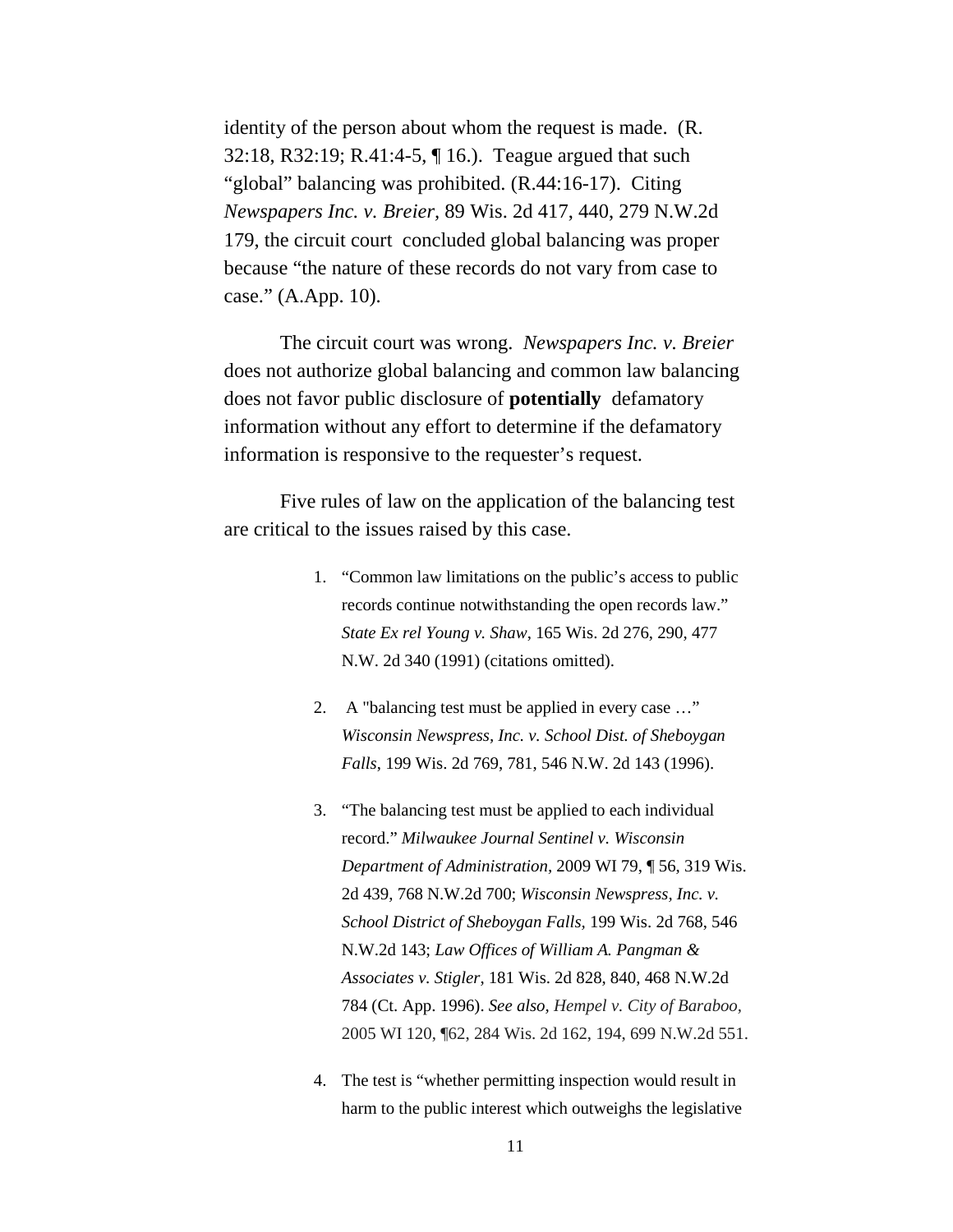identity of the person about whom the request is made. (R. 32:18, R32:19; R.41:4-5, ¶ 16.). Teague argued that such "global" balancing was prohibited. (R.44:16-17). Citing *Newspapers Inc. v. Breier*, 89 Wis. 2d 417, 440, 279 N.W.2d 179, the circuit court concluded global balancing was proper because "the nature of these records do not vary from case to case." (A.App. 10).

The circuit court was wrong. *Newspapers Inc. v. Breier* does not authorize global balancing and common law balancing does not favor public disclosure of **potentially** defamatory information without any effort to determine if the defamatory information is responsive to the requester's request.

Five rules of law on the application of the balancing test are critical to the issues raised by this case.

1. "Common law limitations on the public's access to public records continue notwithstanding the open records law." *State Ex rel Young v. Shaw*, 165 Wis. 2d 276, 290, 477 N.W. 2d 340 (1991) (citations omitted).

2. A "balancing test must be applied in every case …" *Wisconsin Newspress, Inc. v. School Dist. of Sheboygan Falls*, 199 Wis. 2d 769, 781, 546 N.W. 2d 143 (1996).

3. "The balancing test must be applied to each individual record." *Milwaukee Journal Sentinel v. Wisconsin Department of Administration*, 2009 WI 79, ¶ 56, 319 Wis. 2d 439, 768 N.W.2d 700; *Wisconsin Newspress, Inc. v. School District of Sheboygan Falls*, 199 Wis. 2d 768, 546 N.W.2d 143; *Law Offices of William A. Pangman & Associates v. Stigler*, 181 Wis. 2d 828, 840, 468 N.W.2d 784 (Ct. App. 1996). *See also*, *Hempel v. City of Baraboo*, 2005 WI 120, ¶62, 284 Wis. 2d 162, 194, 699 N.W.2d 551.

4. The test is "whether permitting inspection would result in harm to the public interest which outweighs the legislative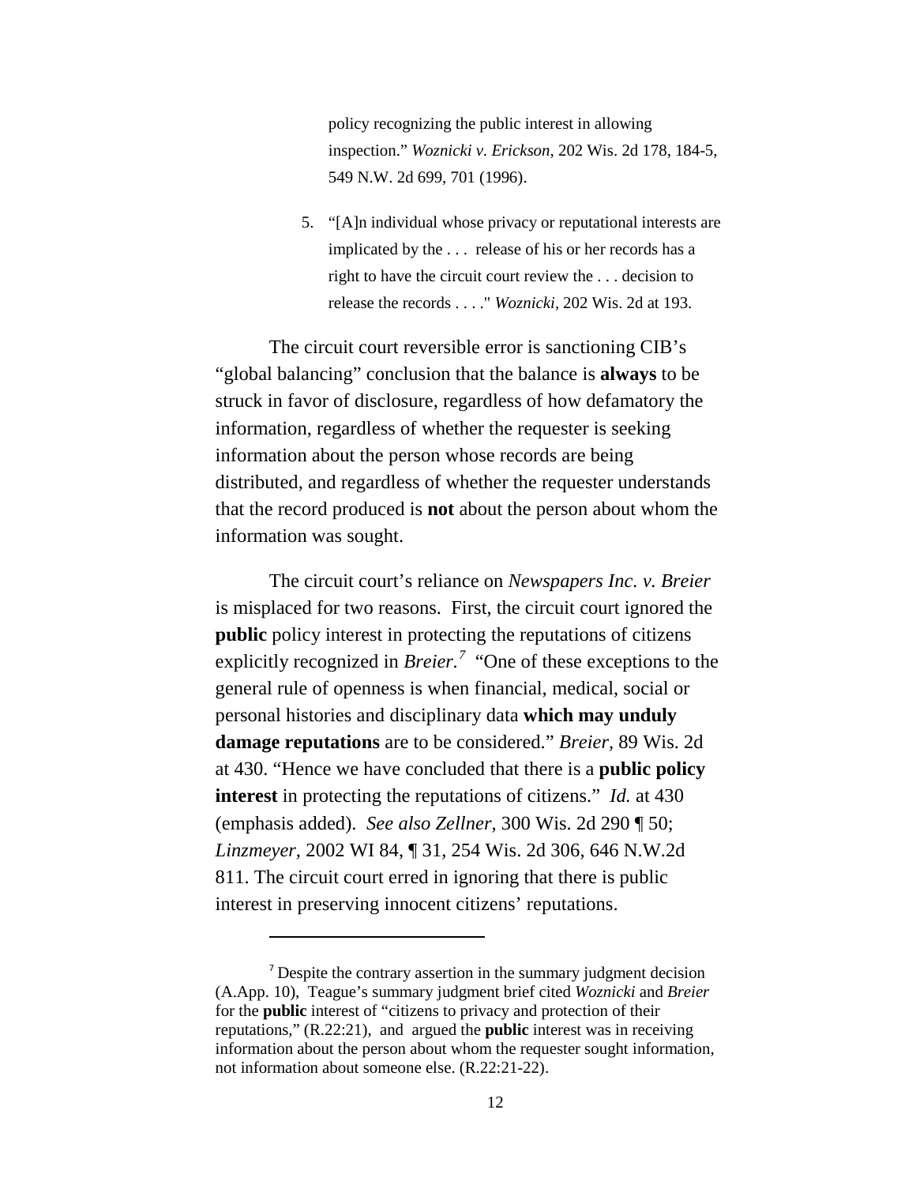policy recognizing the public interest in allowing inspection." *Woznicki v. Erickson*, 202 Wis. 2d 178, 184-5, 549 N.W. 2d 699, 701 (1996).

5. "[A]n individual whose privacy or reputational interests are implicated by the . . . release of his or her records has a right to have the circuit court review the . . . decision to release the records . . . ." *Woznicki*, 202 Wis. 2d at 193.

The circuit court reversible error is sanctioning CIB's "global balancing" conclusion that the balance is **always** to be struck in favor of disclosure, regardless of how defamatory the information, regardless of whether the requester is seeking information about the person whose records are being distributed, and regardless of whether the requester understands that the record produced is **not** about the person about whom the information was sought.

The circuit court's reliance on *Newspapers Inc. v. Breier* is misplaced for two reasons. First, the circuit court ignored the **public** policy interest in protecting the reputations of citizens explicitly recognized in *Breier*.[7] "One of these exceptions to the general rule of openness is when financial, medical, social or personal histories and disciplinary data **which may unduly damage reputations** are to be considered." *Breier*, 89 Wis. 2d at 430. "Hence we have concluded that there is a **public policy interest** in protecting the reputations of citizens." *Id.* at 430 (emphasis added). *See also Zellner,* 300 Wis. 2d 290 ¶ 50; *Linzmeyer*, 2002 WI 84, ¶ 31, 254 Wis. 2d 306, 646 N.W.2d 811. The circuit court erred in ignoring that there is public interest in preserving innocent citizens' reputations.

---

[7] Despite the contrary assertion in the summary judgment decision (A.App. 10), Teague's summary judgment brief cited *Woznicki* and *Breier* for the **public** interest of "citizens to privacy and protection of their reputations," (R.22:21), and argued the **public** interest was in receiving information about the person about whom the requester sought information, not information about someone else. (R.22:21-22).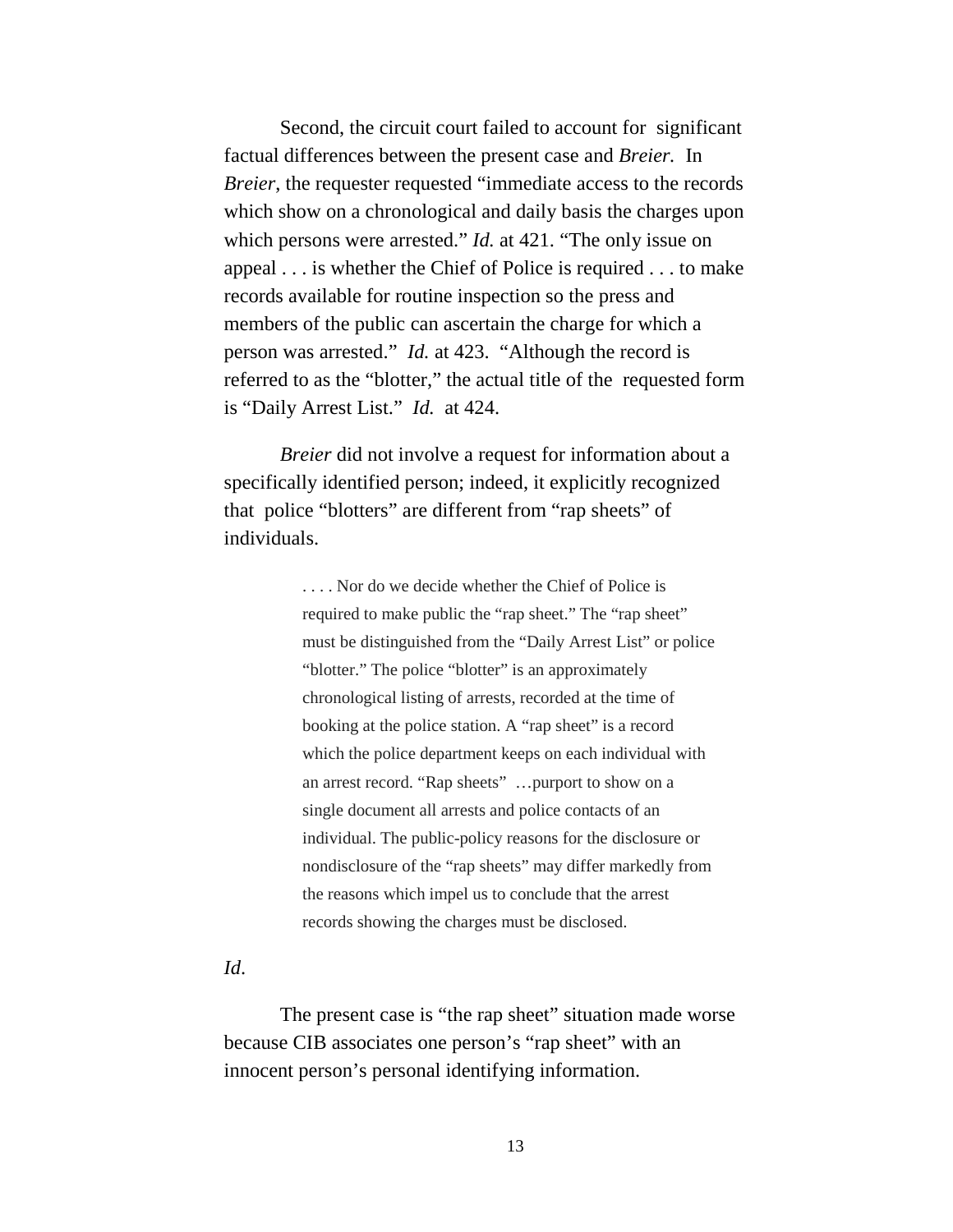Second, the circuit court failed to account for significant factual differences between the present case and *Breier.* In *Breier*, the requester requested "immediate access to the records which show on a chronological and daily basis the charges upon which persons were arrested." *Id.* at 421. "The only issue on appeal . . . is whether the Chief of Police is required . . . to make records available for routine inspection so the press and members of the public can ascertain the charge for which a person was arrested." *Id.* at 423. "Although the record is referred to as the "blotter," the actual title of the requested form is "Daily Arrest List." *Id.* at 424.

*Breier* did not involve a request for information about a specifically identified person; indeed, it explicitly recognized that police "blotters" are different from "rap sheets" of individuals.

> . . . . Nor do we decide whether the Chief of Police is required to make public the "rap sheet." The "rap sheet" must be distinguished from the "Daily Arrest List" or police "blotter." The police "blotter" is an approximately chronological listing of arrests, recorded at the time of booking at the police station. A "rap sheet" is a record which the police department keeps on each individual with an arrest record. "Rap sheets" …purport to show on a single document all arrests and police contacts of an individual. The public-policy reasons for the disclosure or nondisclosure of the "rap sheets" may differ markedly from the reasons which impel us to conclude that the arrest records showing the charges must be disclosed.

*Id*.

The present case is "the rap sheet" situation made worse because CIB associates one person's "rap sheet" with an innocent person's personal identifying information.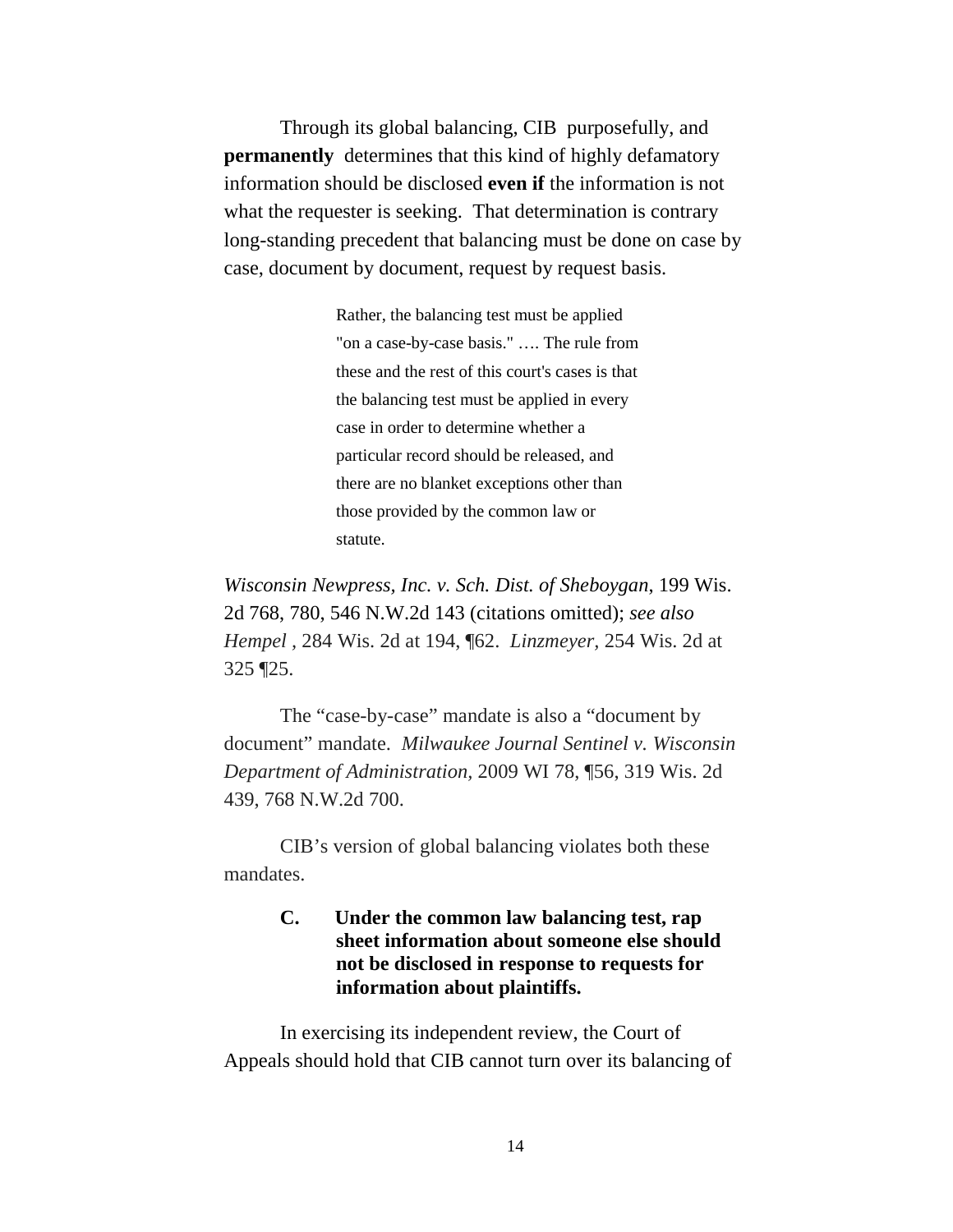Through its global balancing, CIB purposefully, and **permanently** determines that this kind of highly defamatory information should be disclosed **even if** the information is not what the requester is seeking. That determination is contrary long-standing precedent that balancing must be done on case by case, document by document, request by request basis.

> Rather, the balancing test must be applied "on a case-by-case basis." …. The rule from these and the rest of this court's cases is that the balancing test must be applied in every case in order to determine whether a particular record should be released, and there are no blanket exceptions other than those provided by the common law or statute.

*Wisconsin Newpress, Inc. v. Sch. Dist. of Sheboygan*, 199 Wis. 2d 768, 780, 546 N.W.2d 143 (citations omitted); *see also Hempel* , 284 Wis. 2d at 194, ¶62. *Linzmeyer,* 254 Wis. 2d at 325 ¶25.

The "case-by-case" mandate is also a "document by document" mandate. *Milwaukee Journal Sentinel v. Wisconsin Department of Administration,* 2009 WI 78, ¶56, 319 Wis. 2d 439, 768 N.W.2d 700.

CIB's version of global balancing violates both these mandates.

### C. Under the common law balancing test, rap sheet information about someone else should not be disclosed in response to requests for information about plaintiffs.

In exercising its independent review, the Court of Appeals should hold that CIB cannot turn over its balancing of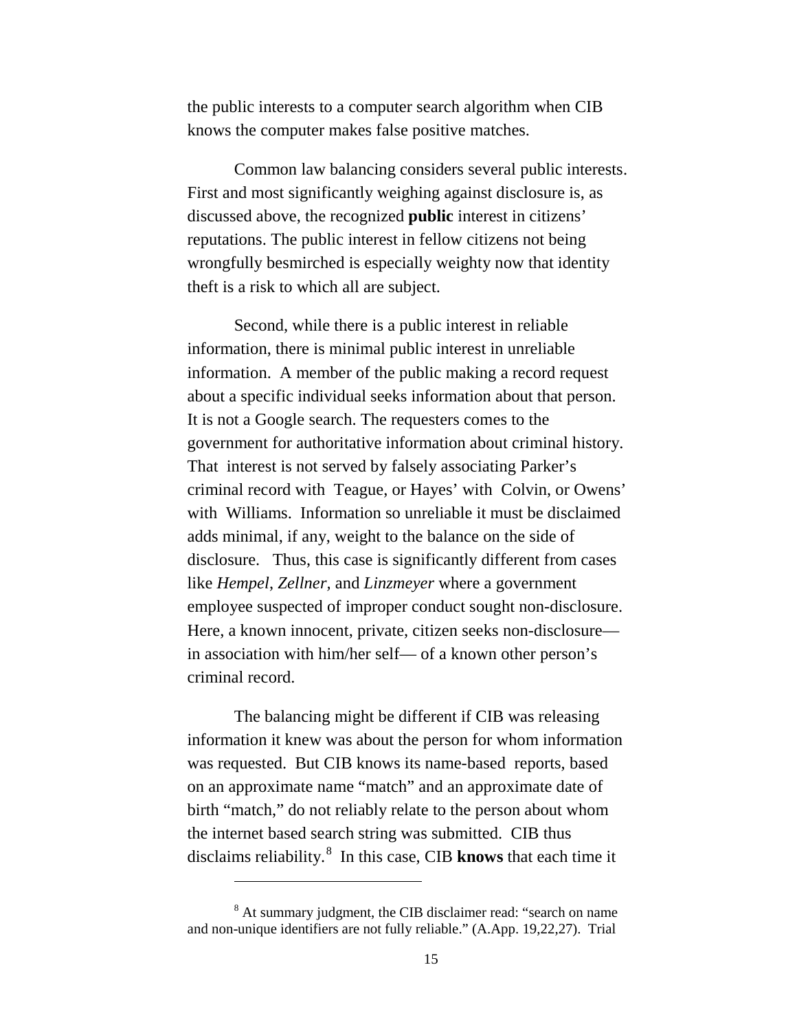the public interests to a computer search algorithm when CIB knows the computer makes false positive matches.

Common law balancing considers several public interests. First and most significantly weighing against disclosure is, as discussed above, the recognized **public** interest in citizens' reputations. The public interest in fellow citizens not being wrongfully besmirched is especially weighty now that identity theft is a risk to which all are subject.

Second, while there is a public interest in reliable information, there is minimal public interest in unreliable information. A member of the public making a record request about a specific individual seeks information about that person. It is not a Google search. The requesters comes to the government for authoritative information about criminal history. That interest is not served by falsely associating Parker's criminal record with Teague, or Hayes' with Colvin, or Owens' with Williams. Information so unreliable it must be disclaimed adds minimal, if any, weight to the balance on the side of disclosure. Thus, this case is significantly different from cases like *Hempel*, *Zellner*, and *Linzmeyer* where a government employee suspected of improper conduct sought non-disclosure. Here, a known innocent, private, citizen seeks non-disclosure—in association with him/her self— of a known other person's criminal record.

The balancing might be different if CIB was releasing information it knew was about the person for whom information was requested. But CIB knows its name-based reports, based on an approximate name "match" and an approximate date of birth "match," do not reliably relate to the person about whom the internet based search string was submitted. CIB thus disclaims reliability.[8] In this case, CIB **knows** that each time it

[8] At summary judgment, the CIB disclaimer read: "search on name and non-unique identifiers are not fully reliable." (A.App. 19,22,27). Trial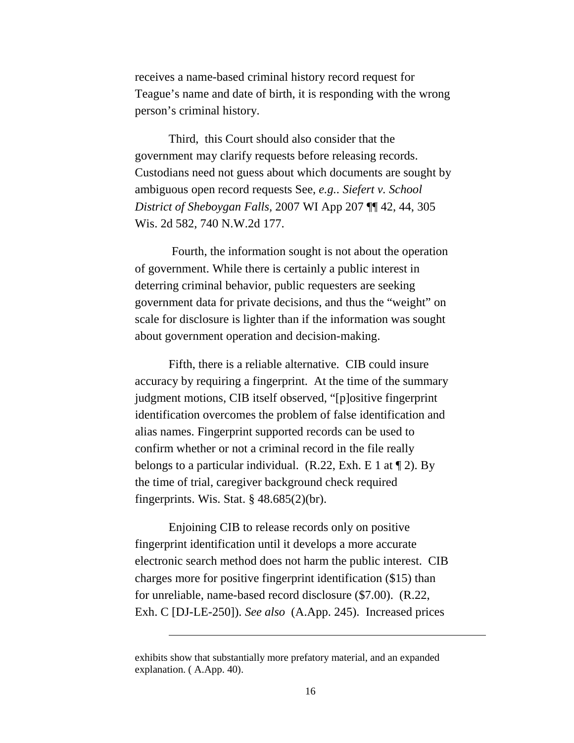receives a name-based criminal history record request for Teague's name and date of birth, it is responding with the wrong person's criminal history.

Third, this Court should also consider that the government may clarify requests before releasing records. Custodians need not guess about which documents are sought by ambiguous open record requests See, *e.g.. Siefert v. School District of Sheboygan Falls*, 2007 WI App 207 ¶¶ 42, 44, 305 Wis. 2d 582, 740 N.W.2d 177.

Fourth, the information sought is not about the operation of government. While there is certainly a public interest in deterring criminal behavior, public requesters are seeking government data for private decisions, and thus the "weight" on scale for disclosure is lighter than if the information was sought about government operation and decision-making.

Fifth, there is a reliable alternative. CIB could insure accuracy by requiring a fingerprint. At the time of the summary judgment motions, CIB itself observed, "[p]ositive fingerprint identification overcomes the problem of false identification and alias names. Fingerprint supported records can be used to confirm whether or not a criminal record in the file really belongs to a particular individual. (R.22, Exh. E 1 at ¶ 2). By the time of trial, caregiver background check required fingerprints. Wis. Stat. § 48.685(2)(br).

Enjoining CIB to release records only on positive fingerprint identification until it develops a more accurate electronic search method does not harm the public interest. CIB charges more for positive fingerprint identification ($15) than for unreliable, name-based record disclosure ($7.00). (R.22, Exh. C [DJ-LE-250]). *See also* (A.App. 245). Increased prices

---

exhibits show that substantially more prefatory material, and an expanded explanation. ( A.App. 40).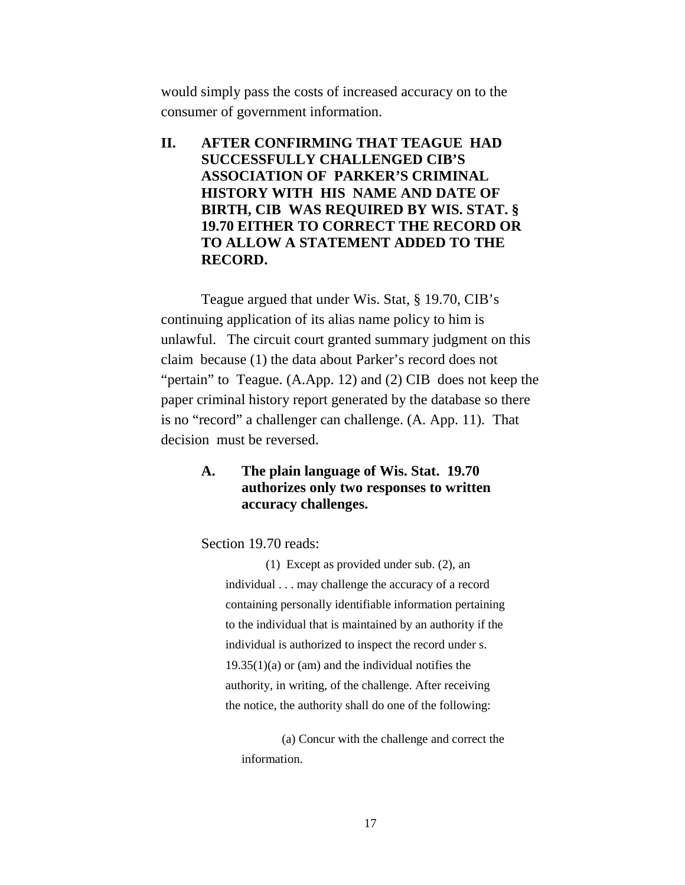would simply pass the costs of increased accuracy on to the consumer of government information.

## II. AFTER CONFIRMING THAT TEAGUE HAD SUCCESSFULLY CHALLENGED CIB'S ASSOCIATION OF PARKER'S CRIMINAL HISTORY WITH HIS NAME AND DATE OF BIRTH, CIB WAS REQUIRED BY WIS. STAT. § 19.70 EITHER TO CORRECT THE RECORD OR TO ALLOW A STATEMENT ADDED TO THE RECORD.

Teague argued that under Wis. Stat, § 19.70, CIB's continuing application of its alias name policy to him is unlawful. The circuit court granted summary judgment on this claim because (1) the data about Parker's record does not "pertain" to Teague. (A.App. 12) and (2) CIB does not keep the paper criminal history report generated by the database so there is no "record" a challenger can challenge. (A. App. 11). That decision must be reversed.

### A. The plain language of Wis. Stat. 19.70 authorizes only two responses to written accuracy challenges.

Section 19.70 reads:

> (1) Except as provided under sub. (2), an individual . . . may challenge the accuracy of a record containing personally identifiable information pertaining to the individual that is maintained by an authority if the individual is authorized to inspect the record under s. 19.35(1)(a) or (am) and the individual notifies the authority, in writing, of the challenge. After receiving the notice, the authority shall do one of the following:
>
> (a) Concur with the challenge and correct the information.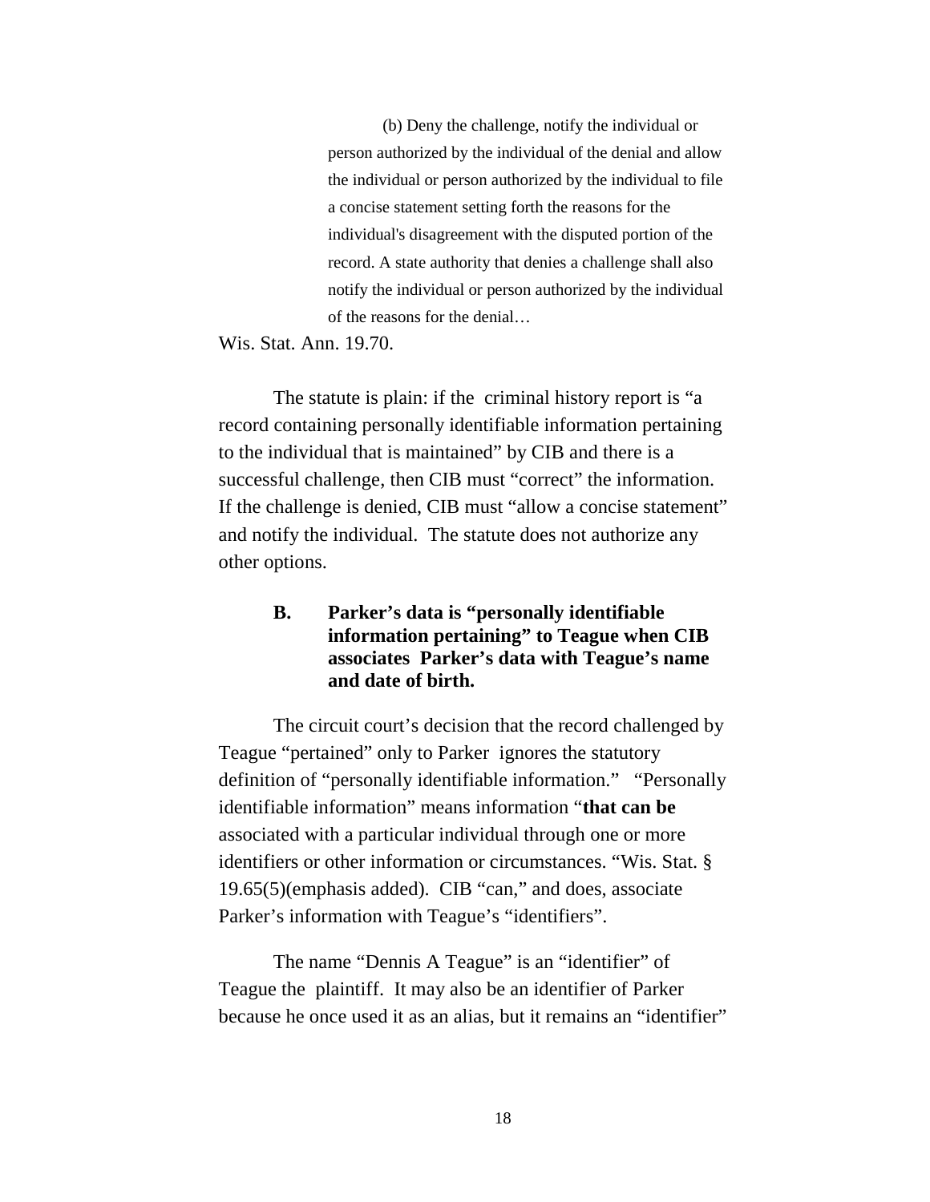> (b) Deny the challenge, notify the individual or person authorized by the individual of the denial and allow the individual or person authorized by the individual to file a concise statement setting forth the reasons for the individual's disagreement with the disputed portion of the record. A state authority that denies a challenge shall also notify the individual or person authorized by the individual of the reasons for the denial…

Wis. Stat. Ann. 19.70.

The statute is plain: if the criminal history report is "a record containing personally identifiable information pertaining to the individual that is maintained" by CIB and there is a successful challenge, then CIB must "correct" the information. If the challenge is denied, CIB must "allow a concise statement" and notify the individual. The statute does not authorize any other options.

### B. Parker's data is "personally identifiable information pertaining" to Teague when CIB associates Parker's data with Teague's name and date of birth.

The circuit court's decision that the record challenged by Teague "pertained" only to Parker ignores the statutory definition of "personally identifiable information." "Personally identifiable information" means information "**that can be** associated with a particular individual through one or more identifiers or other information or circumstances. "Wis. Stat. § 19.65(5)(emphasis added). CIB "can," and does, associate Parker's information with Teague's "identifiers".

The name "Dennis A Teague" is an "identifier" of Teague the plaintiff. It may also be an identifier of Parker because he once used it as an alias, but it remains an "identifier"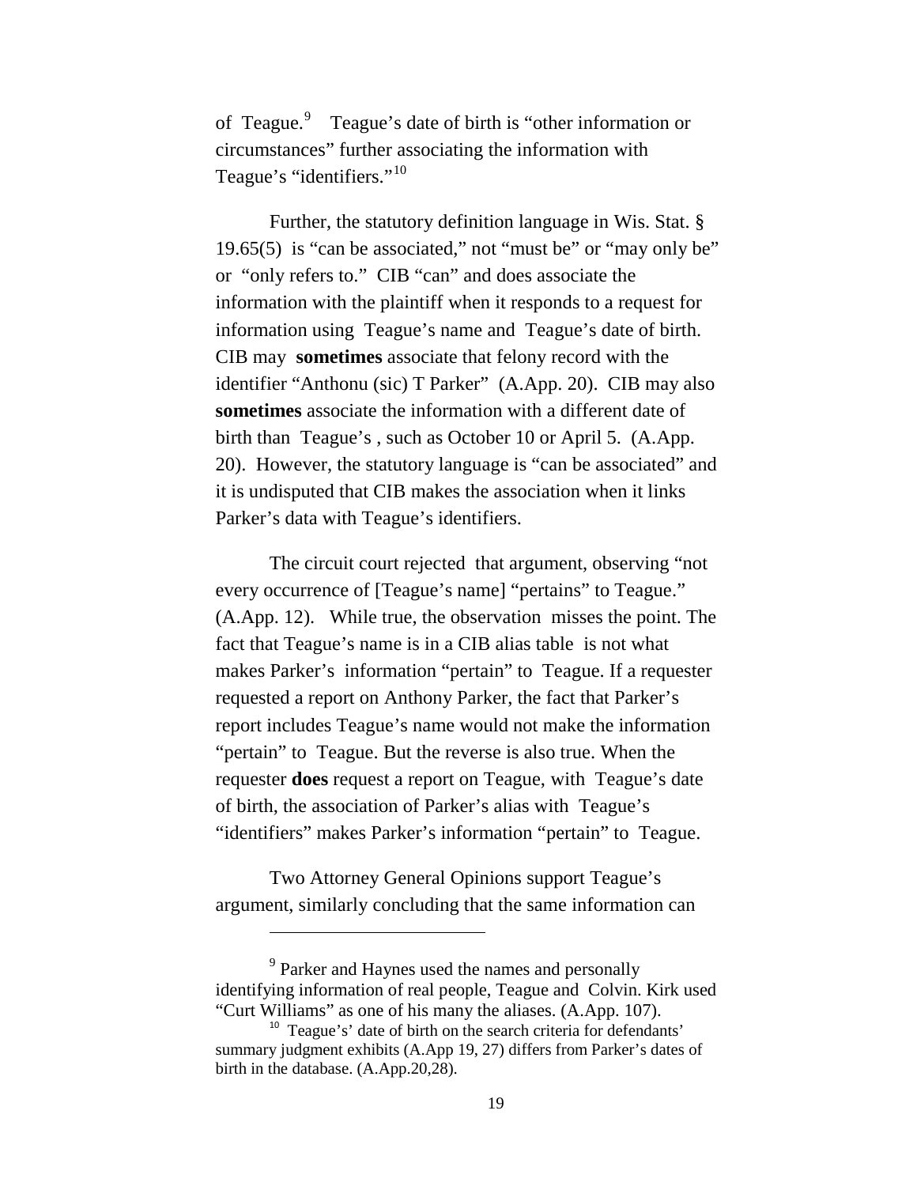of Teague.[9] Teague's date of birth is "other information or circumstances" further associating the information with Teague's "identifiers."[10]

Further, the statutory definition language in Wis. Stat. § 19.65(5) is "can be associated," not "must be" or "may only be" or "only refers to." CIB "can" and does associate the information with the plaintiff when it responds to a request for information using Teague's name and Teague's date of birth. CIB may **sometimes** associate that felony record with the identifier "Anthonu (sic) T Parker" (A.App. 20). CIB may also **sometimes** associate the information with a different date of birth than Teague's , such as October 10 or April 5. (A.App. 20). However, the statutory language is "can be associated" and it is undisputed that CIB makes the association when it links Parker's data with Teague's identifiers.

The circuit court rejected that argument, observing "not every occurrence of [Teague's name] "pertains" to Teague." (A.App. 12). While true, the observation misses the point. The fact that Teague's name is in a CIB alias table is not what makes Parker's information "pertain" to Teague. If a requester requested a report on Anthony Parker, the fact that Parker's report includes Teague's name would not make the information "pertain" to Teague. But the reverse is also true. When the requester **does** request a report on Teague, with Teague's date of birth, the association of Parker's alias with Teague's "identifiers" makes Parker's information "pertain" to Teague.

Two Attorney General Opinions support Teague's argument, similarly concluding that the same information can

---

[9] Parker and Haynes used the names and personally identifying information of real people, Teague and Colvin. Kirk used "Curt Williams" as one of his many the aliases. (A.App. 107).

[10] Teague's' date of birth on the search criteria for defendants' summary judgment exhibits (A.App 19, 27) differs from Parker's dates of birth in the database. (A.App.20,28).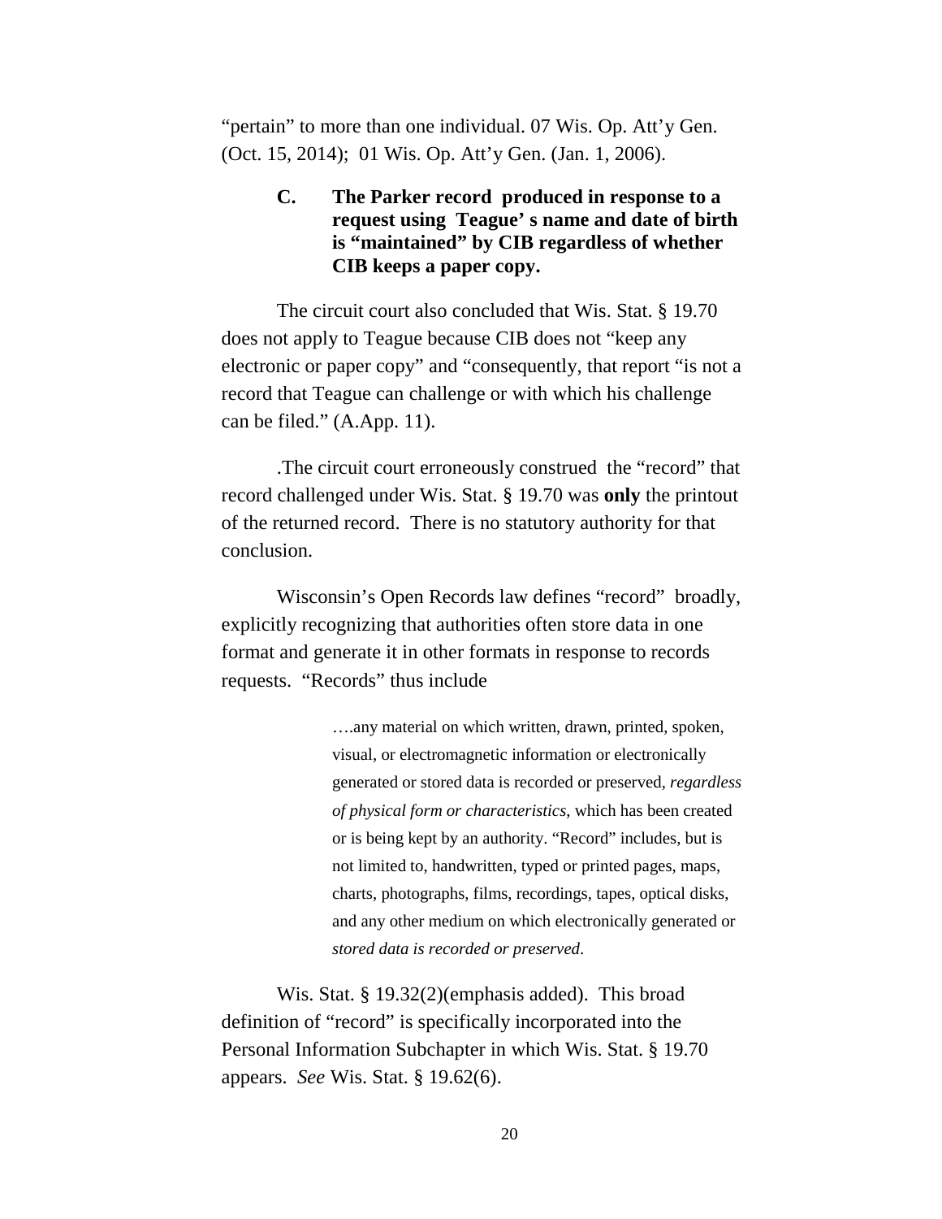"pertain" to more than one individual. 07 Wis. Op. Att'y Gen. (Oct. 15, 2014); 01 Wis. Op. Att'y Gen. (Jan. 1, 2006).

### C. The Parker record produced in response to a request using Teague' s name and date of birth is "maintained" by CIB regardless of whether CIB keeps a paper copy.

The circuit court also concluded that Wis. Stat. § 19.70 does not apply to Teague because CIB does not "keep any electronic or paper copy" and "consequently, that report "is not a record that Teague can challenge or with which his challenge can be filed." (A.App. 11).

.The circuit court erroneously construed the "record" that record challenged under Wis. Stat. § 19.70 was **only** the printout of the returned record. There is no statutory authority for that conclusion.

Wisconsin's Open Records law defines "record" broadly, explicitly recognizing that authorities often store data in one format and generate it in other formats in response to records requests. "Records" thus include

> ….any material on which written, drawn, printed, spoken, visual, or electromagnetic information or electronically generated or stored data is recorded or preserved, *regardless of physical form or characteristics*, which has been created or is being kept by an authority. "Record" includes, but is not limited to, handwritten, typed or printed pages, maps, charts, photographs, films, recordings, tapes, optical disks, and any other medium on which electronically generated or *stored data is recorded or preserved*.

Wis. Stat. § 19.32(2)(emphasis added). This broad definition of "record" is specifically incorporated into the Personal Information Subchapter in which Wis. Stat. § 19.70 appears. *See* Wis. Stat. § 19.62(6).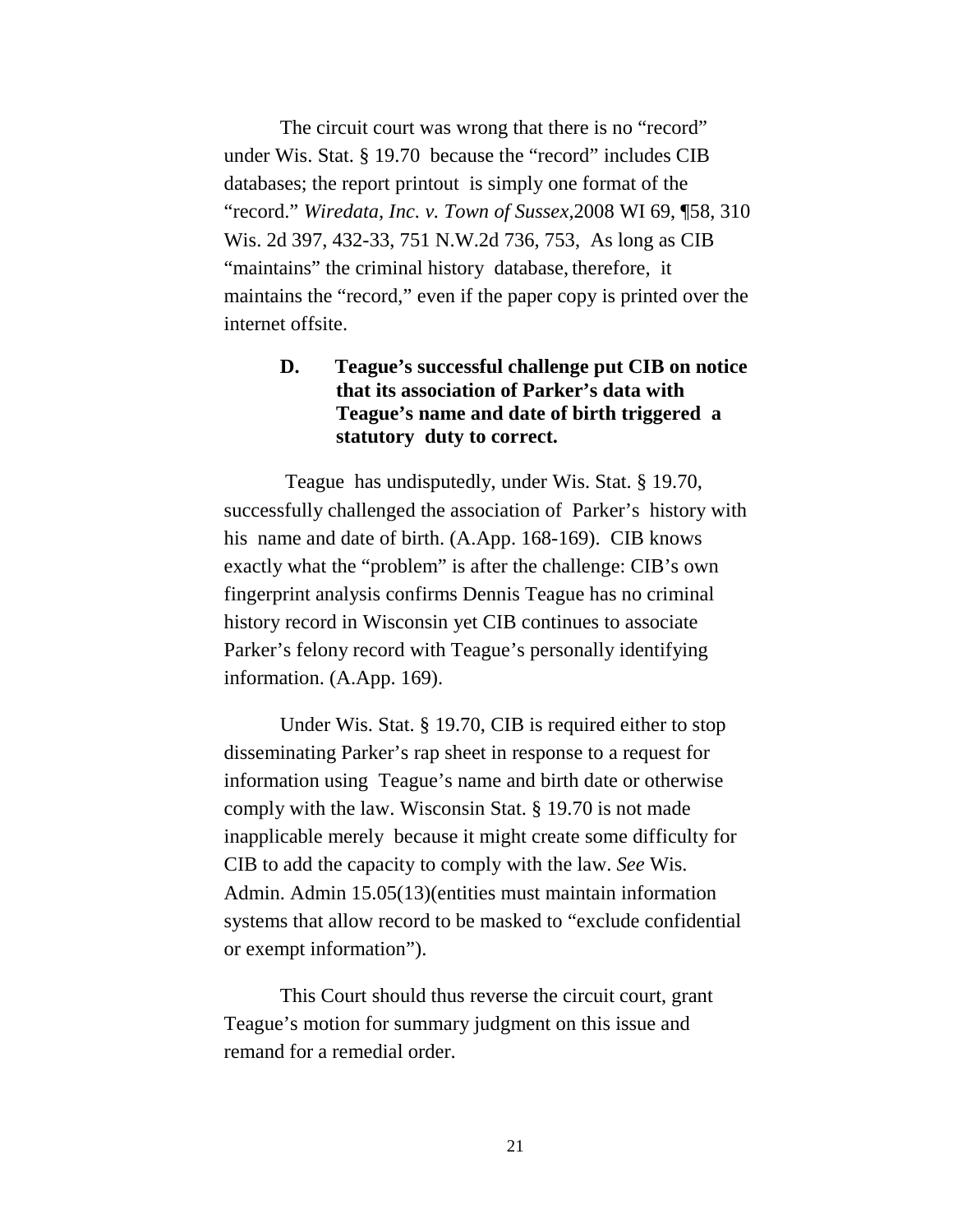The circuit court was wrong that there is no "record" under Wis. Stat. § 19.70 because the "record" includes CIB databases; the report printout is simply one format of the "record." *Wiredata, Inc. v. Town of Sussex,*2008 WI 69, ¶58, 310 Wis. 2d 397, 432-33, 751 N.W.2d 736, 753, As long as CIB "maintains" the criminal history database, therefore, it maintains the "record," even if the paper copy is printed over the internet offsite.

### D. Teague's successful challenge put CIB on notice that its association of Parker's data with Teague's name and date of birth triggered a statutory duty to correct.

Teague has undisputedly, under Wis. Stat. § 19.70, successfully challenged the association of Parker's history with his name and date of birth. (A.App. 168-169). CIB knows exactly what the "problem" is after the challenge: CIB's own fingerprint analysis confirms Dennis Teague has no criminal history record in Wisconsin yet CIB continues to associate Parker's felony record with Teague's personally identifying information. (A.App. 169).

Under Wis. Stat. § 19.70, CIB is required either to stop disseminating Parker's rap sheet in response to a request for information using Teague's name and birth date or otherwise comply with the law. Wisconsin Stat. § 19.70 is not made inapplicable merely because it might create some difficulty for CIB to add the capacity to comply with the law. *See* Wis. Admin. Admin 15.05(13)(entities must maintain information systems that allow record to be masked to "exclude confidential or exempt information").

This Court should thus reverse the circuit court, grant Teague's motion for summary judgment on this issue and remand for a remedial order.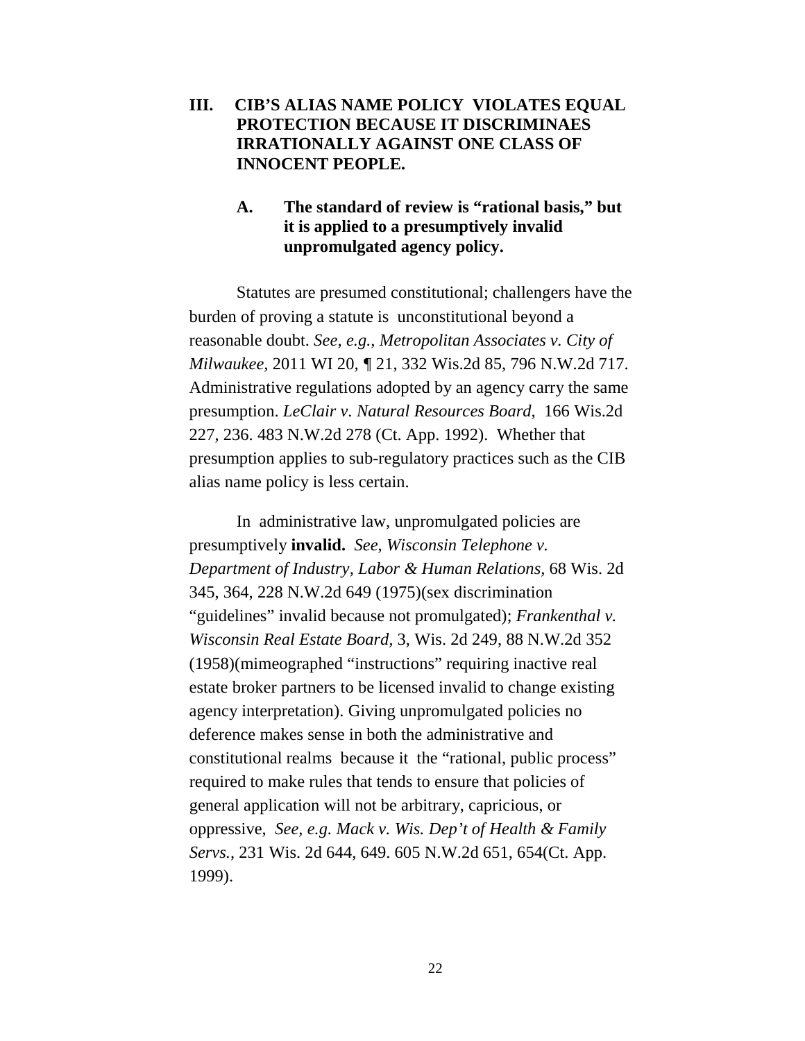## III. CIB'S ALIAS NAME POLICY VIOLATES EQUAL PROTECTION BECAUSE IT DISCRIMINAES IRRATIONALLY AGAINST ONE CLASS OF INNOCENT PEOPLE.

### A. The standard of review is "rational basis," but it is applied to a presumptively invalid unpromulgated agency policy.

Statutes are presumed constitutional; challengers have the burden of proving a statute is unconstitutional beyond a reasonable doubt. *See, e.g., Metropolitan Associates v. City of Milwaukee,* 2011 WI 20, ¶ 21, 332 Wis.2d 85, 796 N.W.2d 717. Administrative regulations adopted by an agency carry the same presumption. *LeClair v. Natural Resources Board,* 166 Wis.2d 227, 236. 483 N.W.2d 278 (Ct. App. 1992). Whether that presumption applies to sub-regulatory practices such as the CIB alias name policy is less certain.

In administrative law, unpromulgated policies are presumptively **invalid.** *See, Wisconsin Telephone v. Department of Industry, Labor & Human Relations,* 68 Wis. 2d 345, 364, 228 N.W.2d 649 (1975)(sex discrimination "guidelines" invalid because not promulgated); *Frankenthal v. Wisconsin Real Estate Board,* 3, Wis. 2d 249, 88 N.W.2d 352 (1958)(mimeographed "instructions" requiring inactive real estate broker partners to be licensed invalid to change existing agency interpretation). Giving unpromulgated policies no deference makes sense in both the administrative and constitutional realms because it the "rational, public process" required to make rules that tends to ensure that policies of general application will not be arbitrary, capricious, or oppressive, *See, e.g. Mack v. Wis. Dep't of Health & Family Servs.,* 231 Wis. 2d 644, 649. 605 N.W.2d 651, 654(Ct. App. 1999).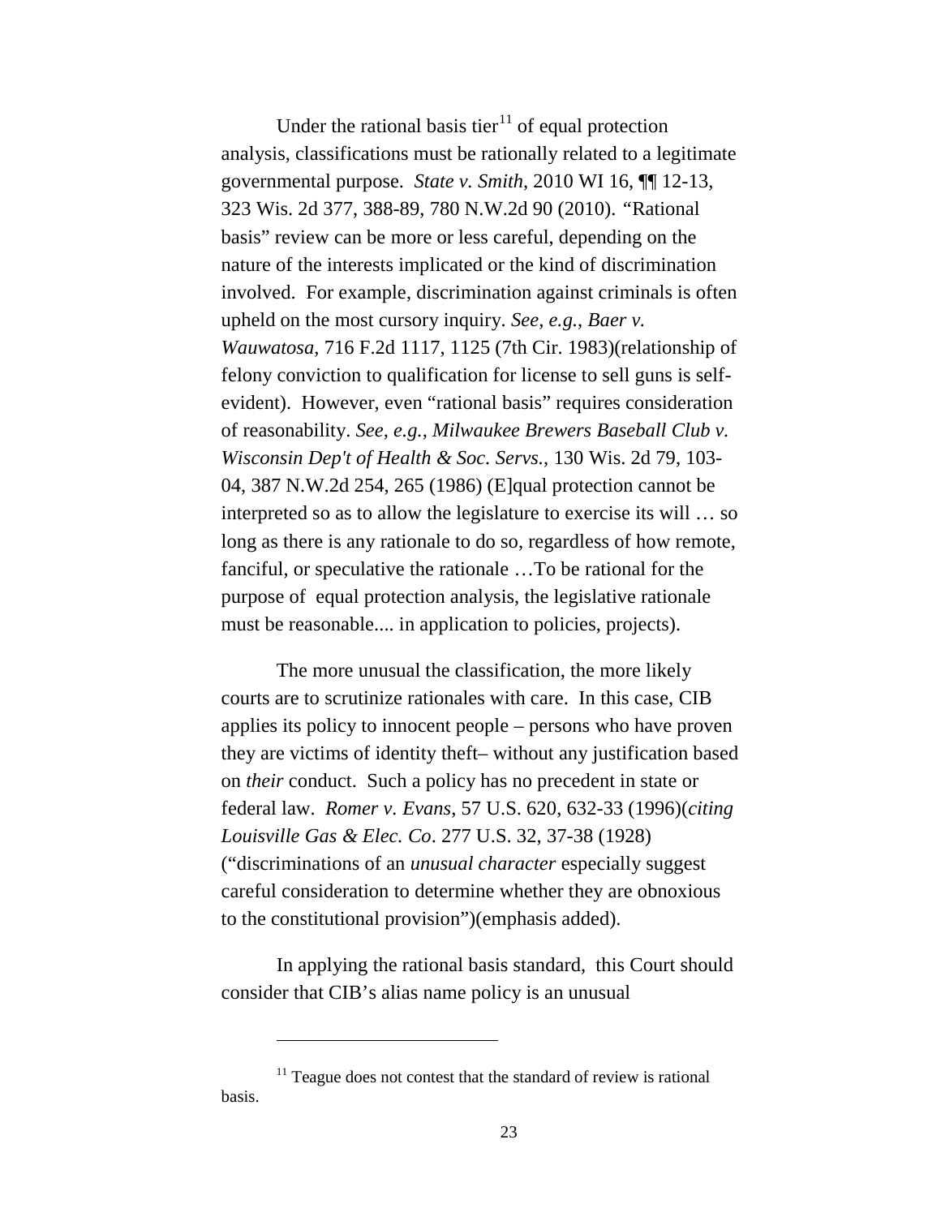Under the rational basis tier[11] of equal protection analysis, classifications must be rationally related to a legitimate governmental purpose. *State v. Smith*, 2010 WI 16, ¶¶ 12-13, 323 Wis. 2d 377, 388-89, 780 N.W.2d 90 (2010). "Rational basis" review can be more or less careful, depending on the nature of the interests implicated or the kind of discrimination involved. For example, discrimination against criminals is often upheld on the most cursory inquiry. *See, e.g.*, *Baer v. Wauwatosa*, 716 F.2d 1117, 1125 (7th Cir. 1983)(relationship of felony conviction to qualification for license to sell guns is self-evident). However, even "rational basis" requires consideration of reasonability. *See, e.g., Milwaukee Brewers Baseball Club v. Wisconsin Dep't of Health & Soc. Servs.*, 130 Wis. 2d 79, 103-04, 387 N.W.2d 254, 265 (1986) (E]qual protection cannot be interpreted so as to allow the legislature to exercise its will … so long as there is any rationale to do so, regardless of how remote, fanciful, or speculative the rationale …To be rational for the purpose of equal protection analysis, the legislative rationale must be reasonable.... in application to policies, projects).

The more unusual the classification, the more likely courts are to scrutinize rationales with care. In this case, CIB applies its policy to innocent people – persons who have proven they are victims of identity theft– without any justification based on *their* conduct. Such a policy has no precedent in state or federal law. *Romer v. Evans*, 57 U.S. 620, 632-33 (1996)(*citing Louisville Gas & Elec. Co*. 277 U.S. 32, 37-38 (1928) ("discriminations of an *unusual character* especially suggest careful consideration to determine whether they are obnoxious to the constitutional provision")(emphasis added).

In applying the rational basis standard, this Court should consider that CIB's alias name policy is an unusual

---

[11] Teague does not contest that the standard of review is rational basis.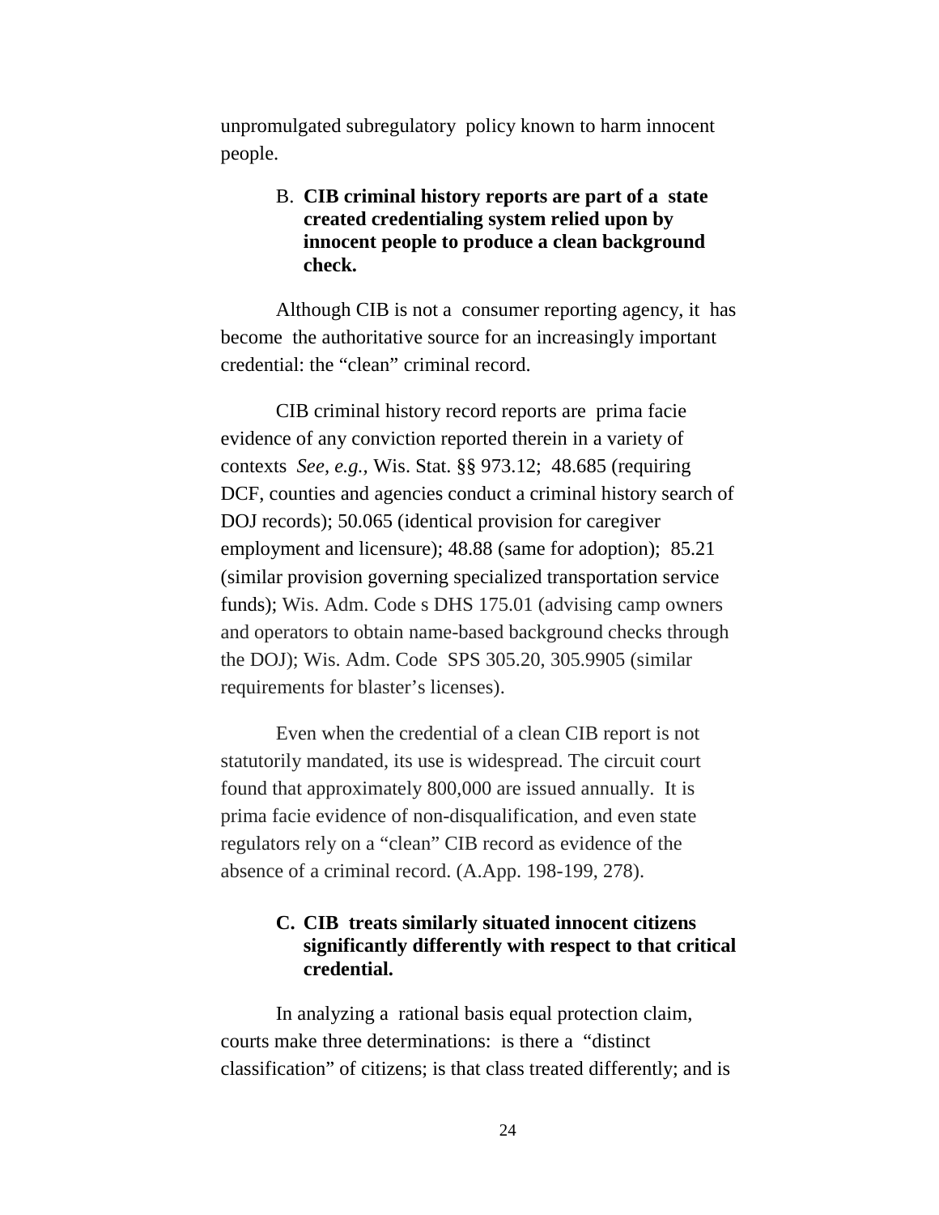unpromulgated subregulatory policy known to harm innocent people.

### B. CIB criminal history reports are part of a state created credentialing system relied upon by innocent people to produce a clean background check.

Although CIB is not a consumer reporting agency, it has become the authoritative source for an increasingly important credential: the "clean" criminal record.

CIB criminal history record reports are prima facie evidence of any conviction reported therein in a variety of contexts *See, e.g.,* Wis. Stat. §§ 973.12; 48.685 (requiring DCF, counties and agencies conduct a criminal history search of DOJ records); 50.065 (identical provision for caregiver employment and licensure); 48.88 (same for adoption); 85.21 (similar provision governing specialized transportation service funds); Wis. Adm. Code s DHS 175.01 (advising camp owners and operators to obtain name-based background checks through the DOJ); Wis. Adm. Code SPS 305.20, 305.9905 (similar requirements for blaster's licenses).

Even when the credential of a clean CIB report is not statutorily mandated, its use is widespread. The circuit court found that approximately 800,000 are issued annually. It is prima facie evidence of non-disqualification, and even state regulators rely on a "clean" CIB record as evidence of the absence of a criminal record. (A.App. 198-199, 278).

### C. CIB treats similarly situated innocent citizens significantly differently with respect to that critical credential.

In analyzing a rational basis equal protection claim, courts make three determinations: is there a "distinct classification" of citizens; is that class treated differently; and is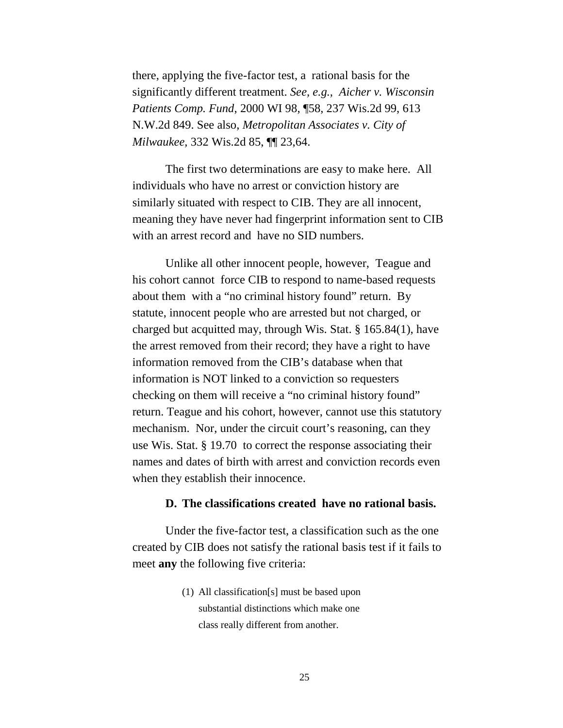there, applying the five-factor test, a rational basis for the significantly different treatment. *See, e.g., Aicher v. Wisconsin Patients Comp. Fund*, 2000 WI 98, ¶58, 237 Wis.2d 99, 613 N.W.2d 849. See also, *Metropolitan Associates v. City of Milwaukee*, 332 Wis.2d 85, ¶¶ 23,64.

The first two determinations are easy to make here. All individuals who have no arrest or conviction history are similarly situated with respect to CIB. They are all innocent, meaning they have never had fingerprint information sent to CIB with an arrest record and have no SID numbers.

Unlike all other innocent people, however, Teague and his cohort cannot force CIB to respond to name-based requests about them with a "no criminal history found" return. By statute, innocent people who are arrested but not charged, or charged but acquitted may, through Wis. Stat. § 165.84(1), have the arrest removed from their record; they have a right to have information removed from the CIB's database when that information is NOT linked to a conviction so requesters checking on them will receive a "no criminal history found" return. Teague and his cohort, however, cannot use this statutory mechanism. Nor, under the circuit court's reasoning, can they use Wis. Stat. § 19.70 to correct the response associating their names and dates of birth with arrest and conviction records even when they establish their innocence.

### D. The classifications created have no rational basis.

Under the five-factor test, a classification such as the one created by CIB does not satisfy the rational basis test if it fails to meet **any** the following five criteria:

> (1) All classification[s] must be based upon substantial distinctions which make one class really different from another.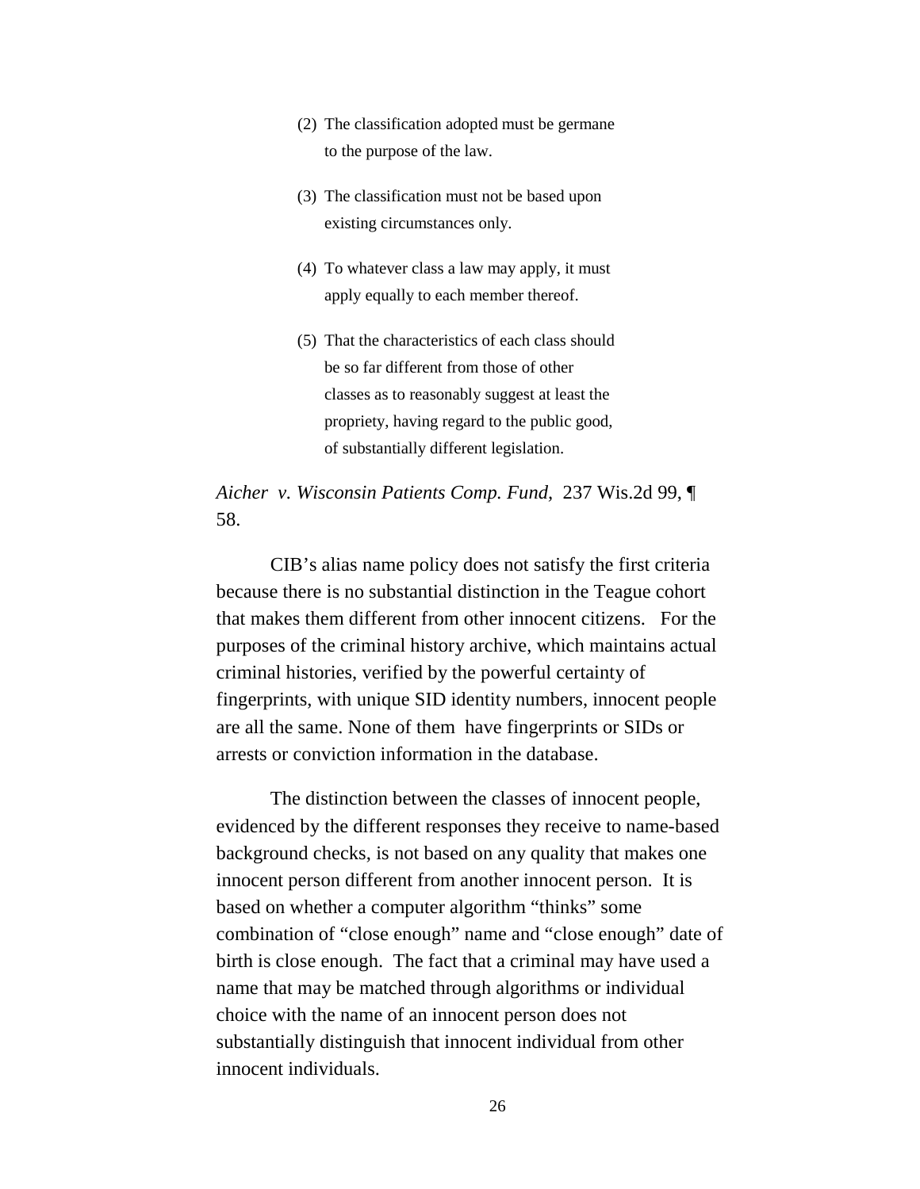(2) The classification adopted must be germane to the purpose of the law.

(3) The classification must not be based upon existing circumstances only.

(4) To whatever class a law may apply, it must apply equally to each member thereof.

(5) That the characteristics of each class should be so far different from those of other classes as to reasonably suggest at least the propriety, having regard to the public good, of substantially different legislation.

*Aicher v. Wisconsin Patients Comp. Fund*, 237 Wis.2d 99, ¶ 58.

CIB's alias name policy does not satisfy the first criteria because there is no substantial distinction in the Teague cohort that makes them different from other innocent citizens. For the purposes of the criminal history archive, which maintains actual criminal histories, verified by the powerful certainty of fingerprints, with unique SID identity numbers, innocent people are all the same. None of them have fingerprints or SIDs or arrests or conviction information in the database.

The distinction between the classes of innocent people, evidenced by the different responses they receive to name-based background checks, is not based on any quality that makes one innocent person different from another innocent person. It is based on whether a computer algorithm "thinks" some combination of "close enough" name and "close enough" date of birth is close enough. The fact that a criminal may have used a name that may be matched through algorithms or individual choice with the name of an innocent person does not substantially distinguish that innocent individual from other innocent individuals.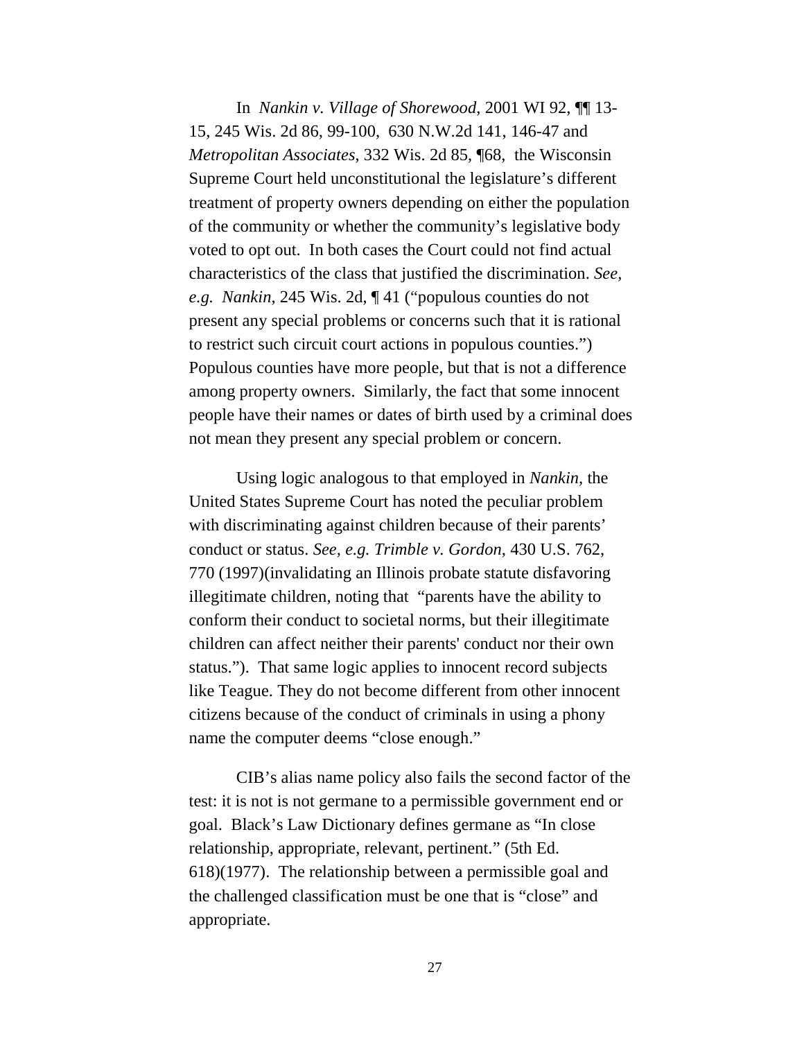In *Nankin v. Village of Shorewood*, 2001 WI 92, ¶¶ 13-15, 245 Wis. 2d 86, 99-100, 630 N.W.2d 141, 146-47 and *Metropolitan Associates*, 332 Wis. 2d 85, ¶68, the Wisconsin Supreme Court held unconstitutional the legislature's different treatment of property owners depending on either the population of the community or whether the community's legislative body voted to opt out. In both cases the Court could not find actual characteristics of the class that justified the discrimination. *See, e.g. Nankin*, 245 Wis. 2d, ¶ 41 ("populous counties do not present any special problems or concerns such that it is rational to restrict such circuit court actions in populous counties.") Populous counties have more people, but that is not a difference among property owners. Similarly, the fact that some innocent people have their names or dates of birth used by a criminal does not mean they present any special problem or concern.

Using logic analogous to that employed in *Nankin*, the United States Supreme Court has noted the peculiar problem with discriminating against children because of their parents' conduct or status. *See, e.g. Trimble v. Gordon*, 430 U.S. 762, 770 (1997)(invalidating an Illinois probate statute disfavoring illegitimate children, noting that "parents have the ability to conform their conduct to societal norms, but their illegitimate children can affect neither their parents' conduct nor their own status."). That same logic applies to innocent record subjects like Teague. They do not become different from other innocent citizens because of the conduct of criminals in using a phony name the computer deems "close enough."

CIB's alias name policy also fails the second factor of the test: it is not is not germane to a permissible government end or goal. Black's Law Dictionary defines germane as "In close relationship, appropriate, relevant, pertinent." (5th Ed. 618)(1977). The relationship between a permissible goal and the challenged classification must be one that is "close" and appropriate.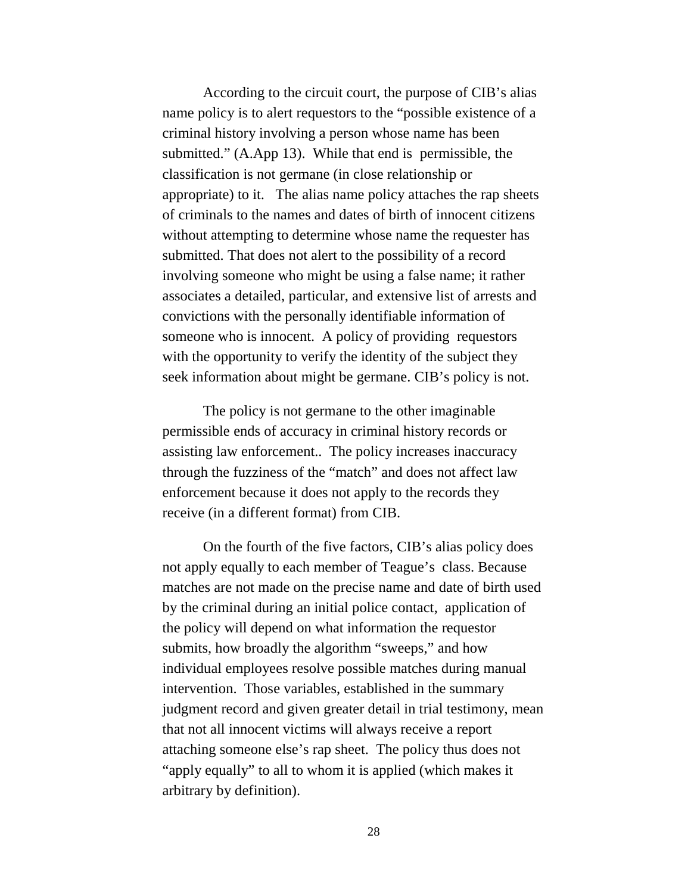According to the circuit court, the purpose of CIB's alias name policy is to alert requestors to the "possible existence of a criminal history involving a person whose name has been submitted." (A.App 13). While that end is permissible, the classification is not germane (in close relationship or appropriate) to it. The alias name policy attaches the rap sheets of criminals to the names and dates of birth of innocent citizens without attempting to determine whose name the requester has submitted. That does not alert to the possibility of a record involving someone who might be using a false name; it rather associates a detailed, particular, and extensive list of arrests and convictions with the personally identifiable information of someone who is innocent. A policy of providing requestors with the opportunity to verify the identity of the subject they seek information about might be germane. CIB's policy is not.

The policy is not germane to the other imaginable permissible ends of accuracy in criminal history records or assisting law enforcement.. The policy increases inaccuracy through the fuzziness of the "match" and does not affect law enforcement because it does not apply to the records they receive (in a different format) from CIB.

On the fourth of the five factors, CIB's alias policy does not apply equally to each member of Teague's class. Because matches are not made on the precise name and date of birth used by the criminal during an initial police contact, application of the policy will depend on what information the requestor submits, how broadly the algorithm "sweeps," and how individual employees resolve possible matches during manual intervention. Those variables, established in the summary judgment record and given greater detail in trial testimony, mean that not all innocent victims will always receive a report attaching someone else's rap sheet. The policy thus does not "apply equally" to all to whom it is applied (which makes it arbitrary by definition).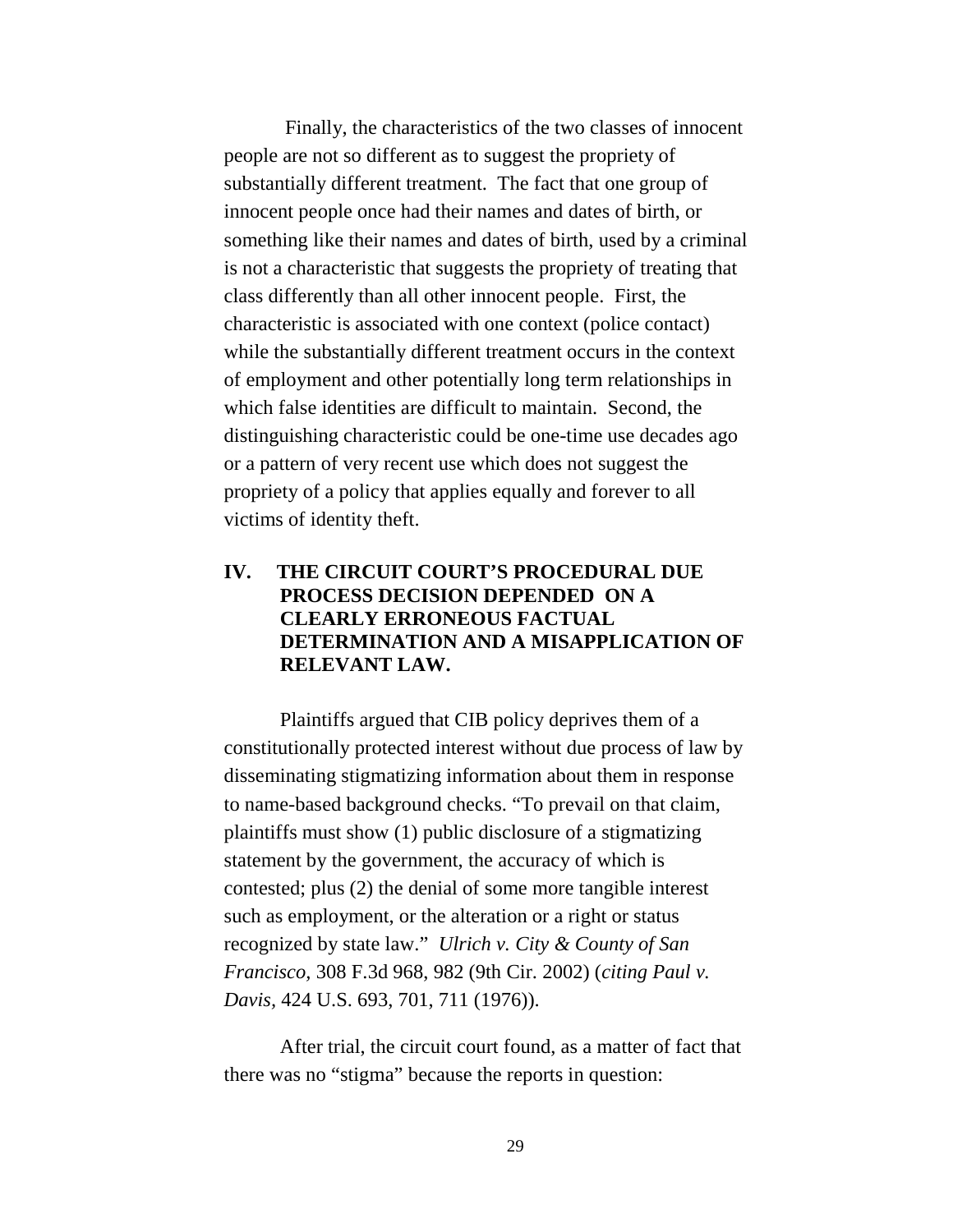Finally, the characteristics of the two classes of innocent people are not so different as to suggest the propriety of substantially different treatment. The fact that one group of innocent people once had their names and dates of birth, or something like their names and dates of birth, used by a criminal is not a characteristic that suggests the propriety of treating that class differently than all other innocent people. First, the characteristic is associated with one context (police contact) while the substantially different treatment occurs in the context of employment and other potentially long term relationships in which false identities are difficult to maintain. Second, the distinguishing characteristic could be one-time use decades ago or a pattern of very recent use which does not suggest the propriety of a policy that applies equally and forever to all victims of identity theft.

## IV. THE CIRCUIT COURT'S PROCEDURAL DUE PROCESS DECISION DEPENDED ON A CLEARLY ERRONEOUS FACTUAL DETERMINATION AND A MISAPPLICATION OF RELEVANT LAW.

Plaintiffs argued that CIB policy deprives them of a constitutionally protected interest without due process of law by disseminating stigmatizing information about them in response to name-based background checks. "To prevail on that claim, plaintiffs must show (1) public disclosure of a stigmatizing statement by the government, the accuracy of which is contested; plus (2) the denial of some more tangible interest such as employment, or the alteration or a right or status recognized by state law." *Ulrich v. City & County of San Francisco*, 308 F.3d 968, 982 (9th Cir. 2002) (*citing Paul v. Davis*, 424 U.S. 693, 701, 711 (1976)).

After trial, the circuit court found, as a matter of fact that there was no "stigma" because the reports in question: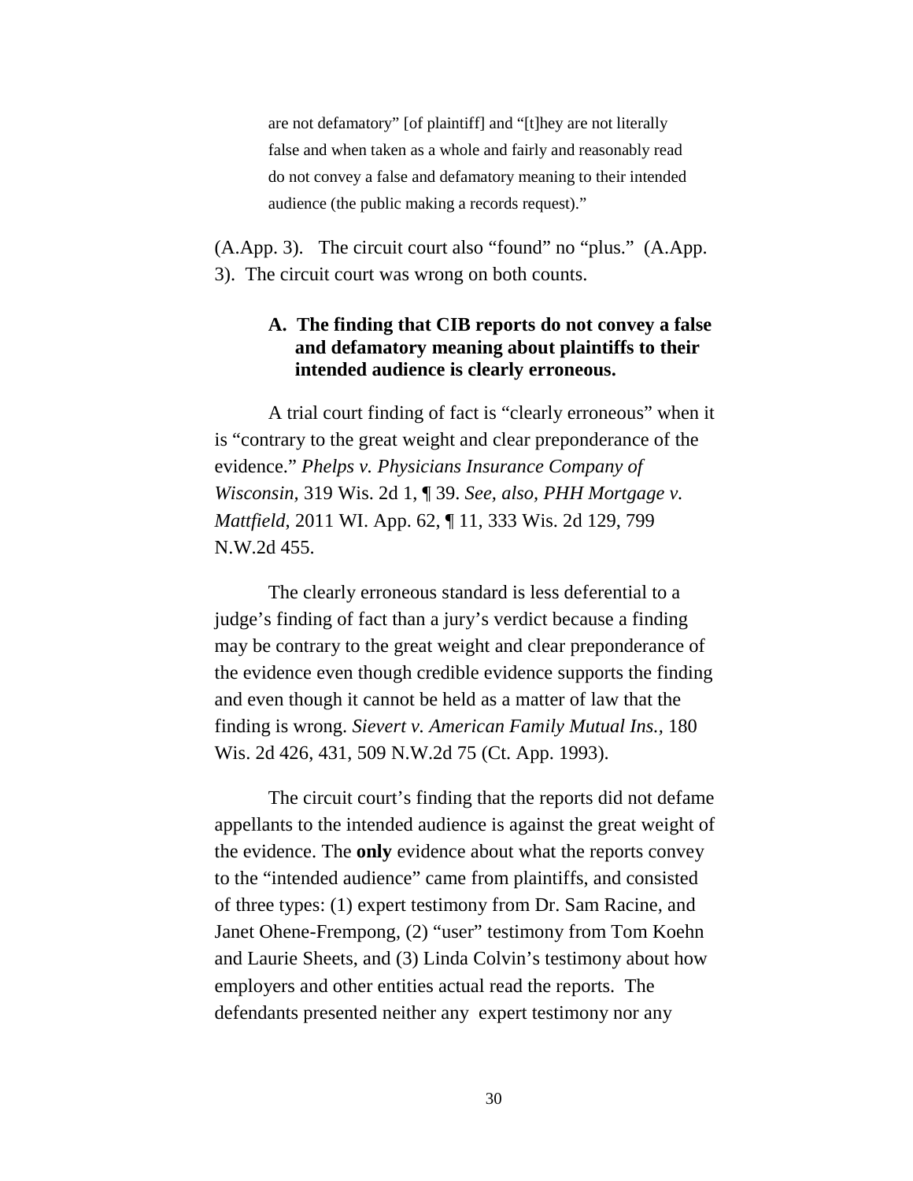> are not defamatory" [of plaintiff] and "[t]hey are not literally false and when taken as a whole and fairly and reasonably read do not convey a false and defamatory meaning to their intended audience (the public making a records request)."

(A.App. 3). The circuit court also "found" no "plus." (A.App. 3). The circuit court was wrong on both counts.

### A. The finding that CIB reports do not convey a false and defamatory meaning about plaintiffs to their intended audience is clearly erroneous.

A trial court finding of fact is "clearly erroneous" when it is "contrary to the great weight and clear preponderance of the evidence." *Phelps v. Physicians Insurance Company of Wisconsin,* 319 Wis. 2d 1, ¶ 39. *See, also, PHH Mortgage v. Mattfield*, 2011 WI. App. 62, ¶ 11, 333 Wis. 2d 129, 799 N.W.2d 455.

The clearly erroneous standard is less deferential to a judge's finding of fact than a jury's verdict because a finding may be contrary to the great weight and clear preponderance of the evidence even though credible evidence supports the finding and even though it cannot be held as a matter of law that the finding is wrong. *Sievert v. American Family Mutual Ins.,* 180 Wis. 2d 426, 431, 509 N.W.2d 75 (Ct. App. 1993).

The circuit court's finding that the reports did not defame appellants to the intended audience is against the great weight of the evidence. The **only** evidence about what the reports convey to the "intended audience" came from plaintiffs, and consisted of three types: (1) expert testimony from Dr. Sam Racine, and Janet Ohene-Frempong, (2) "user" testimony from Tom Koehn and Laurie Sheets, and (3) Linda Colvin's testimony about how employers and other entities actual read the reports. The defendants presented neither any expert testimony nor any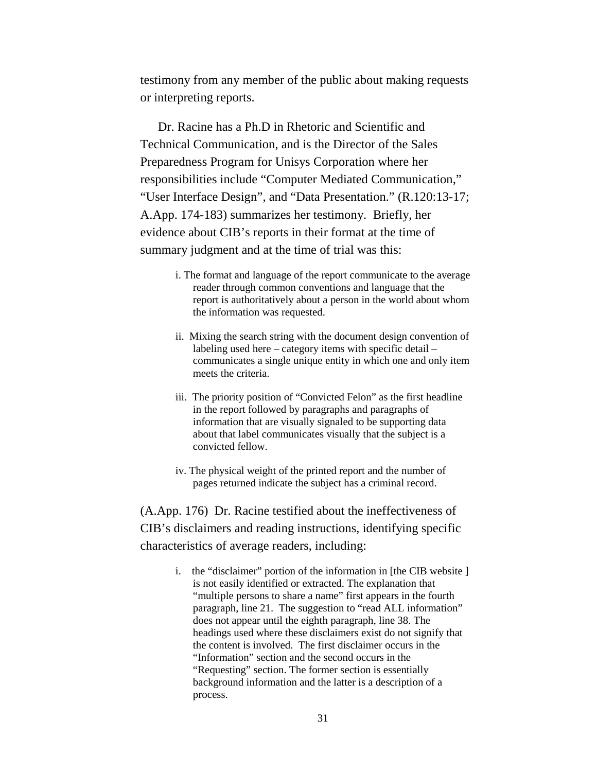testimony from any member of the public about making requests or interpreting reports.

Dr. Racine has a Ph.D in Rhetoric and Scientific and Technical Communication, and is the Director of the Sales Preparedness Program for Unisys Corporation where her responsibilities include "Computer Mediated Communication," "User Interface Design", and "Data Presentation." (R.120:13-17; A.App. 174-183) summarizes her testimony. Briefly, her evidence about CIB's reports in their format at the time of summary judgment and at the time of trial was this:

> i. The format and language of the report communicate to the average reader through common conventions and language that the report is authoritatively about a person in the world about whom the information was requested.
>
> ii. Mixing the search string with the document design convention of labeling used here – category items with specific detail – communicates a single unique entity in which one and only item meets the criteria.
>
> iii. The priority position of "Convicted Felon" as the first headline in the report followed by paragraphs and paragraphs of information that are visually signaled to be supporting data about that label communicates visually that the subject is a convicted fellow.
>
> iv. The physical weight of the printed report and the number of pages returned indicate the subject has a criminal record.

(A.App. 176) Dr. Racine testified about the ineffectiveness of CIB's disclaimers and reading instructions, identifying specific characteristics of average readers, including:

> i. the "disclaimer" portion of the information in [the CIB website ] is not easily identified or extracted. The explanation that "multiple persons to share a name" first appears in the fourth paragraph, line 21. The suggestion to "read ALL information" does not appear until the eighth paragraph, line 38. The headings used where these disclaimers exist do not signify that the content is involved. The first disclaimer occurs in the "Information" section and the second occurs in the "Requesting" section. The former section is essentially background information and the latter is a description of a process.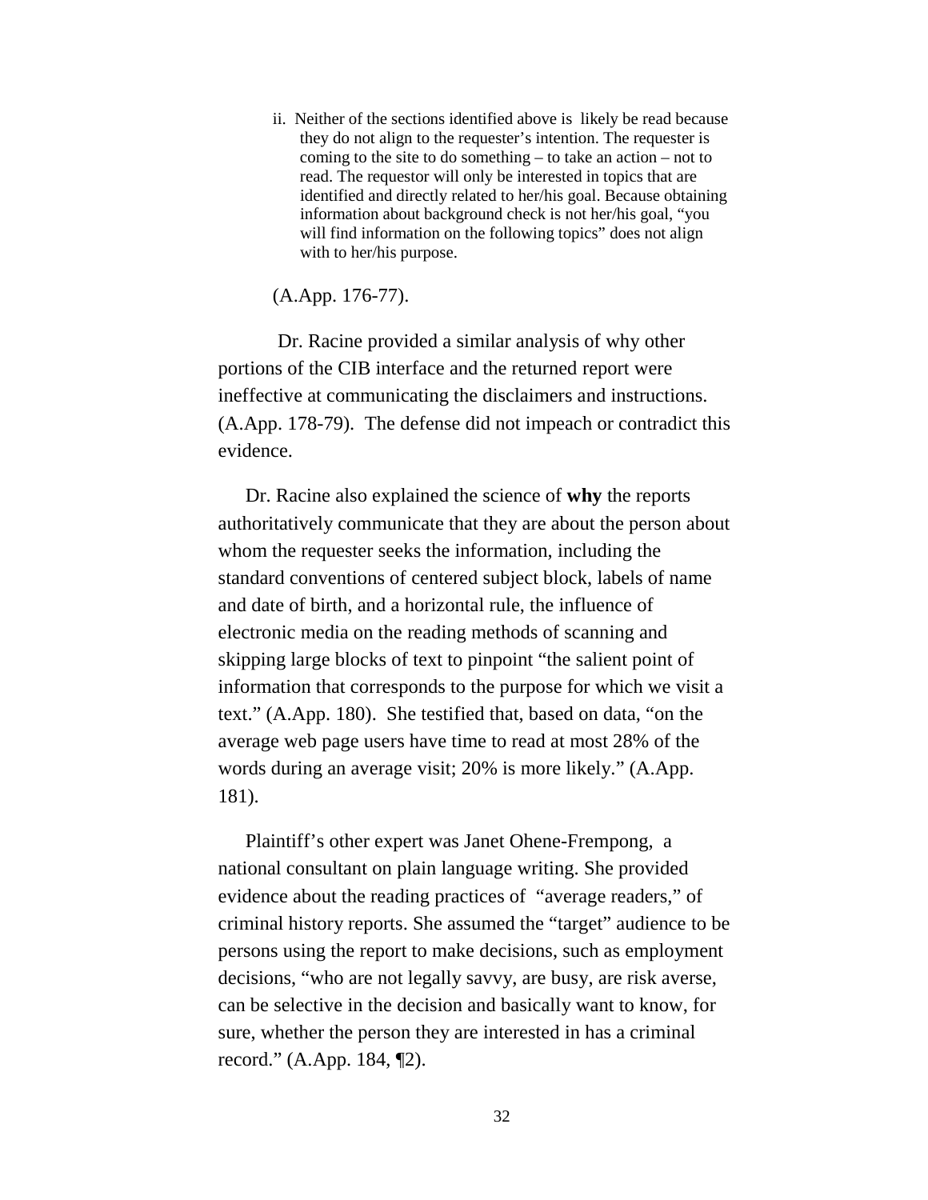> ii. Neither of the sections identified above is likely be read because they do not align to the requester's intention. The requester is coming to the site to do something – to take an action – not to read. The requestor will only be interested in topics that are identified and directly related to her/his goal. Because obtaining information about background check is not her/his goal, "you will find information on the following topics" does not align with to her/his purpose.

(A.App. 176-77).

Dr. Racine provided a similar analysis of why other portions of the CIB interface and the returned report were ineffective at communicating the disclaimers and instructions. (A.App. 178-79). The defense did not impeach or contradict this evidence.

Dr. Racine also explained the science of **why** the reports authoritatively communicate that they are about the person about whom the requester seeks the information, including the standard conventions of centered subject block, labels of name and date of birth, and a horizontal rule, the influence of electronic media on the reading methods of scanning and skipping large blocks of text to pinpoint "the salient point of information that corresponds to the purpose for which we visit a text." (A.App. 180). She testified that, based on data, "on the average web page users have time to read at most 28% of the words during an average visit; 20% is more likely." (A.App. 181).

Plaintiff's other expert was Janet Ohene-Frempong, a national consultant on plain language writing. She provided evidence about the reading practices of "average readers," of criminal history reports. She assumed the "target" audience to be persons using the report to make decisions, such as employment decisions, "who are not legally savvy, are busy, are risk averse, can be selective in the decision and basically want to know, for sure, whether the person they are interested in has a criminal record." (A.App. 184, ¶2).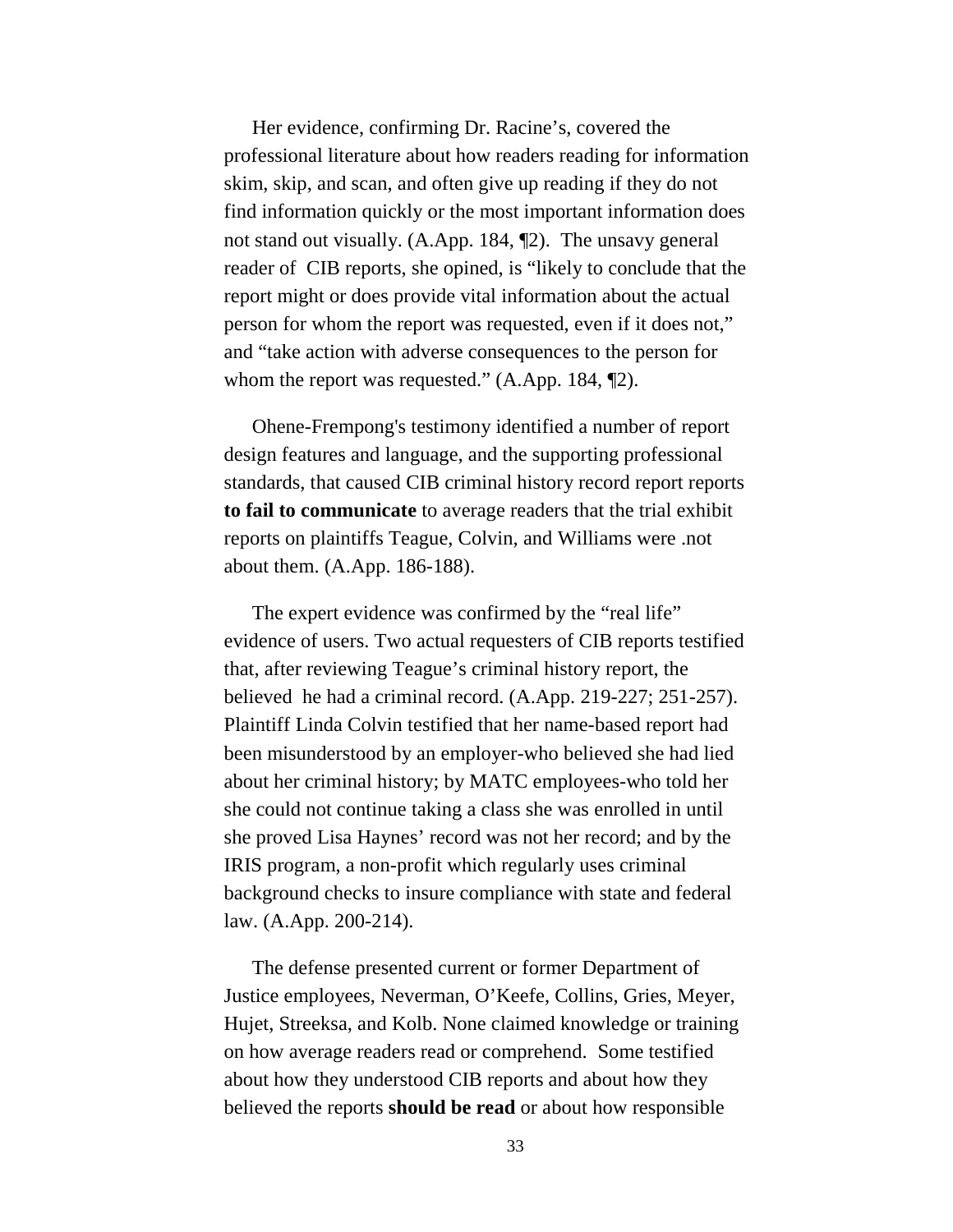Her evidence, confirming Dr. Racine's, covered the professional literature about how readers reading for information skim, skip, and scan, and often give up reading if they do not find information quickly or the most important information does not stand out visually. (A.App. 184, ¶2). The unsavy general reader of CIB reports, she opined, is "likely to conclude that the report might or does provide vital information about the actual person for whom the report was requested, even if it does not," and "take action with adverse consequences to the person for whom the report was requested." (A.App. 184, ¶2).

Ohene-Frempong's testimony identified a number of report design features and language, and the supporting professional standards, that caused CIB criminal history record report reports **to fail to communicate** to average readers that the trial exhibit reports on plaintiffs Teague, Colvin, and Williams were .not about them. (A.App. 186-188).

The expert evidence was confirmed by the "real life" evidence of users. Two actual requesters of CIB reports testified that, after reviewing Teague's criminal history report, the believed he had a criminal record. (A.App. 219-227; 251-257). Plaintiff Linda Colvin testified that her name-based report had been misunderstood by an employer-who believed she had lied about her criminal history; by MATC employees-who told her she could not continue taking a class she was enrolled in until she proved Lisa Haynes' record was not her record; and by the IRIS program, a non-profit which regularly uses criminal background checks to insure compliance with state and federal law. (A.App. 200-214).

The defense presented current or former Department of Justice employees, Neverman, O'Keefe, Collins, Gries, Meyer, Hujet, Streeksa, and Kolb. None claimed knowledge or training on how average readers read or comprehend. Some testified about how they understood CIB reports and about how they believed the reports **should be read** or about how responsible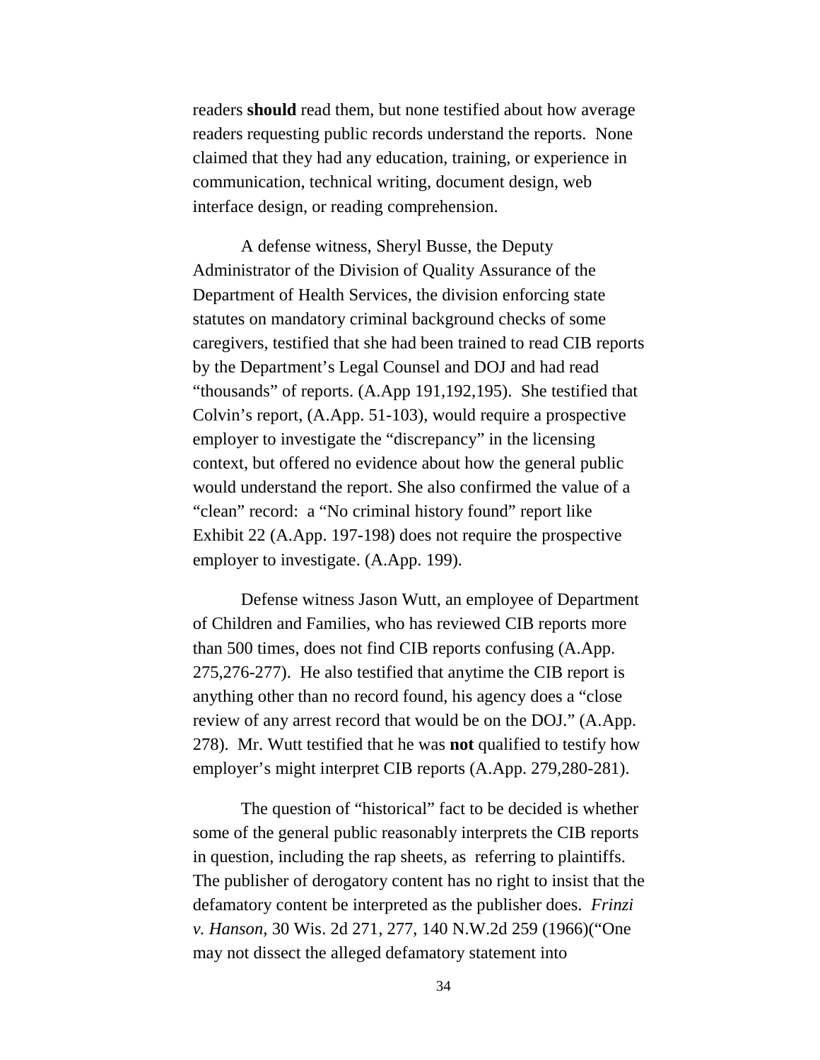readers **should** read them, but none testified about how average readers requesting public records understand the reports. None claimed that they had any education, training, or experience in communication, technical writing, document design, web interface design, or reading comprehension.

A defense witness, Sheryl Busse, the Deputy Administrator of the Division of Quality Assurance of the Department of Health Services, the division enforcing state statutes on mandatory criminal background checks of some caregivers, testified that she had been trained to read CIB reports by the Department's Legal Counsel and DOJ and had read "thousands" of reports. (A.App 191,192,195). She testified that Colvin's report, (A.App. 51-103), would require a prospective employer to investigate the "discrepancy" in the licensing context, but offered no evidence about how the general public would understand the report. She also confirmed the value of a "clean" record: a "No criminal history found" report like Exhibit 22 (A.App. 197-198) does not require the prospective employer to investigate. (A.App. 199).

Defense witness Jason Wutt, an employee of Department of Children and Families, who has reviewed CIB reports more than 500 times, does not find CIB reports confusing (A.App. 275,276-277). He also testified that anytime the CIB report is anything other than no record found, his agency does a "close review of any arrest record that would be on the DOJ." (A.App. 278). Mr. Wutt testified that he was **not** qualified to testify how employer's might interpret CIB reports (A.App. 279,280-281).

The question of "historical" fact to be decided is whether some of the general public reasonably interprets the CIB reports in question, including the rap sheets, as referring to plaintiffs. The publisher of derogatory content has no right to insist that the defamatory content be interpreted as the publisher does. *Frinzi v. Hanson*, 30 Wis. 2d 271, 277, 140 N.W.2d 259 (1966)("One may not dissect the alleged defamatory statement into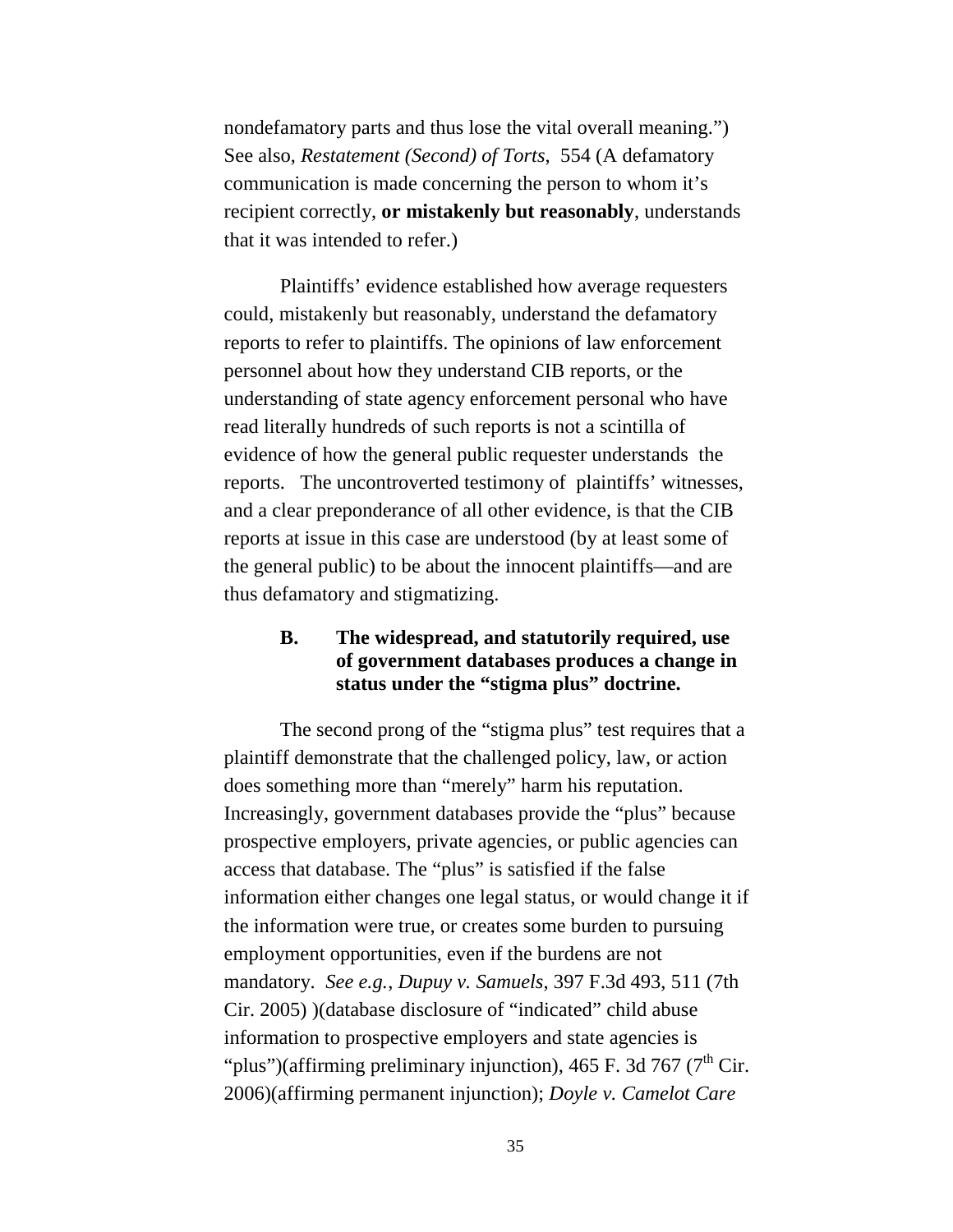nondefamatory parts and thus lose the vital overall meaning.") See also, *Restatement (Second) of Torts*, 554 (A defamatory communication is made concerning the person to whom it's recipient correctly, **or mistakenly but reasonably**, understands that it was intended to refer.)

Plaintiffs' evidence established how average requesters could, mistakenly but reasonably, understand the defamatory reports to refer to plaintiffs. The opinions of law enforcement personnel about how they understand CIB reports, or the understanding of state agency enforcement personal who have read literally hundreds of such reports is not a scintilla of evidence of how the general public requester understands the reports. The uncontroverted testimony of plaintiffs' witnesses, and a clear preponderance of all other evidence, is that the CIB reports at issue in this case are understood (by at least some of the general public) to be about the innocent plaintiffs—and are thus defamatory and stigmatizing.

### B. The widespread, and statutorily required, use of government databases produces a change in status under the "stigma plus" doctrine.

The second prong of the "stigma plus" test requires that a plaintiff demonstrate that the challenged policy, law, or action does something more than "merely" harm his reputation. Increasingly, government databases provide the "plus" because prospective employers, private agencies, or public agencies can access that database. The "plus" is satisfied if the false information either changes one legal status, or would change it if the information were true, or creates some burden to pursuing employment opportunities, even if the burdens are not mandatory. *See e.g.*, *Dupuy v. Samuels*, 397 F.3d 493, 511 (7th Cir. 2005) )(database disclosure of "indicated" child abuse information to prospective employers and state agencies is "plus")(affirming preliminary injunction), 465 F. 3d 767 (7th Cir. 2006)(affirming permanent injunction); *Doyle v. Camelot Care*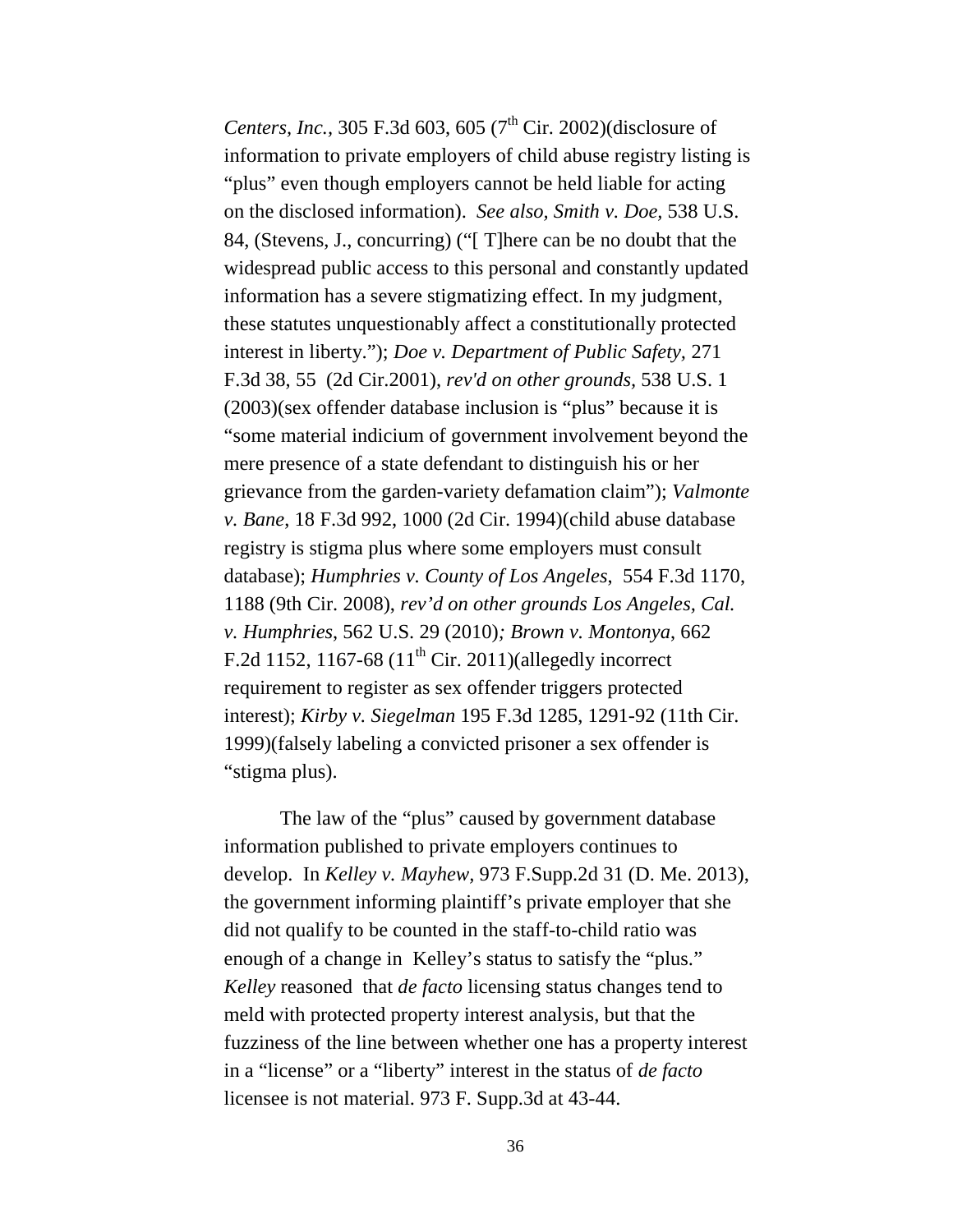*Centers, Inc.*, 305 F.3d 603, 605 (7th Cir. 2002)(disclosure of information to private employers of child abuse registry listing is "plus" even though employers cannot be held liable for acting on the disclosed information). *See also, Smith v. Doe*, 538 U.S. 84, (Stevens, J., concurring) ("[ T]here can be no doubt that the widespread public access to this personal and constantly updated information has a severe stigmatizing effect. In my judgment, these statutes unquestionably affect a constitutionally protected interest in liberty."); *Doe v. Department of Public Safety*, 271 F.3d 38, 55 (2d Cir.2001), *rev'd on other grounds*, 538 U.S. 1 (2003)(sex offender database inclusion is "plus" because it is "some material indicium of government involvement beyond the mere presence of a state defendant to distinguish his or her grievance from the garden-variety defamation claim"); *Valmonte v. Bane*, 18 F.3d 992, 1000 (2d Cir. 1994)(child abuse database registry is stigma plus where some employers must consult database); *Humphries v. County of Los Angeles*, 554 F.3d 1170, 1188 (9th Cir. 2008), *rev'd on other grounds Los Angeles, Cal. v. Humphries*, 562 U.S. 29 (2010)*; Brown v. Montonya*, 662 F.2d 1152, 1167-68 (11th Cir. 2011)(allegedly incorrect requirement to register as sex offender triggers protected interest); *Kirby v. Siegelman* 195 F.3d 1285, 1291-92 (11th Cir. 1999)(falsely labeling a convicted prisoner a sex offender is "stigma plus).

The law of the "plus" caused by government database information published to private employers continues to develop. In *Kelley v. Mayhew*, 973 F.Supp.2d 31 (D. Me. 2013), the government informing plaintiff's private employer that she did not qualify to be counted in the staff-to-child ratio was enough of a change in Kelley's status to satisfy the "plus." *Kelley* reasoned that *de facto* licensing status changes tend to meld with protected property interest analysis, but that the fuzziness of the line between whether one has a property interest in a "license" or a "liberty" interest in the status of *de facto* licensee is not material. 973 F. Supp.3d at 43-44.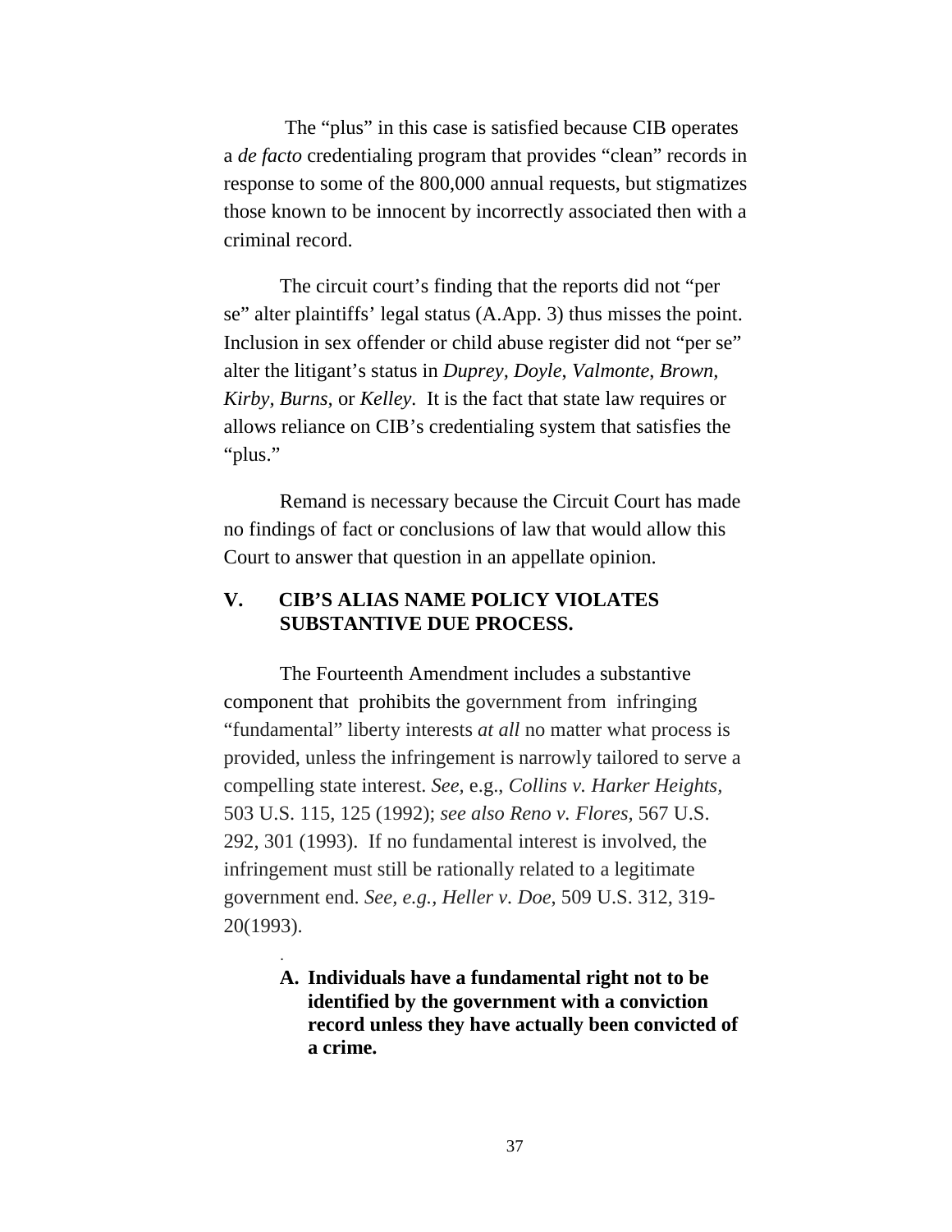The "plus" in this case is satisfied because CIB operates a *de facto* credentialing program that provides "clean" records in response to some of the 800,000 annual requests, but stigmatizes those known to be innocent by incorrectly associated then with a criminal record.

The circuit court's finding that the reports did not "per se" alter plaintiffs' legal status (A.App. 3) thus misses the point. Inclusion in sex offender or child abuse register did not "per se" alter the litigant's status in *Duprey, Doyle, Valmonte, Brown, Kirby, Burns,* or *Kelley*. It is the fact that state law requires or allows reliance on CIB's credentialing system that satisfies the "plus."

Remand is necessary because the Circuit Court has made no findings of fact or conclusions of law that would allow this Court to answer that question in an appellate opinion.

## V. CIB'S ALIAS NAME POLICY VIOLATES SUBSTANTIVE DUE PROCESS.

The Fourteenth Amendment includes a substantive component that prohibits the government from infringing "fundamental" liberty interests *at all* no matter what process is provided, unless the infringement is narrowly tailored to serve a compelling state interest. *See*, e.g., *Collins v. Harker Heights*, 503 U.S. 115, 125 (1992); *see also Reno v. Flores*, 567 U.S. 292, 301 (1993). If no fundamental interest is involved, the infringement must still be rationally related to a legitimate government end. *See, e.g., Heller v. Doe*, 509 U.S. 312, 319-20(1993).

### A. Individuals have a fundamental right not to be identified by the government with a conviction record unless they have actually been convicted of a crime.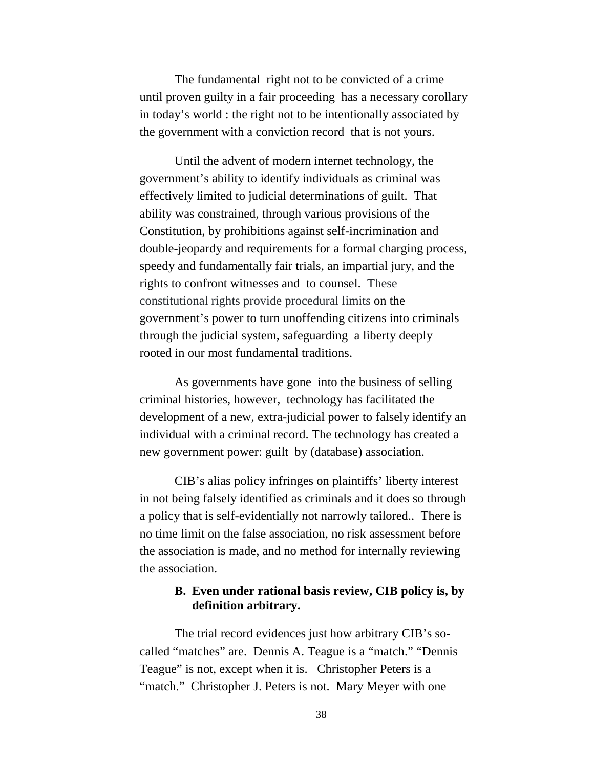The fundamental right not to be convicted of a crime until proven guilty in a fair proceeding has a necessary corollary in today's world : the right not to be intentionally associated by the government with a conviction record that is not yours.

Until the advent of modern internet technology, the government's ability to identify individuals as criminal was effectively limited to judicial determinations of guilt. That ability was constrained, through various provisions of the Constitution, by prohibitions against self-incrimination and double-jeopardy and requirements for a formal charging process, speedy and fundamentally fair trials, an impartial jury, and the rights to confront witnesses and to counsel. These constitutional rights provide procedural limits on the government's power to turn unoffending citizens into criminals through the judicial system, safeguarding a liberty deeply rooted in our most fundamental traditions.

As governments have gone into the business of selling criminal histories, however, technology has facilitated the development of a new, extra-judicial power to falsely identify an individual with a criminal record. The technology has created a new government power: guilt by (database) association.

CIB's alias policy infringes on plaintiffs' liberty interest in not being falsely identified as criminals and it does so through a policy that is self-evidentially not narrowly tailored.. There is no time limit on the false association, no risk assessment before the association is made, and no method for internally reviewing the association.

### B. Even under rational basis review, CIB policy is, by definition arbitrary.

The trial record evidences just how arbitrary CIB's so-called "matches" are. Dennis A. Teague is a "match." "Dennis Teague" is not, except when it is. Christopher Peters is a "match." Christopher J. Peters is not. Mary Meyer with one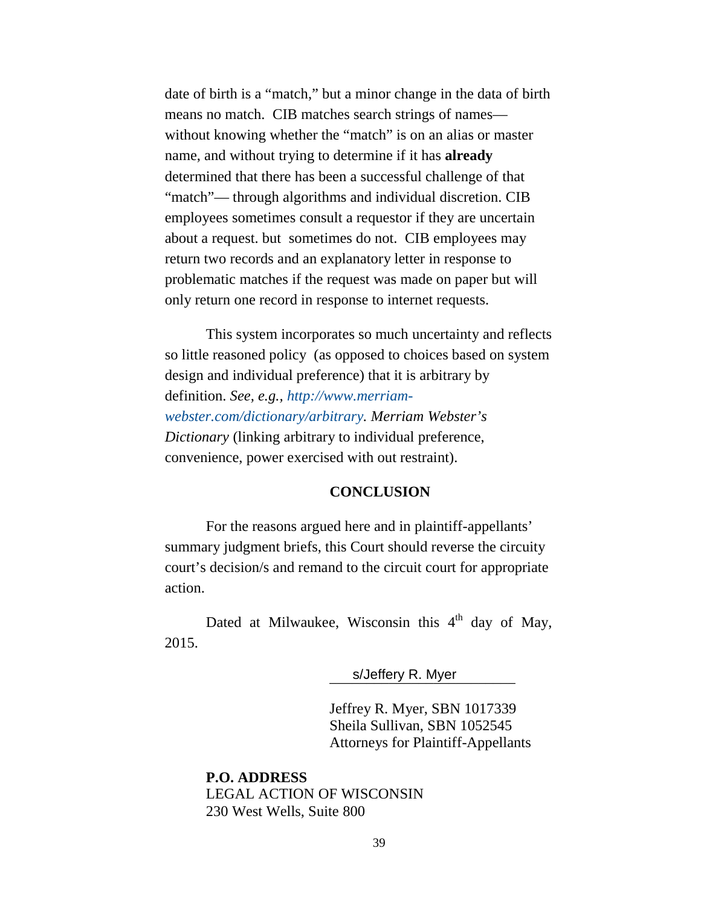date of birth is a "match," but a minor change in the data of birth means no match. CIB matches search strings of names—without knowing whether the "match" is on an alias or master name, and without trying to determine if it has **already** determined that there has been a successful challenge of that "match"— through algorithms and individual discretion. CIB employees sometimes consult a requestor if they are uncertain about a request. but sometimes do not. CIB employees may return two records and an explanatory letter in response to problematic matches if the request was made on paper but will only return one record in response to internet requests.

This system incorporates so much uncertainty and reflects so little reasoned policy (as opposed to choices based on system design and individual preference) that it is arbitrary by definition. *See, e.g.*, *http://www.merriam-webster.com/dictionary/arbitrary. Merriam Webster's Dictionary* (linking arbitrary to individual preference, convenience, power exercised with out restraint).

## CONCLUSION

For the reasons argued here and in plaintiff-appellants' summary judgment briefs, this Court should reverse the circuity court's decision/s and remand to the circuit court for appropriate action.

Dated at Milwaukee, Wisconsin this 4th day of May, 2015.

s/Jeffery R. Myer

Jeffrey R. Myer, SBN 1017339
Sheila Sullivan, SBN 1052545
Attorneys for Plaintiff-Appellants

**P.O. ADDRESS**
LEGAL ACTION OF WISCONSIN
230 West Wells, Suite 800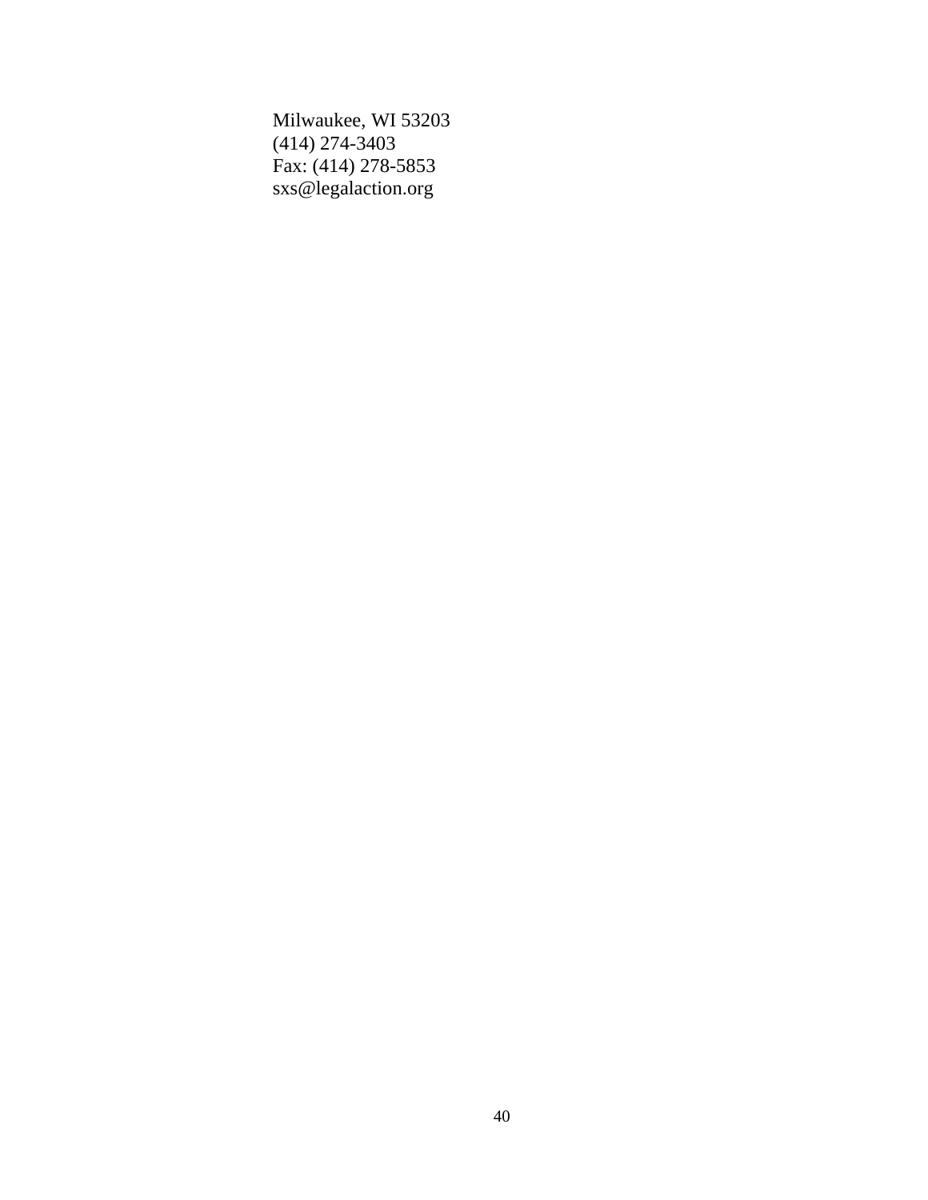Milwaukee, WI 53203
(414) 274-3403
Fax: (414) 278-5853
sxs@legalaction.org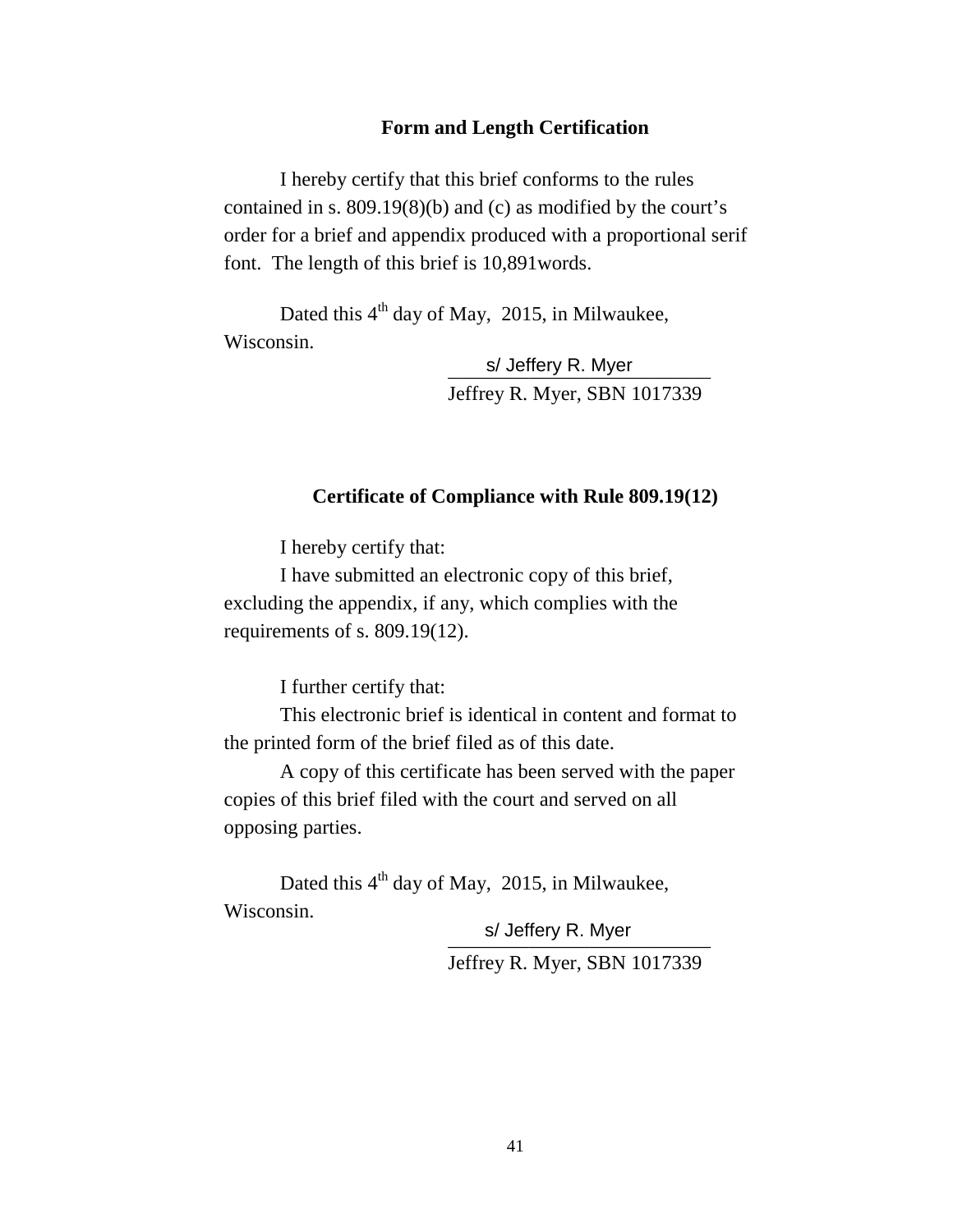## Form and Length Certification

I hereby certify that this brief conforms to the rules contained in s. 809.19(8)(b) and (c) as modified by the court's order for a brief and appendix produced with a proportional serif font. The length of this brief is 10,891words.

Dated this 4th day of May, 2015, in Milwaukee, Wisconsin.

s/ Jeffery R. Myer
Jeffrey R. Myer, SBN 1017339

## Certificate of Compliance with Rule 809.19(12)

I hereby certify that:

I have submitted an electronic copy of this brief, excluding the appendix, if any, which complies with the requirements of s. 809.19(12).

I further certify that:

This electronic brief is identical in content and format to the printed form of the brief filed as of this date.

A copy of this certificate has been served with the paper copies of this brief filed with the court and served on all opposing parties.

Dated this 4th day of May, 2015, in Milwaukee, Wisconsin.

s/ Jeffery R. Myer
Jeffrey R. Myer, SBN 1017339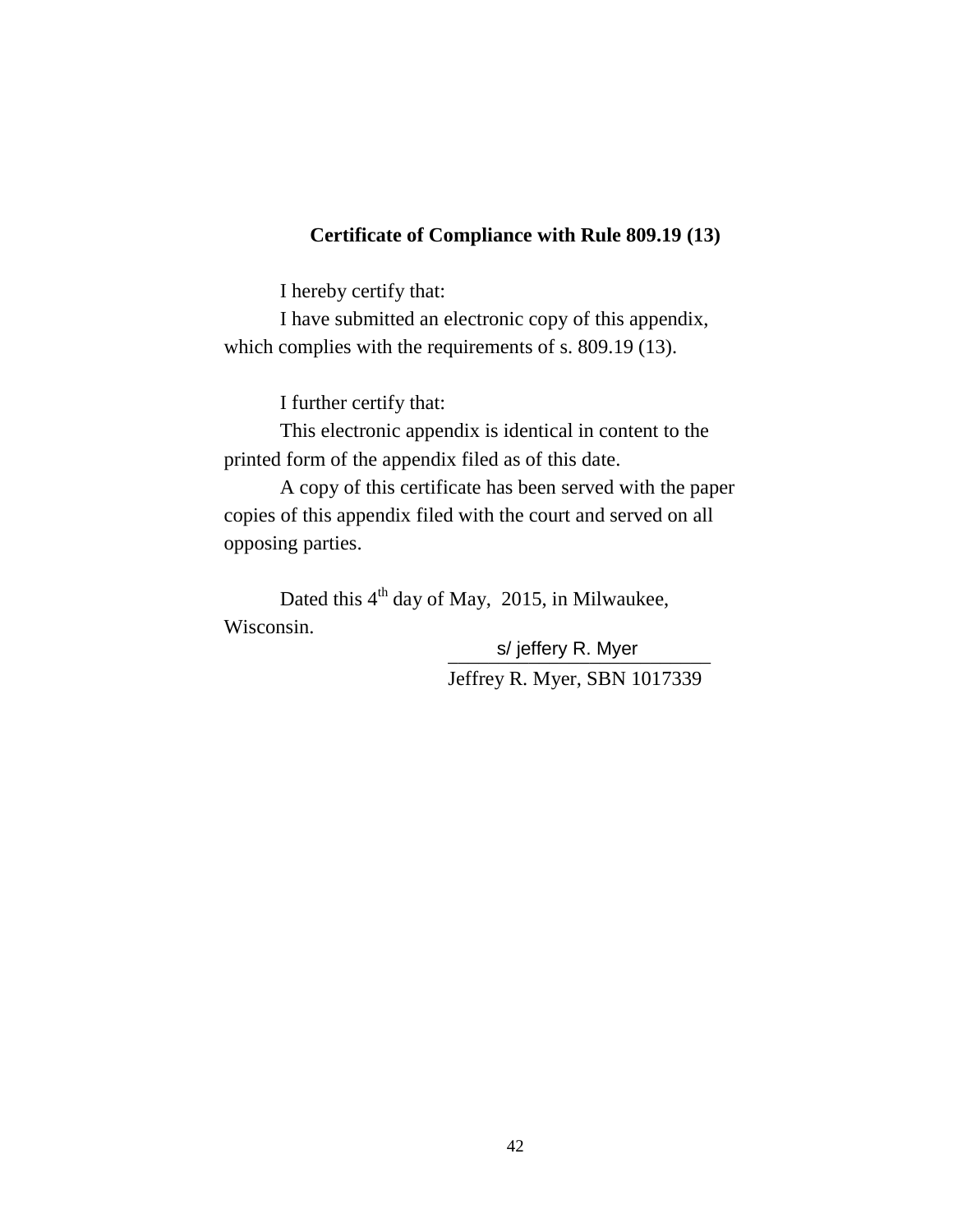**Certificate of Compliance with Rule 809.19 (13)**

I hereby certify that:

I have submitted an electronic copy of this appendix, which complies with the requirements of s. 809.19 (13).

I further certify that:

This electronic appendix is identical in content to the printed form of the appendix filed as of this date.

A copy of this certificate has been served with the paper copies of this appendix filed with the court and served on all opposing parties.

Dated this 4th day of May, 2015, in Milwaukee, Wisconsin.

s/ jeffery R. Myer

Jeffrey R. Myer, SBN 1017339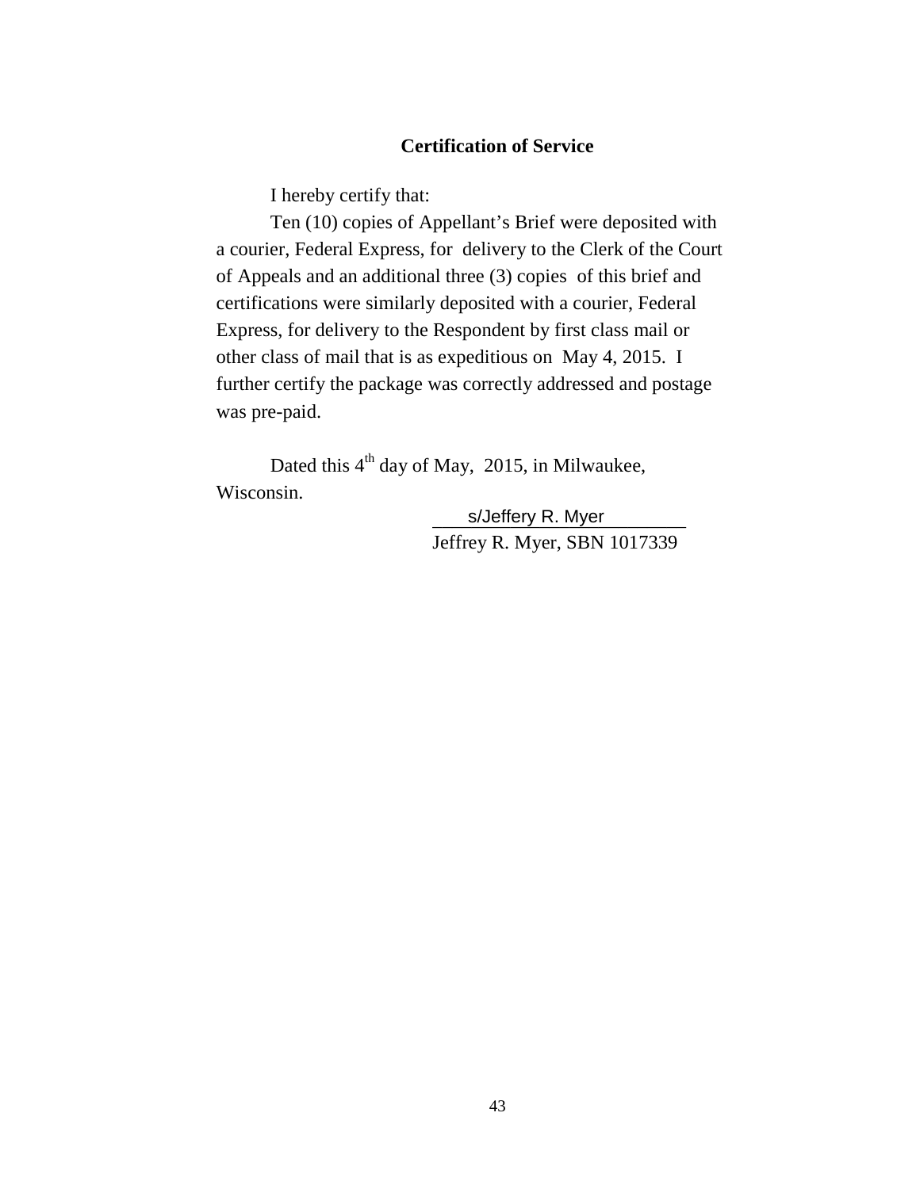## Certification of Service

I hereby certify that:

Ten (10) copies of Appellant's Brief were deposited with a courier, Federal Express, for delivery to the Clerk of the Court of Appeals and an additional three (3) copies of this brief and certifications were similarly deposited with a courier, Federal Express, for delivery to the Respondent by first class mail or other class of mail that is as expeditious on May 4, 2015. I further certify the package was correctly addressed and postage was pre-paid.

Dated this 4th day of May, 2015, in Milwaukee, Wisconsin.

s/Jeffery R. Myer
Jeffrey R. Myer, SBN 1017339